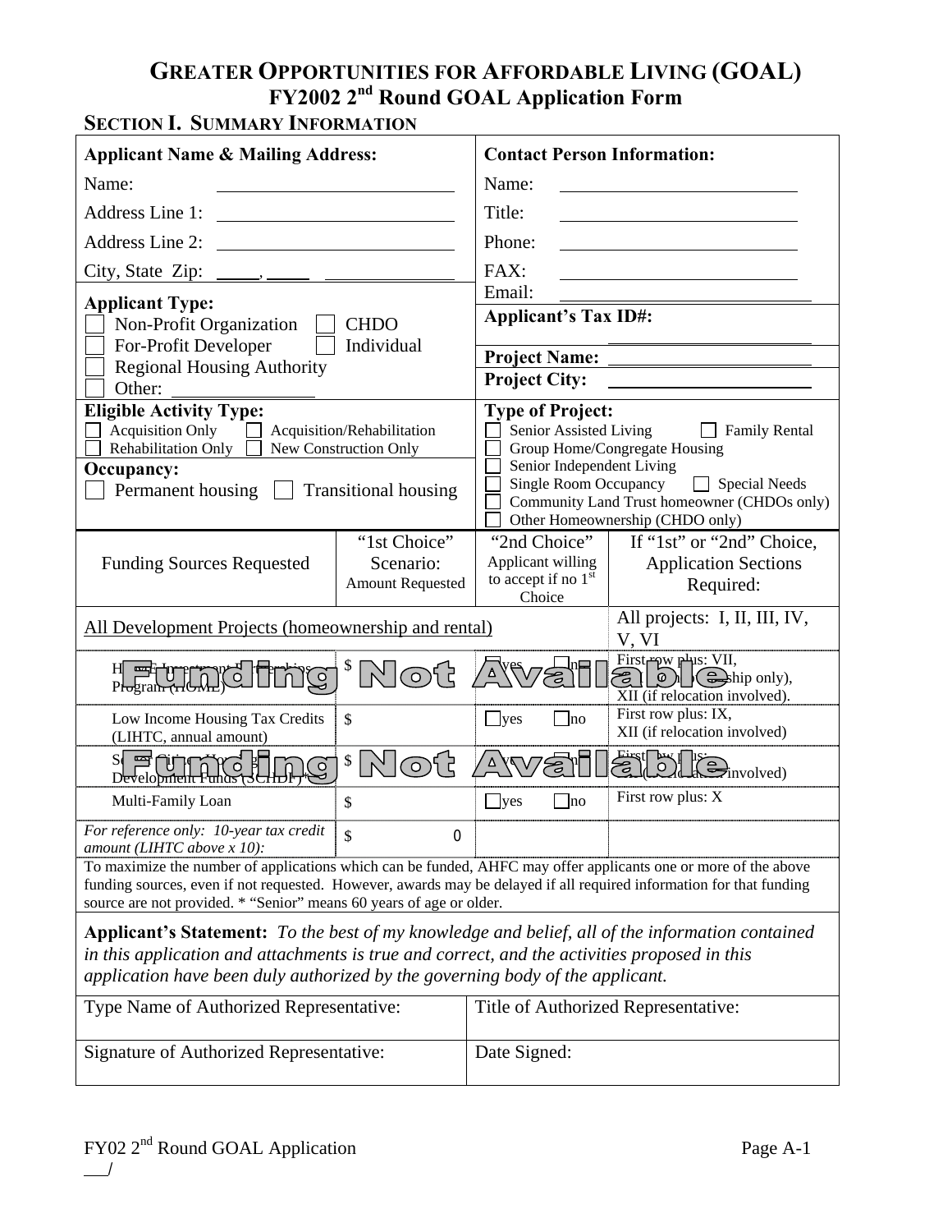# GREATER OPPORTUNITIES FOR AFFORDABLE LIVING (GOAL)

## FY2002 2nd Round GOAL Application Form

### SECTION I. SUMMARY INFORMATION

| **Applicant Name & Mailing Address:** | **Contact Person Information:** |
|---|---|
| Name: ______ | Name: ______ |
| Address Line 1: ______ | Title: ______ |
| Address Line 2: ______ | Phone: ______ |
| City, State Zip: ____, ____ ______ | FAX: ______ |
| **Applicant Type:** ☐ Non-Profit Organization ☐ CHDO ☐ For-Profit Developer ☐ Individual ☐ Regional Housing Authority ☐ Other: ______ | Email: ______ **Applicant's Tax ID#:** ______ **Project Name:** ______ **Project City:** ______ |
| **Eligible Activity Type:** ☐ Acquisition Only ☐ Acquisition/Rehabilitation ☐ Rehabilitation Only ☐ New Construction Only **Occupancy:** ☐ Permanent housing ☐ Transitional housing | **Type of Project:** ☐ Senior Assisted Living ☐ Family Rental ☐ Group Home/Congregate Housing ☐ Senior Independent Living ☐ Single Room Occupancy ☐ Special Needs ☐ Community Land Trust homeowner (CHDOs only) ☐ Other Homeownership (CHDO only) |

| Funding Sources Requested | "1st Choice" Scenario: Amount Requested | "2nd Choice" Applicant willing to accept if no 1st Choice | If "1st" or "2nd" Choice, Application Sections Required: |
|---|---|---|---|
| All Development Projects (homeownership and rental) | | | All projects: I, II, III, IV, V, VI |
| HOME Investment Partnerships Program (HOME) — **Funding Not Available** | $ | ☐yes ☐no | First row plus: VII, … (homeownership only), XII (if relocation involved). |
| Low Income Housing Tax Credits (LIHTC, annual amount) | $ | ☐yes ☐no | First row plus: IX, XII (if relocation involved) |
| Senior Citizen Housing Development Funds (SCHDF)* — **Funding Not Available** | $ | ☐yes ☐no | First row plus: … (if relocation involved) |
| Multi-Family Loan | $ | ☐yes ☐no | First row plus: X |
| *For reference only: 10-year tax credit amount (LIHTC above x 10):* | $ 0 | | |

To maximize the number of applications which can be funded, AHFC may offer applicants one or more of the above funding sources, even if not requested. However, awards may be delayed if all required information for that funding source are not provided. * "Senior" means 60 years of age or older.

**Applicant's Statement:** *To the best of my knowledge and belief, all of the information contained in this application and attachments is true and correct, and the activities proposed in this application have been duly authorized by the governing body of the applicant.*

| Type Name of Authorized Representative: | Title of Authorized Representative: |
|---|---|
| Signature of Authorized Representative: | Date Signed: |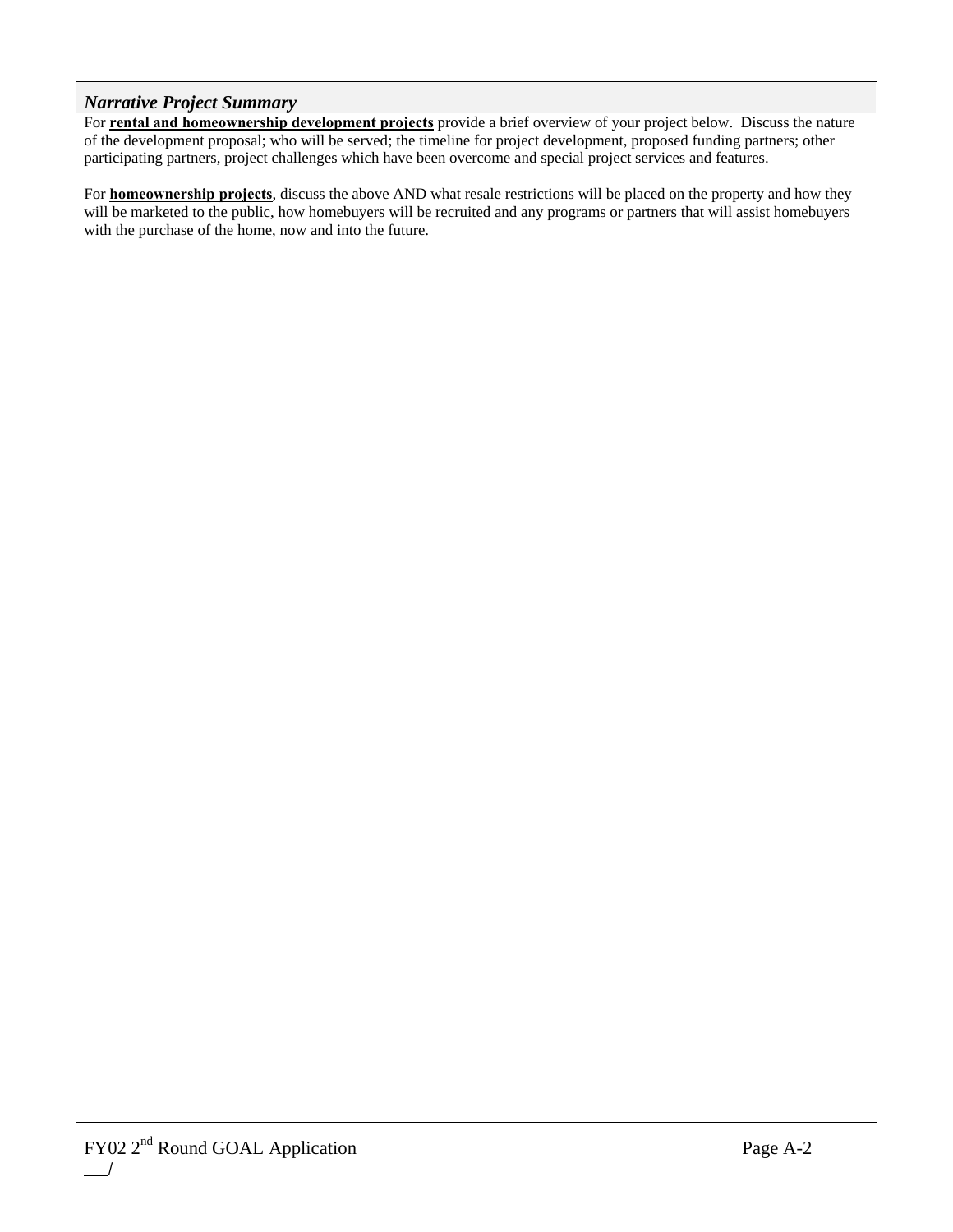### *Narrative Project Summary*

For **rental and homeownership development projects** provide a brief overview of your project below. Discuss the nature of the development proposal; who will be served; the timeline for project development, proposed funding partners; other participating partners, project challenges which have been overcome and special project services and features.

For **homeownership projects**, discuss the above AND what resale restrictions will be placed on the property and how they will be marketed to the public, how homebuyers will be recruited and any programs or partners that will assist homebuyers with the purchase of the home, now and into the future.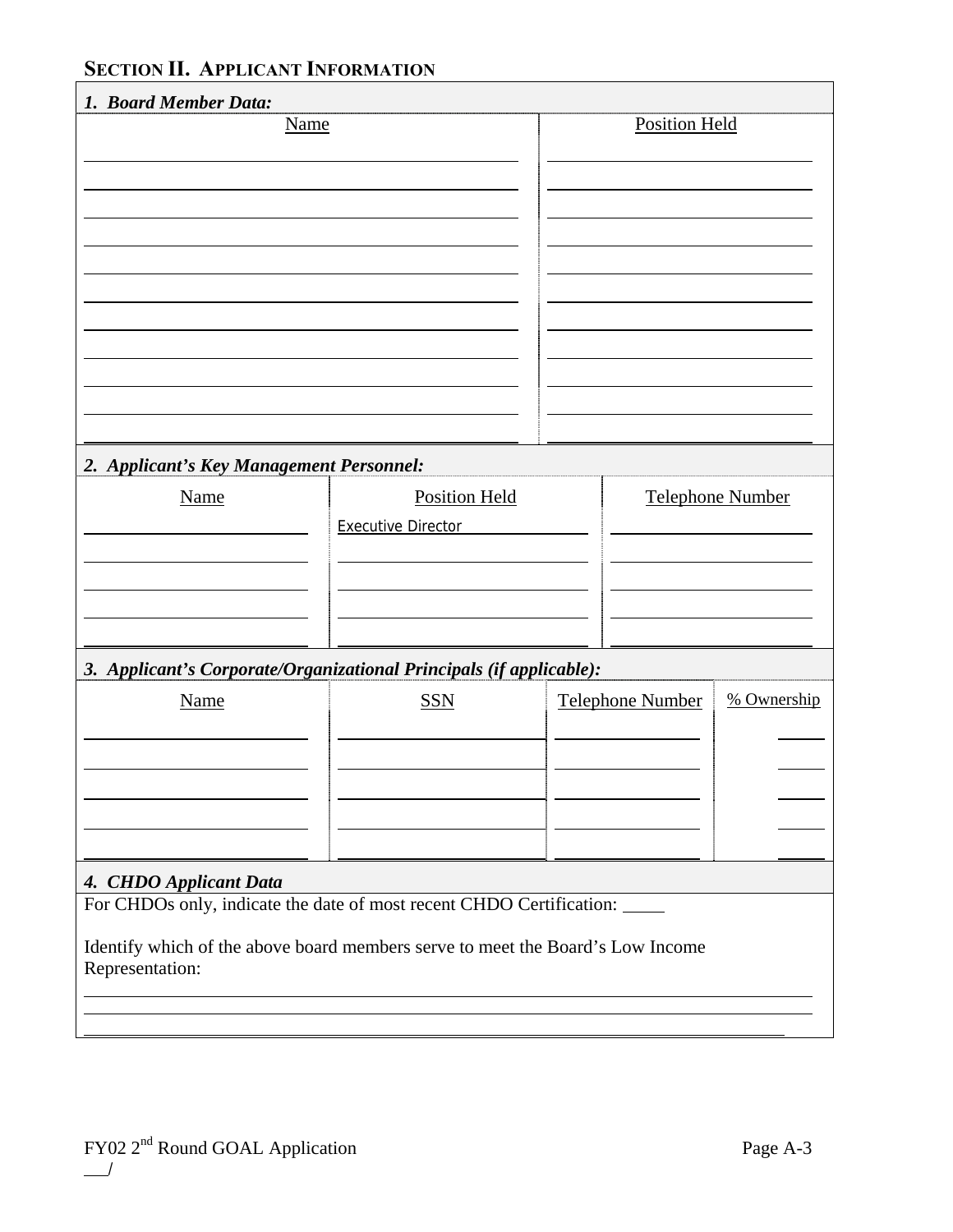## SECTION II. APPLICANT INFORMATION

***1. Board Member Data:***

| Name | Position Held |
|---|---|
| | |
| | |
| | |
| | |
| | |
| | |
| | |
| | |
| | |
| | |
| | |

***2. Applicant's Key Management Personnel:***

| Name | Position Held | Telephone Number |
|---|---|---|
| | Executive Director | |
| | | |
| | | |
| | | |
| | | |

***3. Applicant's Corporate/Organizational Principals (if applicable):***

| Name | SSN | Telephone Number | % Ownership |
|---|---|---|---|
| | | | |
| | | | |
| | | | |
| | | | |
| | | | |

***4. CHDO Applicant Data***

For CHDOs only, indicate the date of most recent CHDO Certification: ____

Identify which of the above board members serve to meet the Board's Low Income Representation:

______________________________________________________________________

______________________________________________________________________

______________________________________________________________________

FY02 2nd Round GOAL Application

__/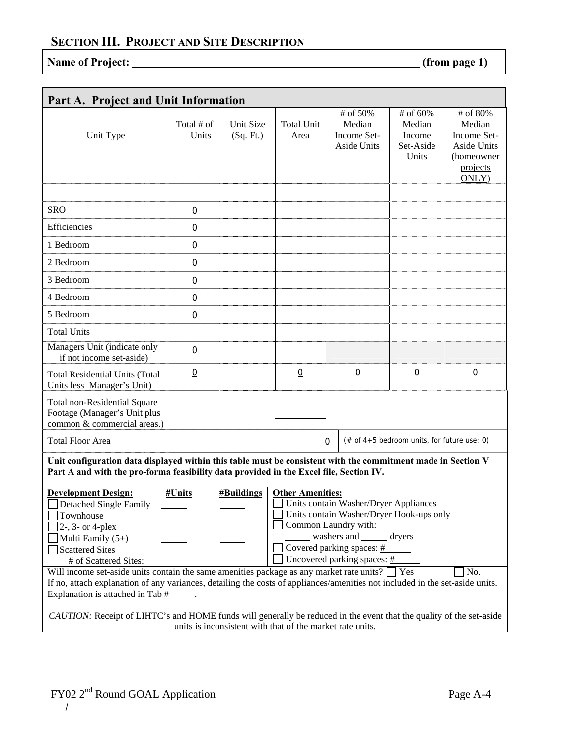## SECTION III. PROJECT AND SITE DESCRIPTION

**Name of Project:** ______________________________ **(from page 1)**

### Part A. Project and Unit Information

| Unit Type | Total # of Units | Unit Size (Sq. Ft.) | Total Unit Area | # of 50% Median Income Set-Aside Units | # of 60% Median Income Set-Aside Units | # of 80% Median Income Set-Aside Units (homeowner projects ONLY) |
|---|---|---|---|---|---|---|
| | | | | | | |
| SRO | 0 | | | | | |
| Efficiencies | 0 | | | | | |
| 1 Bedroom | 0 | | | | | |
| 2 Bedroom | 0 | | | | | |
| 3 Bedroom | 0 | | | | | |
| 4 Bedroom | 0 | | | | | |
| 5 Bedroom | 0 | | | | | |
| Total Units | | | | | | |
| Managers Unit (indicate only if not income set-aside) | 0 | | | | | |
| Total Residential Units (Total Units less Manager's Unit) | 0 | | 0 | 0 | 0 | 0 |
| Total non-Residential Square Footage (Manager's Unit plus common & commercial areas.) | | | ______ | | | |
| Total Floor Area | | | 0 | (# of 4+5 bedroom units, for future use: 0) | | |

**Unit configuration data displayed within this table must be consistent with the commitment made in Section V Part A and with the pro-forma feasibility data provided in the Excel file, Section IV.**

| **Development Design:** | **#Units** | **#Buildings** |
|---|---|---|
| ☐ Detached Single Family | _____ | _____ |
| ☐ Townhouse | _____ | _____ |
| ☐ 2-, 3- or 4-plex | _____ | _____ |
| ☐ Multi Family (5+) | _____ | _____ |
| ☐ Scattered Sites | _____ | _____ |
| # of Scattered Sites: _____ | | |

**Other Amenities:**

- ☐ Units contain Washer/Dryer Appliances
- ☐ Units contain Washer/Dryer Hook-ups only
- ☐ Common Laundry with:
  _____ washers and _____ dryers
- ☐ Covered parking spaces: # _____
- ☐ Uncovered parking spaces: # _____

Will income set-aside units contain the same amenities package as any market rate units? ☐ Yes ☐ No.
If no, attach explanation of any variances, detailing the costs of appliances/amenities not included in the set-aside units. Explanation is attached in Tab # _____.

*CAUTION:* Receipt of LIHTC's and HOME funds will generally be reduced in the event that the quality of the set-aside units is inconsistent with that of the market rate units.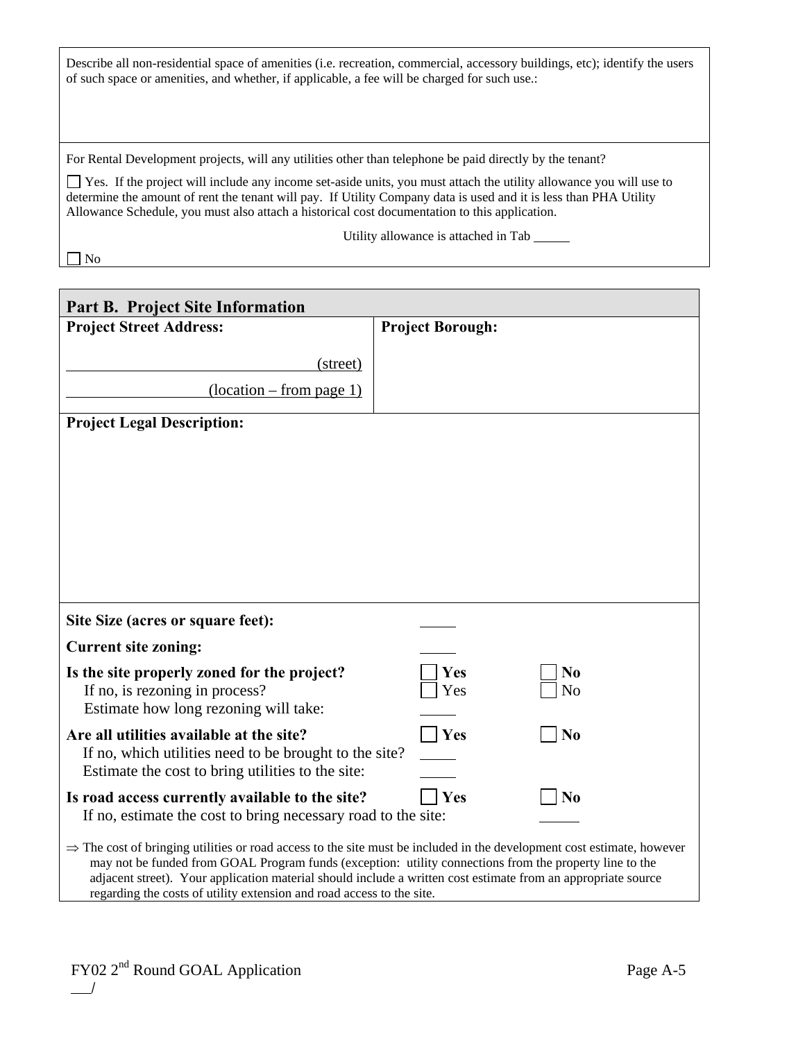Describe all non-residential space of amenities (i.e. recreation, commercial, accessory buildings, etc); identify the users of such space or amenities, and whether, if applicable, a fee will be charged for such use.:

For Rental Development projects, will any utilities other than telephone be paid directly by the tenant?

☐ Yes. If the project will include any income set-aside units, you must attach the utility allowance you will use to determine the amount of rent the tenant will pay. If Utility Company data is used and it is less than PHA Utility Allowance Schedule, you must also attach a historical cost documentation to this application.

Utility allowance is attached in Tab ______

☐ No

## Part B. Project Site Information

**Project Street Address:**

______________________ (street)

______________________ (location – from page 1)

**Project Borough:**

**Project Legal Description:**

**Site Size (acres or square feet):** ______

**Current site zoning:** ______

**Is the site properly zoned for the project?** ☐ **Yes** ☐ **No**

If no, is rezoning in process? ☐ Yes ☐ No

Estimate how long rezoning will take: ______

**Are all utilities available at the site?** ☐ **Yes** ☐ **No**

If no, which utilities need to be brought to the site? ______

Estimate the cost to bring utilities to the site: ______

**Is road access currently available to the site?** ☐ **Yes** ☐ **No**

If no, estimate the cost to bring necessary road to the site: ______

⇒ The cost of bringing utilities or road access to the site must be included in the development cost estimate, however may not be funded from GOAL Program funds (exception: utility connections from the property line to the adjacent street). Your application material should include a written cost estimate from an appropriate source regarding the costs of utility extension and road access to the site.

FY02 2nd Round GOAL Application

___/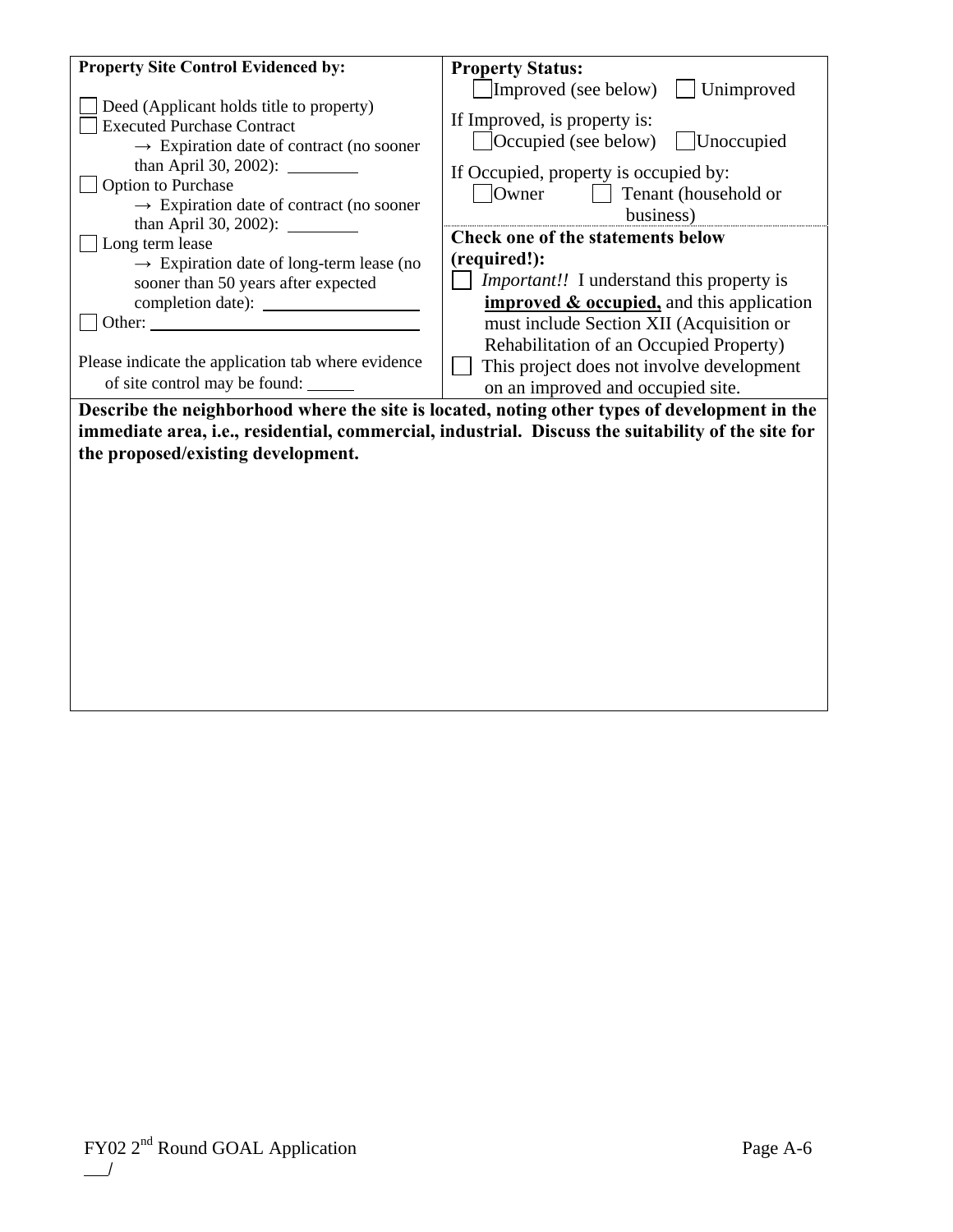**Property Site Control Evidenced by:**

- ☐ Deed (Applicant holds title to property)
- ☐ Executed Purchase Contract
  - → Expiration date of contract (no sooner than April 30, 2002): ________
- ☐ Option to Purchase
  - → Expiration date of contract (no sooner than April 30, 2002): ________
- ☐ Long term lease
  - → Expiration date of long-term lease (no sooner than 50 years after expected completion date): ________________
- ☐ Other: ____________________________

Please indicate the application tab where evidence of site control may be found: _____

**Property Status:**

☐ Improved (see below) ☐ Unimproved

If Improved, is property is:

☐ Occupied (see below) ☐ Unoccupied

If Occupied, property is occupied by:

☐ Owner ☐ Tenant (household or business)

**Check one of the statements below (required!):**

- ☐ *Important!!* I understand this property is **improved & occupied,** and this application must include Section XII (Acquisition or Rehabilitation of an Occupied Property)
- ☐ This project does not involve development on an improved and occupied site.

**Describe the neighborhood where the site is located, noting other types of development in the immediate area, i.e., residential, commercial, industrial. Discuss the suitability of the site for the proposed/existing development.**

FY02 2nd Round GOAL Application

___/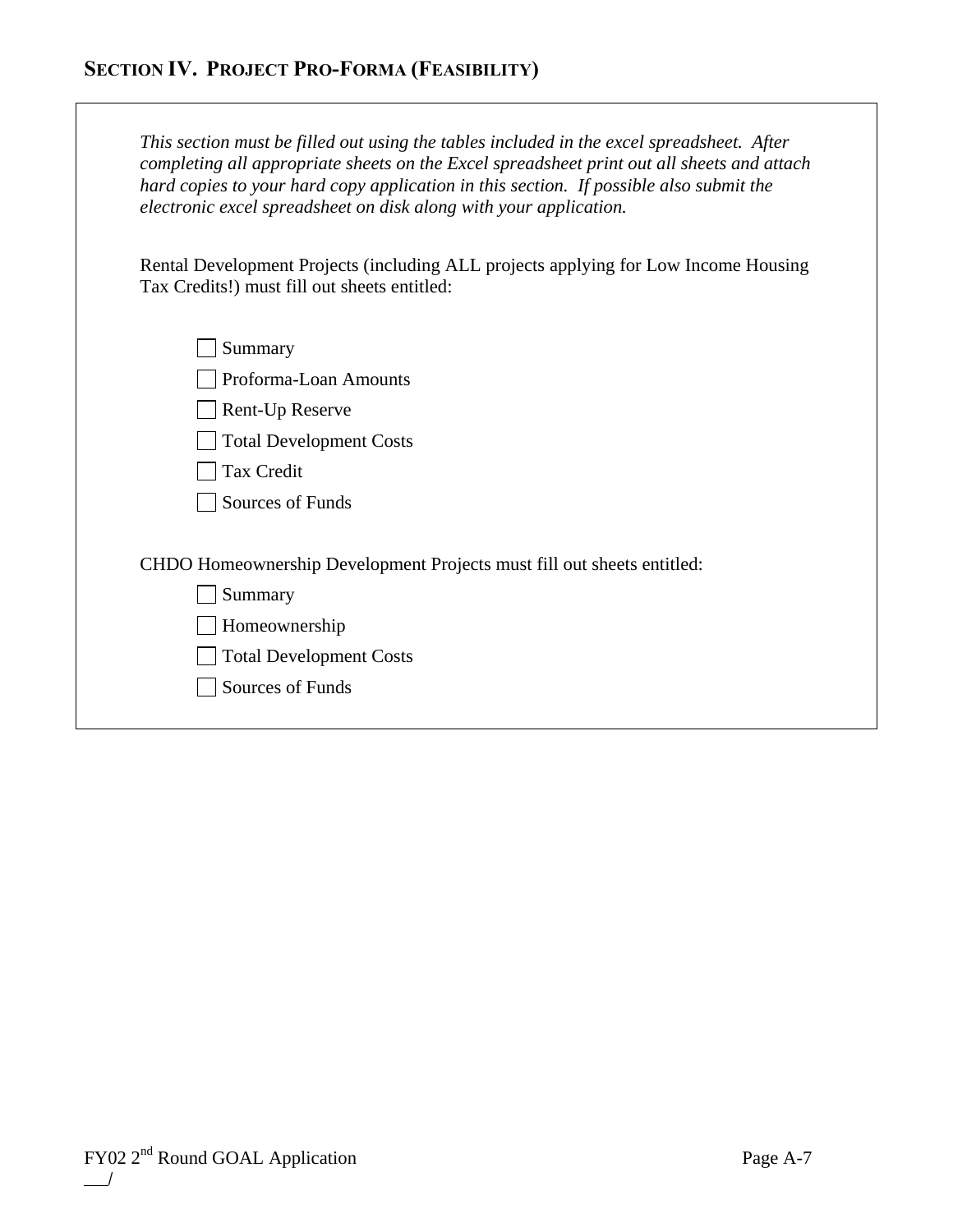## SECTION IV. PROJECT PRO-FORMA (FEASIBILITY)

*This section must be filled out using the tables included in the excel spreadsheet. After completing all appropriate sheets on the Excel spreadsheet print out all sheets and attach hard copies to your hard copy application in this section. If possible also submit the electronic excel spreadsheet on disk along with your application.*

Rental Development Projects (including ALL projects applying for Low Income Housing Tax Credits!) must fill out sheets entitled:

- [ ] Summary
- [ ] Proforma-Loan Amounts
- [ ] Rent-Up Reserve
- [ ] Total Development Costs
- [ ] Tax Credit
- [ ] Sources of Funds

CHDO Homeownership Development Projects must fill out sheets entitled:

- [ ] Summary
- [ ] Homeownership
- [ ] Total Development Costs
- [ ] Sources of Funds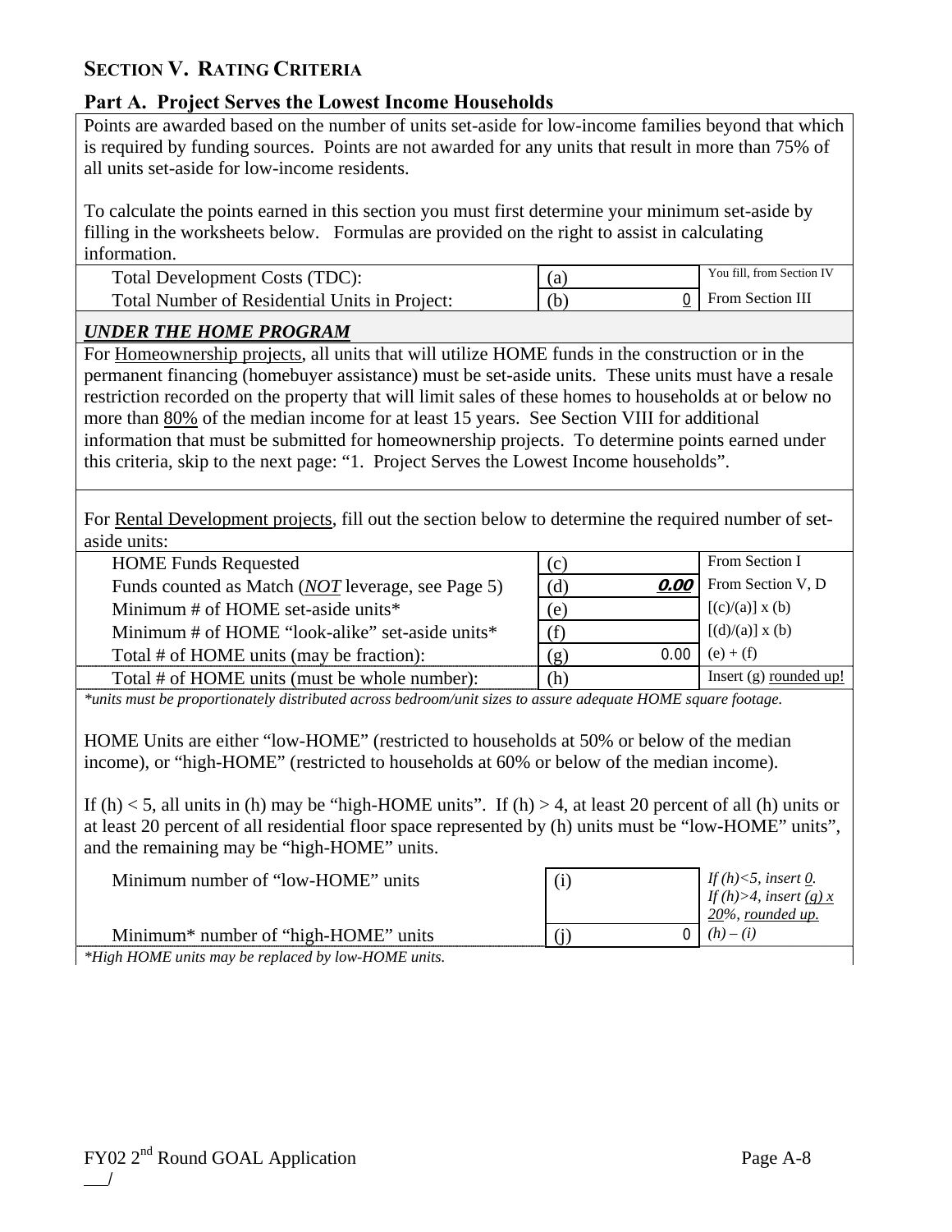## SECTION V. RATING CRITERIA

### Part A. Project Serves the Lowest Income Households

Points are awarded based on the number of units set-aside for low-income families beyond that which is required by funding sources. Points are not awarded for any units that result in more than 75% of all units set-aside for low-income residents.

To calculate the points earned in this section you must first determine your minimum set-aside by filling in the worksheets below. Formulas are provided on the right to assist in calculating information.

| | | | |
|---|---|---|---|
| Total Development Costs (TDC): | (a) | | You fill, from Section IV |
| Total Number of Residential Units in Project: | (b) | 0 | From Section III |

***UNDER THE HOME PROGRAM***

For Homeownership projects, all units that will utilize HOME funds in the construction or in the permanent financing (homebuyer assistance) must be set-aside units. These units must have a resale restriction recorded on the property that will limit sales of these homes to households at or below no more than 80% of the median income for at least 15 years. See Section VIII for additional information that must be submitted for homeownership projects. To determine points earned under this criteria, skip to the next page: "1. Project Serves the Lowest Income households".

For Rental Development projects, fill out the section below to determine the required number of set-aside units:

| | | | |
|---|---|---|---|
| HOME Funds Requested | (c) | | From Section I |
| Funds counted as Match (*NOT* leverage, see Page 5) | (d) | ***0.00*** | From Section V, D |
| Minimum # of HOME set-aside units* | (e) | | [(c)/(a)] x (b) |
| Minimum # of HOME "look-alike" set-aside units* | (f) | | [(d)/(a)] x (b) |
| Total # of HOME units (may be fraction): | (g) | 0.00 | (e) + (f) |
| Total # of HOME units (must be whole number): | (h) | | Insert (g) rounded up! |

*\*units must be proportionately distributed across bedroom/unit sizes to assure adequate HOME square footage.*

HOME Units are either "low-HOME" (restricted to households at 50% or below of the median income), or "high-HOME" (restricted to households at 60% or below of the median income).

If (h) < 5, all units in (h) may be "high-HOME units". If (h) > 4, at least 20 percent of all (h) units or at least 20 percent of all residential floor space represented by (h) units must be "low-HOME" units", and the remaining may be "high-HOME" units.

| | | | |
|---|---|---|---|
| Minimum number of "low-HOME" units | (i) | | *If (h)<5, insert 0. If (h)>4, insert (g) x 20%, rounded up.* |
| Minimum* number of "high-HOME" units | (j) | 0 | *(h) – (i)* |

*\*High HOME units may be replaced by low-HOME units.*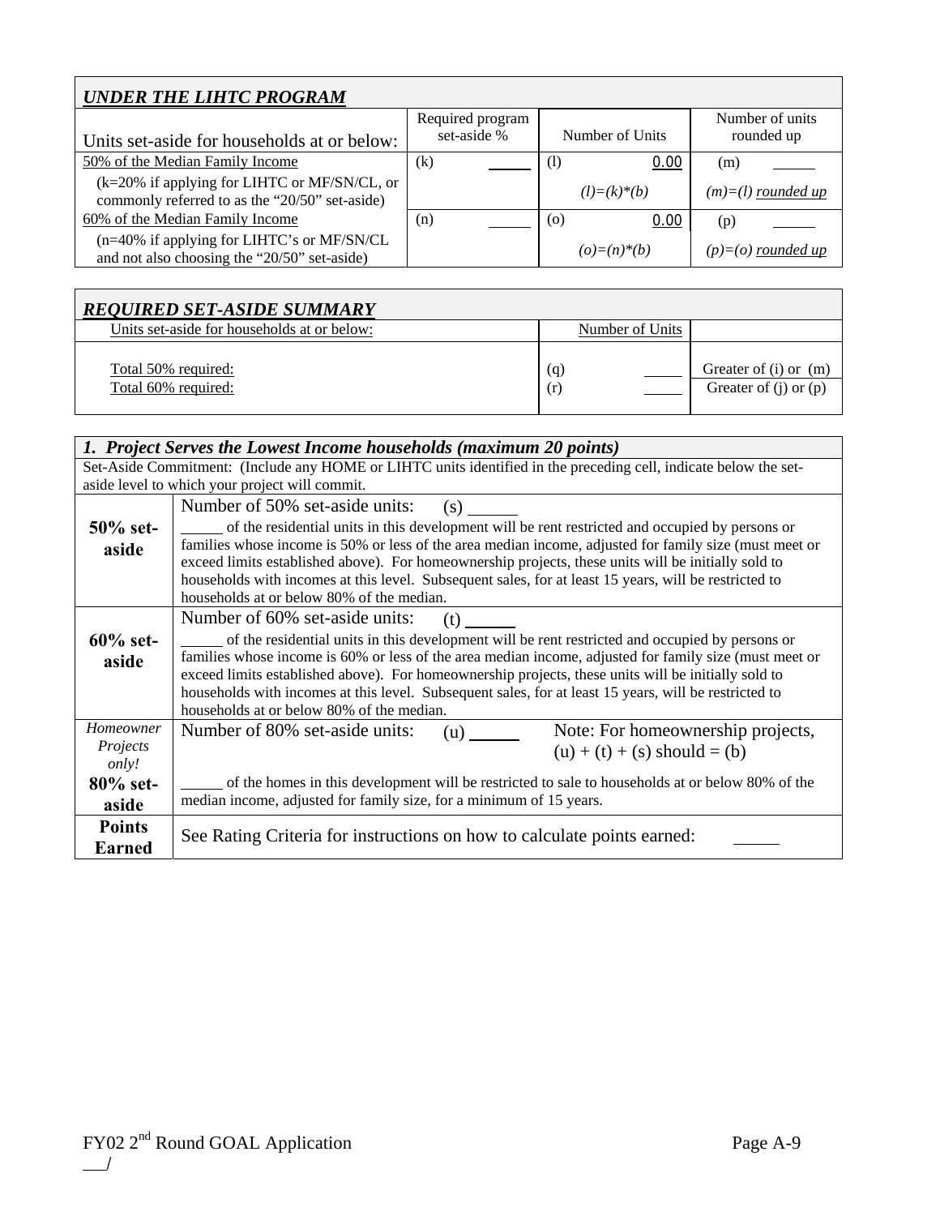| ***UNDER THE LIHTC PROGRAM*** | | | |
|---|---|---|---|
| Units set-aside for households at or below: | Required program set-aside % | Number of Units | Number of units rounded up |
| 50% of the Median Family Income | (k) ______ | (l) 0.00 | (m) ______ |
| (k=20% if applying for LIHTC or MF/SN/CL, or commonly referred to as the "20/50" set-aside) | | *(l)=(k)\*(b)* | *(m)=(l) rounded up* |
| 60% of the Median Family Income | (n) ______ | (o) 0.00 | (p) ______ |
| (n=40% if applying for LIHTC's or MF/SN/CL and not also choosing the "20/50" set-aside) | | *(o)=(n)\*(b)* | *(p)=(o) rounded up* |

| ***REQUIRED SET-ASIDE SUMMARY*** | | |
|---|---|---|
| Units set-aside for households at or below: | Number of Units | |
| Total 50% required: | (q) ______ | Greater of (i) or (m) |
| Total 60% required: | (r) ______ | Greater of (j) or (p) |

| ***1. Project Serves the Lowest Income households (maximum 20 points)*** | |
|---|---|
| Set-Aside Commitment: (Include any HOME or LIHTC units identified in the preceding cell, indicate below the set-aside level to which your project will commit. | |
| **50% set-aside** | Number of 50% set-aside units: (s) ______<br>______ of the residential units in this development will be rent restricted and occupied by persons or families whose income is 50% or less of the area median income, adjusted for family size (must meet or exceed limits established above). For homeownership projects, these units will be initially sold to households with incomes at this level. Subsequent sales, for at least 15 years, will be restricted to households at or below 80% of the median. |
| **60% set-aside** | Number of 60% set-aside units: (t) ______<br>______ of the residential units in this development will be rent restricted and occupied by persons or families whose income is 60% or less of the area median income, adjusted for family size (must meet or exceed limits established above). For homeownership projects, these units will be initially sold to households with incomes at this level. Subsequent sales, for at least 15 years, will be restricted to households at or below 80% of the median. |
| *Homeowner Projects only!*<br>**80% set-aside** | Number of 80% set-aside units: (u) ______ Note: For homeownership projects, (u) + (t) + (s) should = (b)<br>______ of the homes in this development will be restricted to sale to households at or below 80% of the median income, adjusted for family size, for a minimum of 15 years. |
| **Points Earned** | See Rating Criteria for instructions on how to calculate points earned: ______ |

FY02 2nd Round GOAL Application

___/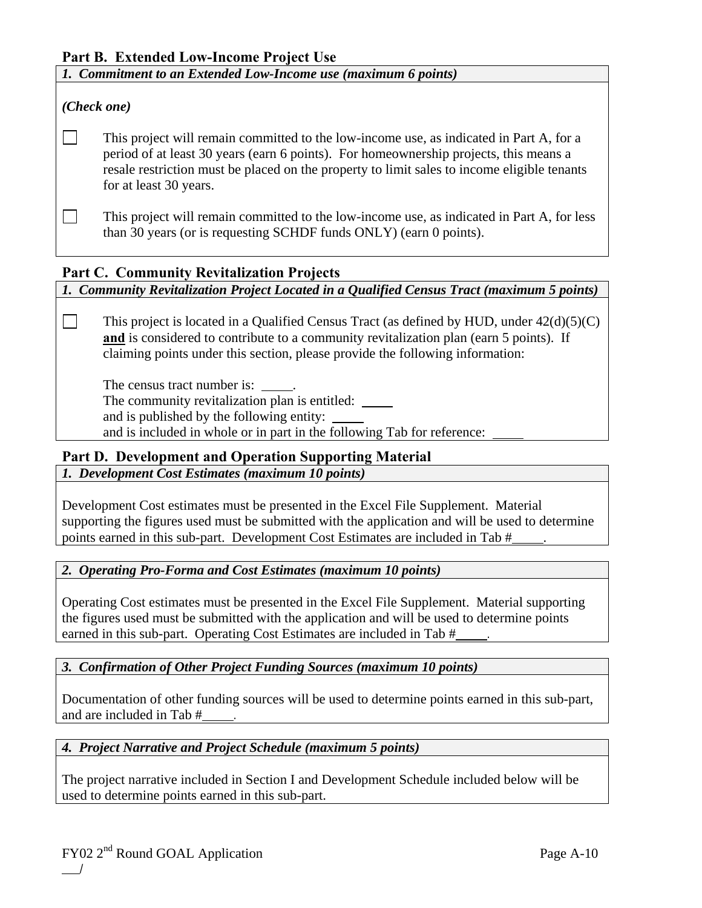## Part B. Extended Low-Income Project Use

*1. Commitment to an Extended Low-Income use (maximum 6 points)*

*(Check one)*

☐ This project will remain committed to the low-income use, as indicated in Part A, for a period of at least 30 years (earn 6 points). For homeownership projects, this means a resale restriction must be placed on the property to limit sales to income eligible tenants for at least 30 years.

☐ This project will remain committed to the low-income use, as indicated in Part A, for less than 30 years (or is requesting SCHDF funds ONLY) (earn 0 points).

## Part C. Community Revitalization Projects

*1. Community Revitalization Project Located in a Qualified Census Tract (maximum 5 points)*

☐ This project is located in a Qualified Census Tract (as defined by HUD, under 42(d)(5)(C) **and** is considered to contribute to a community revitalization plan (earn 5 points). If claiming points under this section, please provide the following information:

The census tract number is: _____.
The community revitalization plan is entitled: _____
and is published by the following entity: _____
and is included in whole or in part in the following Tab for reference: _____

## Part D. Development and Operation Supporting Material

*1. Development Cost Estimates (maximum 10 points)*

Development Cost estimates must be presented in the Excel File Supplement. Material supporting the figures used must be submitted with the application and will be used to determine points earned in this sub-part. Development Cost Estimates are included in Tab #_____.

*2. Operating Pro-Forma and Cost Estimates (maximum 10 points)*

Operating Cost estimates must be presented in the Excel File Supplement. Material supporting the figures used must be submitted with the application and will be used to determine points earned in this sub-part. Operating Cost Estimates are included in Tab #_____.

*3. Confirmation of Other Project Funding Sources (maximum 10 points)*

Documentation of other funding sources will be used to determine points earned in this sub-part, and are included in Tab #_____.

*4. Project Narrative and Project Schedule (maximum 5 points)*

The project narrative included in Section I and Development Schedule included below will be used to determine points earned in this sub-part.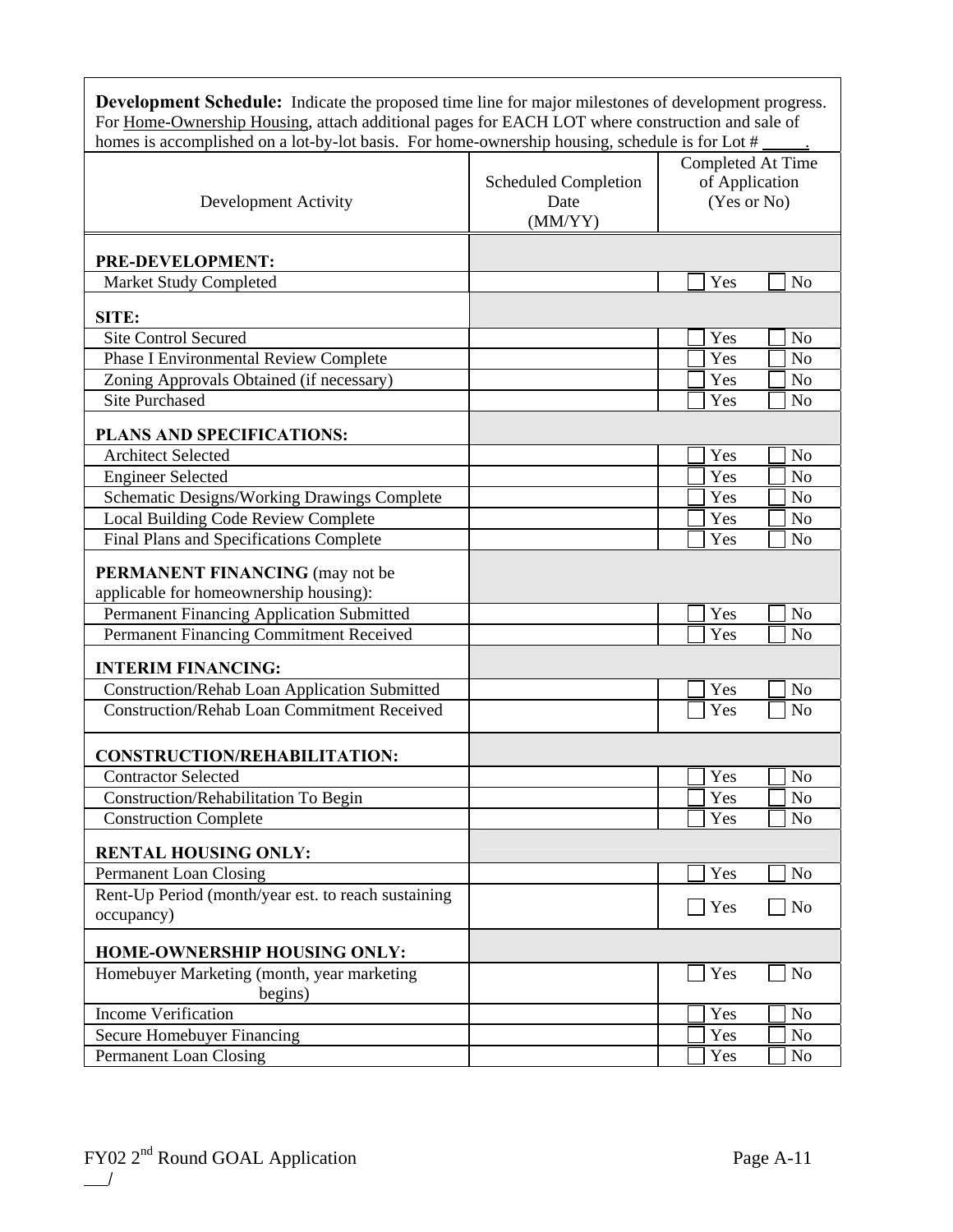**Development Schedule:** Indicate the proposed time line for major milestones of development progress. For Home-Ownership Housing, attach additional pages for EACH LOT where construction and sale of homes is accomplished on a lot-by-lot basis. For home-ownership housing, schedule is for Lot # _____.

| Development Activity | Scheduled Completion Date (MM/YY) | Completed At Time of Application (Yes or No) |
|---|---|---|
| **PRE-DEVELOPMENT:** | | |
| Market Study Completed | | ☐ Yes ☐ No |
| **SITE:** | | |
| Site Control Secured | | ☐ Yes ☐ No |
| Phase I Environmental Review Complete | | ☐ Yes ☐ No |
| Zoning Approvals Obtained (if necessary) | | ☐ Yes ☐ No |
| Site Purchased | | ☐ Yes ☐ No |
| **PLANS AND SPECIFICATIONS:** | | |
| Architect Selected | | ☐ Yes ☐ No |
| Engineer Selected | | ☐ Yes ☐ No |
| Schematic Designs/Working Drawings Complete | | ☐ Yes ☐ No |
| Local Building Code Review Complete | | ☐ Yes ☐ No |
| Final Plans and Specifications Complete | | ☐ Yes ☐ No |
| **PERMANENT FINANCING** (may not be applicable for homeownership housing): | | |
| Permanent Financing Application Submitted | | ☐ Yes ☐ No |
| Permanent Financing Commitment Received | | ☐ Yes ☐ No |
| **INTERIM FINANCING:** | | |
| Construction/Rehab Loan Application Submitted | | ☐ Yes ☐ No |
| Construction/Rehab Loan Commitment Received | | ☐ Yes ☐ No |
| **CONSTRUCTION/REHABILITATION:** | | |
| Contractor Selected | | ☐ Yes ☐ No |
| Construction/Rehabilitation To Begin | | ☐ Yes ☐ No |
| Construction Complete | | ☐ Yes ☐ No |
| **RENTAL HOUSING ONLY:** | | |
| Permanent Loan Closing | | ☐ Yes ☐ No |
| Rent-Up Period (month/year est. to reach sustaining occupancy) | | ☐ Yes ☐ No |
| **HOME-OWNERSHIP HOUSING ONLY:** | | |
| Homebuyer Marketing (month, year marketing begins) | | ☐ Yes ☐ No |
| Income Verification | | ☐ Yes ☐ No |
| Secure Homebuyer Financing | | ☐ Yes ☐ No |
| Permanent Loan Closing | | ☐ Yes ☐ No |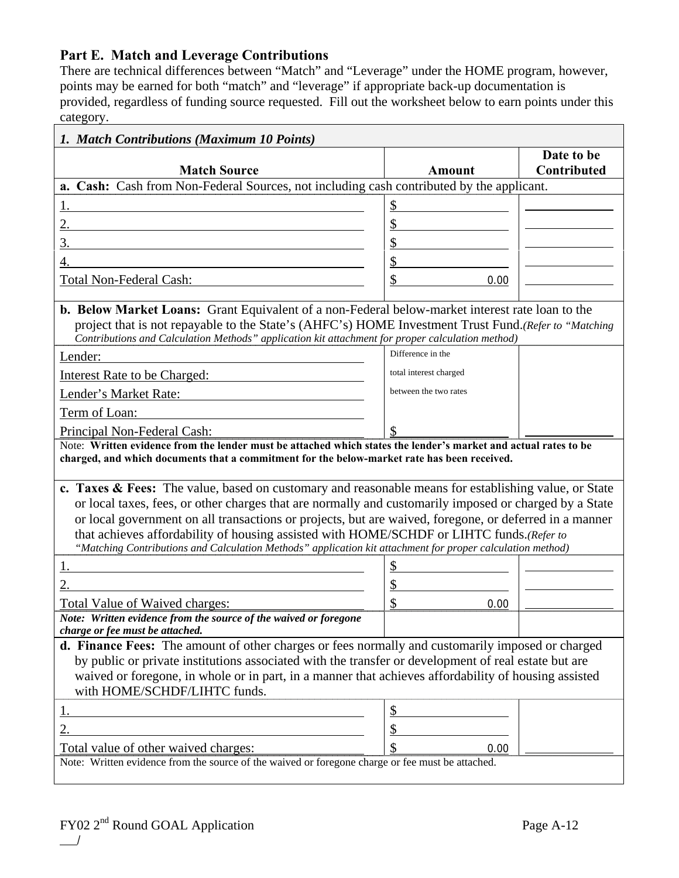## Part E. Match and Leverage Contributions

There are technical differences between "Match" and "Leverage" under the HOME program, however, points may be earned for both "match" and "leverage" if appropriate back-up documentation is provided, regardless of funding source requested. Fill out the worksheet below to earn points under this category.

| ***1. Match Contributions (Maximum 10 Points)*** | | |
|---|---|---|
| **Match Source** | **Amount** | **Date to be Contributed** |
| **a. Cash:** Cash from Non-Federal Sources, not including cash contributed by the applicant. | | |
| 1. | $ | |
| 2. | $ | |
| 3. | $ | |
| 4. | $ | |
| Total Non-Federal Cash: | $ 0.00 | |
| **b. Below Market Loans:** Grant Equivalent of a non-Federal below-market interest rate loan to the project that is not repayable to the State's (AHFC's) HOME Investment Trust Fund. *(Refer to "Matching Contributions and Calculation Methods" application kit attachment for proper calculation method)* | | |
| Lender: | Difference in the | |
| Interest Rate to be Charged: | total interest charged | |
| Lender's Market Rate: | between the two rates | |
| Term of Loan: | | |
| Principal Non-Federal Cash: | $ | |
| Note: **Written evidence from the lender must be attached which states the lender's market and actual rates to be charged, and which documents that a commitment for the below-market rate has been received.** | | |
| **c. Taxes & Fees:** The value, based on customary and reasonable means for establishing value, or State or local taxes, fees, or other charges that are normally and customarily imposed or charged by a State or local government on all transactions or projects, but are waived, foregone, or deferred in a manner that achieves affordability of housing assisted with HOME/SCHDF or LIHTC funds. *(Refer to "Matching Contributions and Calculation Methods" application kit attachment for proper calculation method)* | | |
| 1. | $ | |
| 2. | $ | |
| Total Value of Waived charges: | $ 0.00 | |
| ***Note: Written evidence from the source of the waived or foregone charge or fee must be attached.*** | | |
| **d. Finance Fees:** The amount of other charges or fees normally and customarily imposed or charged by public or private institutions associated with the transfer or development of real estate but are waived or foregone, in whole or in part, in a manner that achieves affordability of housing assisted with HOME/SCHDF/LIHTC funds. | | |
| 1. | $ | |
| 2. | $ | |
| Total value of other waived charges: | $ 0.00 | |
| Note: Written evidence from the source of the waived or foregone charge or fee must be attached. | | |

FY02 2nd Round GOAL Application

___/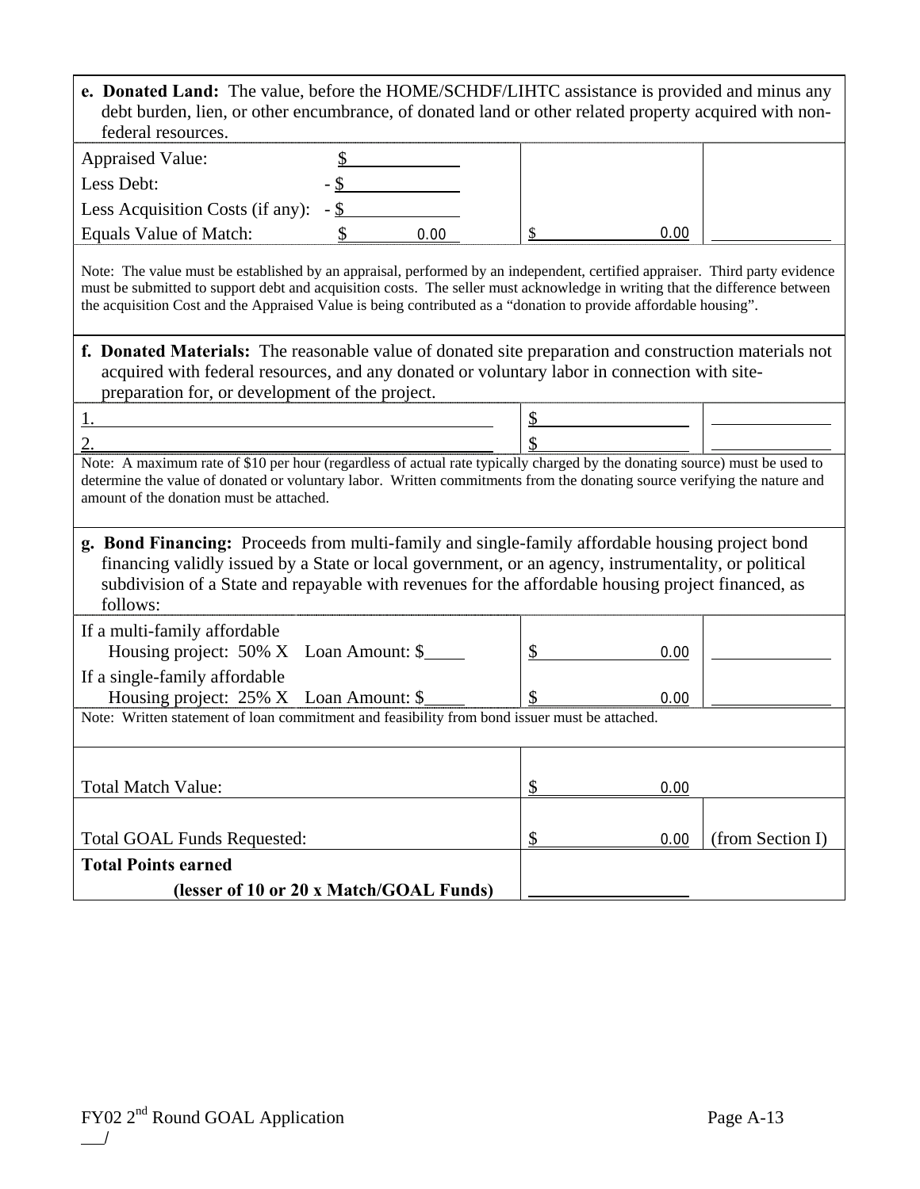| e. **Donated Land:** The value, before the HOME/SCHDF/LIHTC assistance is provided and minus any debt burden, lien, or other encumbrance, of donated land or other related property acquired with non-federal resources. | | |
|---|---|---|
| Appraised Value: $ ____<br>Less Debt: - $ ____<br>Less Acquisition Costs (if any): - $ ____<br>Equals Value of Match: $ 0.00 | $ 0.00 | ____ |
| Note: The value must be established by an appraisal, performed by an independent, certified appraiser. Third party evidence must be submitted to support debt and acquisition costs. The seller must acknowledge in writing that the difference between the acquisition Cost and the Appraised Value is being contributed as a "donation to provide affordable housing". | | |
| f. **Donated Materials:** The reasonable value of donated site preparation and construction materials not acquired with federal resources, and any donated or voluntary labor in connection with site-preparation for, or development of the project. | | |
| 1. ____ | $ ____ | ____ |
| 2. ____ | $ ____ | ____ |
| Note: A maximum rate of $10 per hour (regardless of actual rate typically charged by the donating source) must be used to determine the value of donated or voluntary labor. Written commitments from the donating source verifying the nature and amount of the donation must be attached. | | |
| g. **Bond Financing:** Proceeds from multi-family and single-family affordable housing project bond financing validly issued by a State or local government, or an agency, instrumentality, or political subdivision of a State and repayable with revenues for the affordable housing project financed, as follows: | | |
| If a multi-family affordable Housing project: 50% X Loan Amount: $____ | $ 0.00 | ____ |
| If a single-family affordable Housing project: 25% X Loan Amount: $____ | $ 0.00 | ____ |
| Note: Written statement of loan commitment and feasibility from bond issuer must be attached. | | |
| Total Match Value: | $ 0.00 | |
| Total GOAL Funds Requested: | $ 0.00 | (from Section I) |
| **Total Points earned**<br>**(lesser of 10 or 20 x Match/GOAL Funds)** | ____ | |

FY02 2nd Round GOAL Application

___/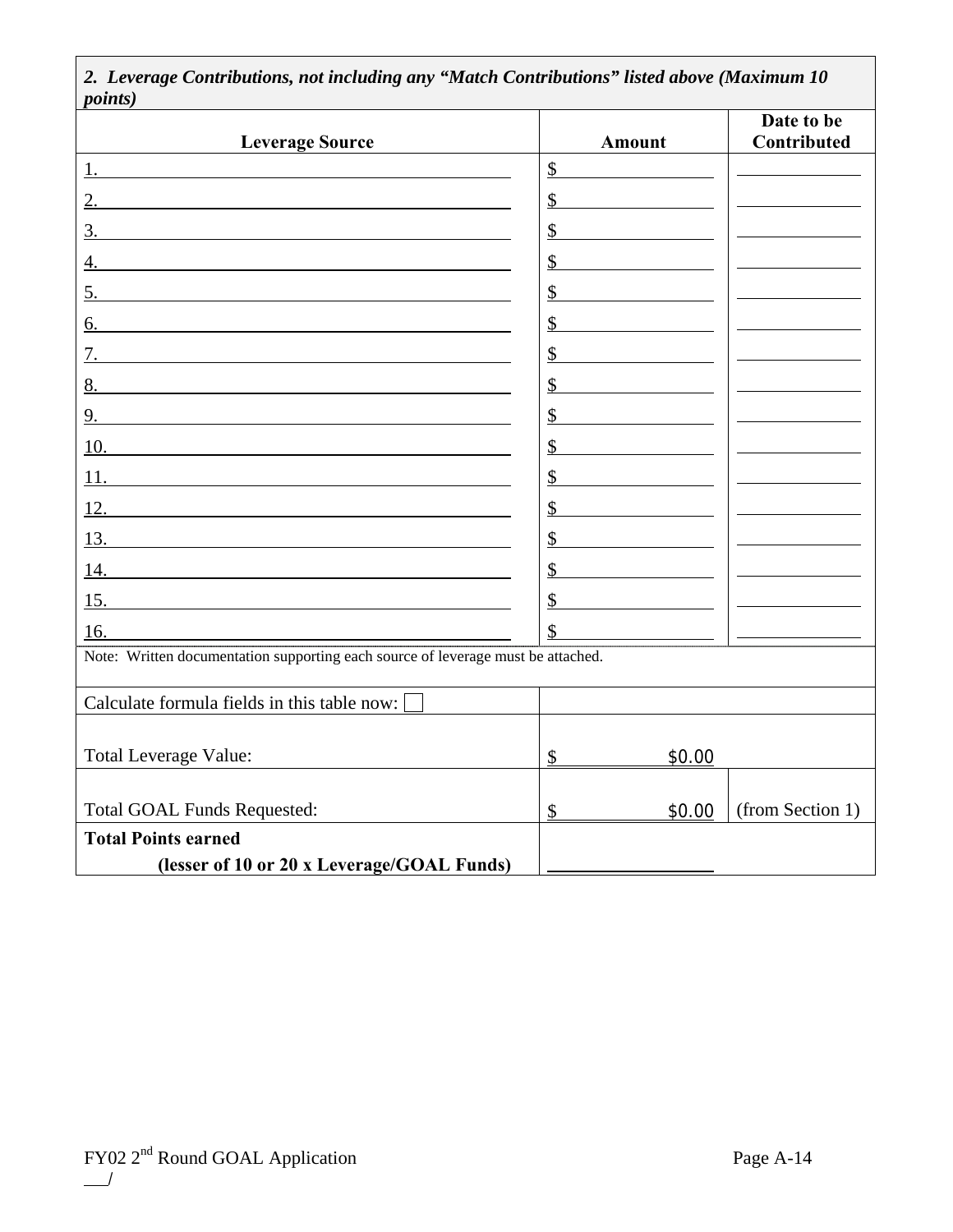| *2. Leverage Contributions, not including any "Match Contributions" listed above (Maximum 10 points)* | | |
|---|---|---|
| **Leverage Source** | **Amount** | **Date to be Contributed** |
| 1. | $ | |
| 2. | $ | |
| 3. | $ | |
| 4. | $ | |
| 5. | $ | |
| 6. | $ | |
| 7. | $ | |
| 8. | $ | |
| 9. | $ | |
| 10. | $ | |
| 11. | $ | |
| 12. | $ | |
| 13. | $ | |
| 14. | $ | |
| 15. | $ | |
| 16. | $ | |
| Note: Written documentation supporting each source of leverage must be attached. | | |
| Calculate formula fields in this table now: ☐ | | |
| Total Leverage Value: | $ $0.00 | |
| Total GOAL Funds Requested: | $ $0.00 | (from Section 1) |
| **Total Points earned (lesser of 10 or 20 x Leverage/GOAL Funds)** | | |

FY02 2nd Round GOAL Application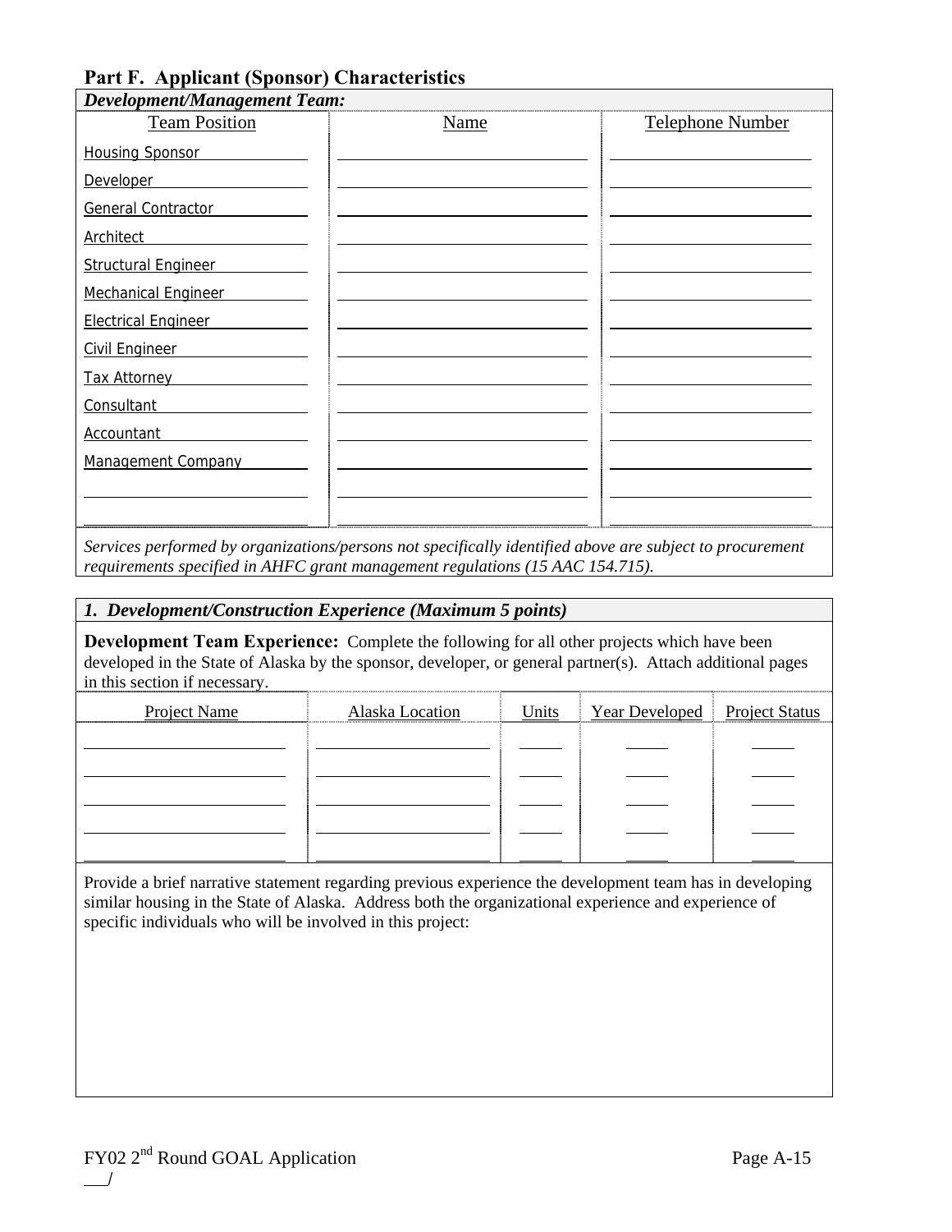## Part F.  Applicant (Sponsor) Characteristics

***Development/Management Team:***

| Team Position | Name | Telephone Number |
|---|---|---|
| Housing Sponsor | | |
| Developer | | |
| General Contractor | | |
| Architect | | |
| Structural Engineer | | |
| Mechanical Engineer | | |
| Electrical Engineer | | |
| Civil Engineer | | |
| Tax Attorney | | |
| Consultant | | |
| Accountant | | |
| Management Company | | |
| | | |
| | | |

*Services performed by organizations/persons not specifically identified above are subject to procurement requirements specified in AHFC grant management regulations (15 AAC 154.715).*

***1.  Development/Construction Experience (Maximum 5 points)***

**Development Team Experience:**  Complete the following for all other projects which have been developed in the State of Alaska by the sponsor, developer, or general partner(s).  Attach additional pages in this section if necessary.

| Project Name | Alaska Location | Units | Year Developed | Project Status |
|---|---|---|---|---|
| | | | | |
| | | | | |
| | | | | |
| | | | | |
| | | | | |

Provide a brief narrative statement regarding previous experience the development team has in developing similar housing in the State of Alaska.  Address both the organizational experience and experience of specific individuals who will be involved in this project: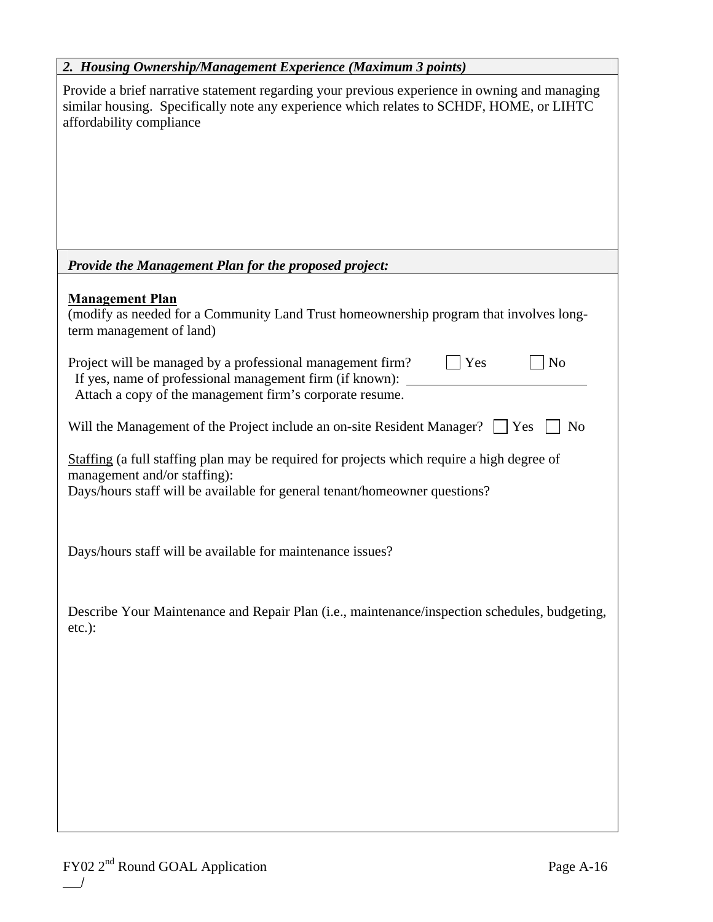### *2. Housing Ownership/Management Experience (Maximum 3 points)*

Provide a brief narrative statement regarding your previous experience in owning and managing similar housing. Specifically note any experience which relates to SCHDF, HOME, or LIHTC affordability compliance

### *Provide the Management Plan for the proposed project:*

**Management Plan**

(modify as needed for a Community Land Trust homeownership program that involves long-term management of land)

Project will be managed by a professional management firm? ☐ Yes ☐ No

If yes, name of professional management firm (if known): ______________________

Attach a copy of the management firm's corporate resume.

Will the Management of the Project include an on-site Resident Manager? ☐ Yes ☐ No

Staffing (a full staffing plan may be required for projects which require a high degree of management and/or staffing):

Days/hours staff will be available for general tenant/homeowner questions?

Days/hours staff will be available for maintenance issues?

Describe Your Maintenance and Repair Plan (i.e., maintenance/inspection schedules, budgeting, etc.):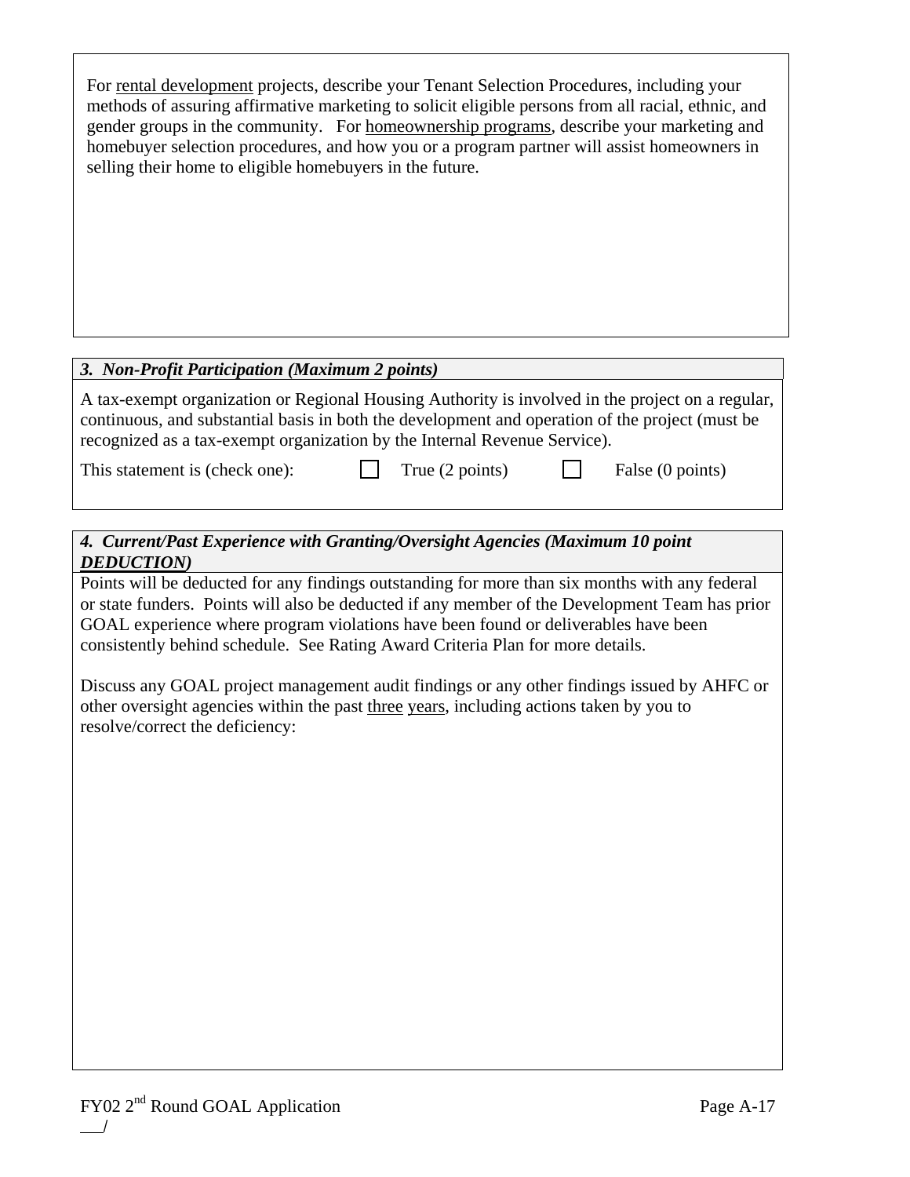For <u>rental development</u> projects, describe your Tenant Selection Procedures, including your methods of assuring affirmative marketing to solicit eligible persons from all racial, ethnic, and gender groups in the community. For <u>homeownership programs</u>, describe your marketing and homebuyer selection procedures, and how you or a program partner will assist homeowners in selling their home to eligible homebuyers in the future.

### *3. Non-Profit Participation (Maximum 2 points)*

A tax-exempt organization or Regional Housing Authority is involved in the project on a regular, continuous, and substantial basis in both the development and operation of the project (must be recognized as a tax-exempt organization by the Internal Revenue Service).

This statement is (check one): ☐ True (2 points) ☐ False (0 points)

### *4. Current/Past Experience with Granting/Oversight Agencies (Maximum 10 point **DEDUCTION**)*

Points will be deducted for any findings outstanding for more than six months with any federal or state funders. Points will also be deducted if any member of the Development Team has prior GOAL experience where program violations have been found or deliverables have been consistently behind schedule. See Rating Award Criteria Plan for more details.

Discuss any GOAL project management audit findings or any other findings issued by AHFC or other oversight agencies within the past <u>three years</u>, including actions taken by you to resolve/correct the deficiency: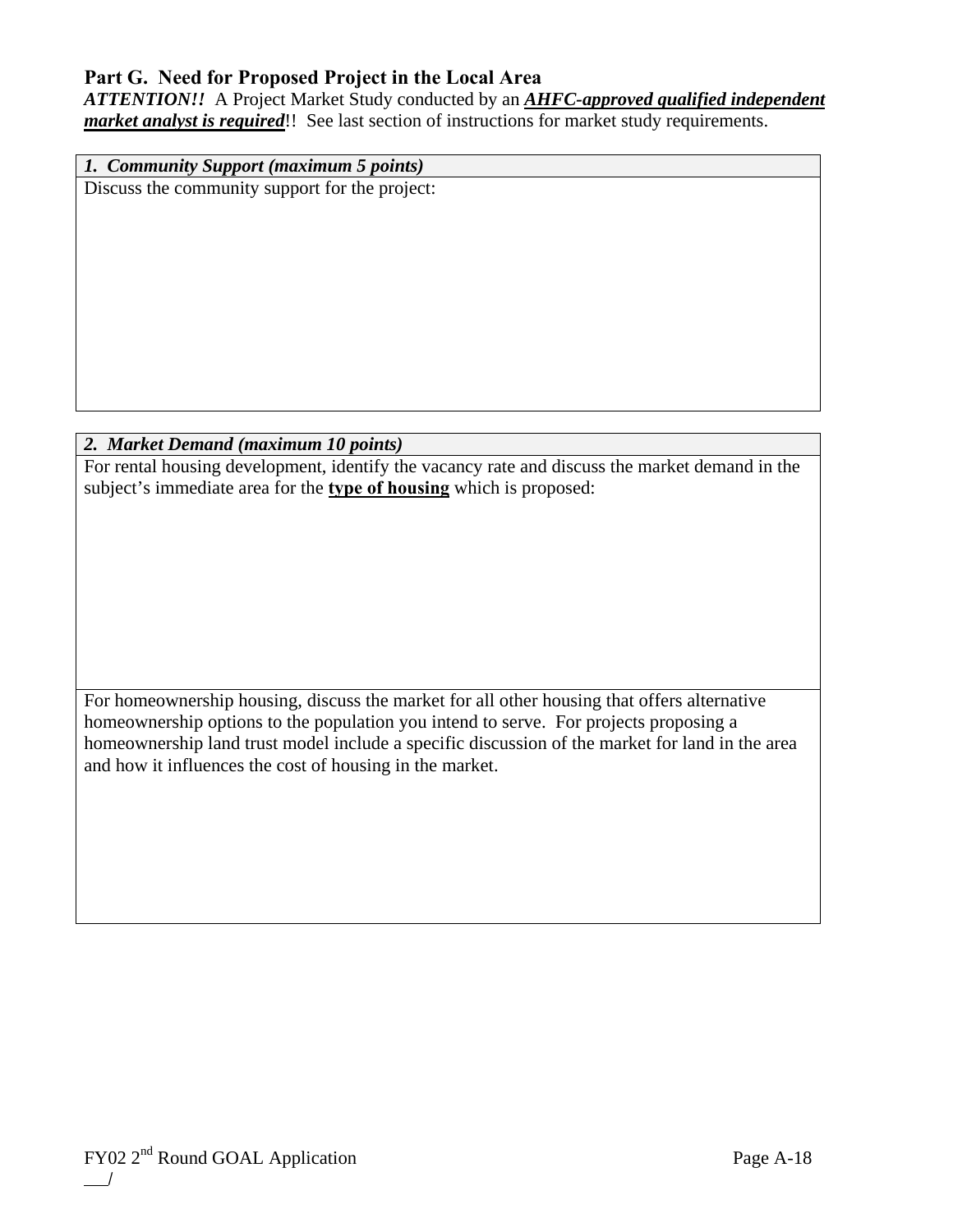## Part G. Need for Proposed Project in the Local Area

***ATTENTION!!*** A Project Market Study conducted by an ***AHFC-approved qualified independent market analyst is required***!! See last section of instructions for market study requirements.

| ***1. Community Support (maximum 5 points)*** |
| --- |
| Discuss the community support for the project: |

| ***2. Market Demand (maximum 10 points)*** |
| --- |
| For rental housing development, identify the vacancy rate and discuss the market demand in the subject's immediate area for the **type of housing** which is proposed: |
| For homeownership housing, discuss the market for all other housing that offers alternative homeownership options to the population you intend to serve. For projects proposing a homeownership land trust model include a specific discussion of the market for land in the area and how it influences the cost of housing in the market. |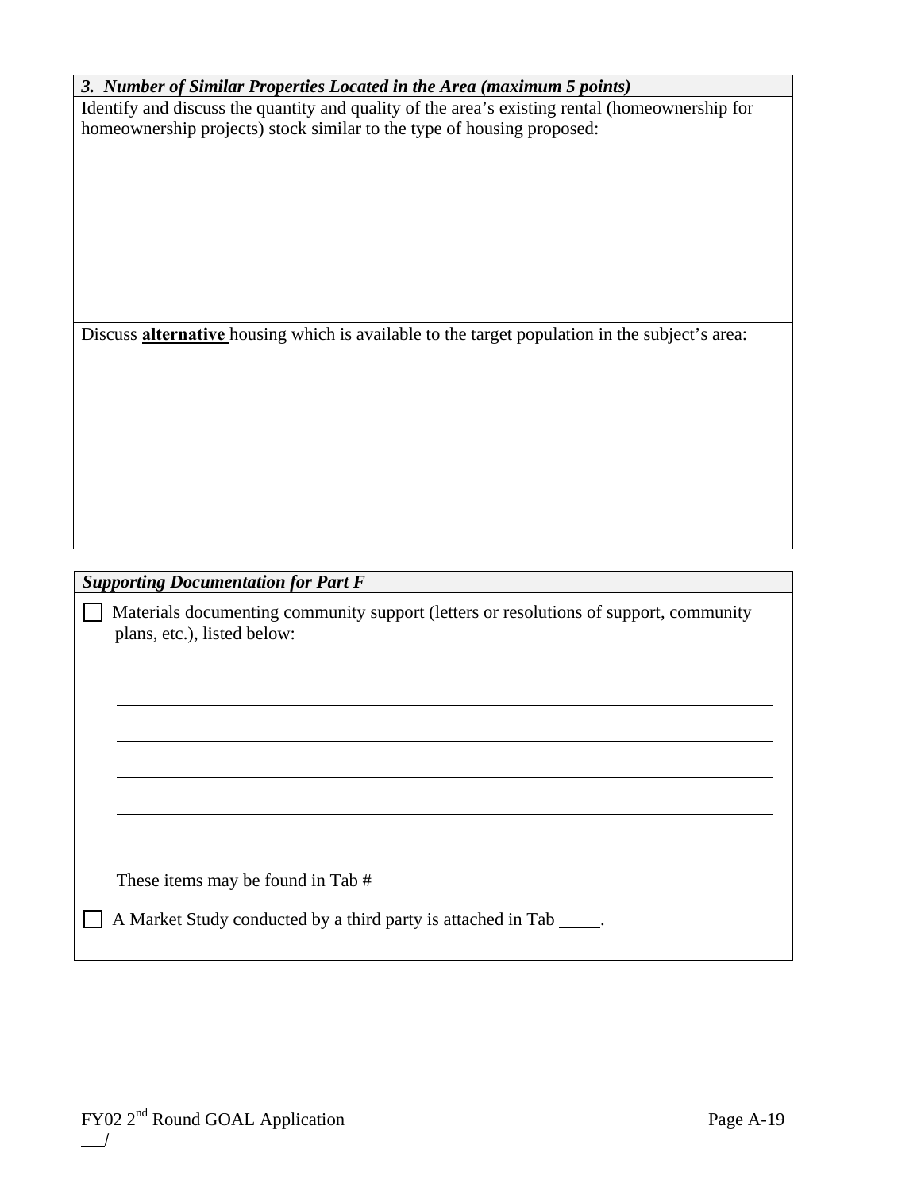### *3. Number of Similar Properties Located in the Area (maximum 5 points)*

Identify and discuss the quantity and quality of the area's existing rental (homeownership for homeownership projects) stock similar to the type of housing proposed:

Discuss **alternative** housing which is available to the target population in the subject's area:

### *Supporting Documentation for Part F*

☐ Materials documenting community support (letters or resolutions of support, community plans, etc.), listed below:

\_\_\_\_\_\_\_\_\_\_\_\_\_\_\_\_\_\_\_\_\_\_\_\_\_\_\_\_\_\_\_\_\_\_\_\_\_\_\_\_\_\_\_\_\_\_\_\_\_\_\_\_\_\_\_\_\_\_\_\_

\_\_\_\_\_\_\_\_\_\_\_\_\_\_\_\_\_\_\_\_\_\_\_\_\_\_\_\_\_\_\_\_\_\_\_\_\_\_\_\_\_\_\_\_\_\_\_\_\_\_\_\_\_\_\_\_\_\_\_\_

\_\_\_\_\_\_\_\_\_\_\_\_\_\_\_\_\_\_\_\_\_\_\_\_\_\_\_\_\_\_\_\_\_\_\_\_\_\_\_\_\_\_\_\_\_\_\_\_\_\_\_\_\_\_\_\_\_\_\_\_

\_\_\_\_\_\_\_\_\_\_\_\_\_\_\_\_\_\_\_\_\_\_\_\_\_\_\_\_\_\_\_\_\_\_\_\_\_\_\_\_\_\_\_\_\_\_\_\_\_\_\_\_\_\_\_\_\_\_\_\_

\_\_\_\_\_\_\_\_\_\_\_\_\_\_\_\_\_\_\_\_\_\_\_\_\_\_\_\_\_\_\_\_\_\_\_\_\_\_\_\_\_\_\_\_\_\_\_\_\_\_\_\_\_\_\_\_\_\_\_\_

\_\_\_\_\_\_\_\_\_\_\_\_\_\_\_\_\_\_\_\_\_\_\_\_\_\_\_\_\_\_\_\_\_\_\_\_\_\_\_\_\_\_\_\_\_\_\_\_\_\_\_\_\_\_\_\_\_\_\_\_

These items may be found in Tab #\_\_\_\_\_

☐ A Market Study conducted by a third party is attached in Tab \_\_\_\_\_.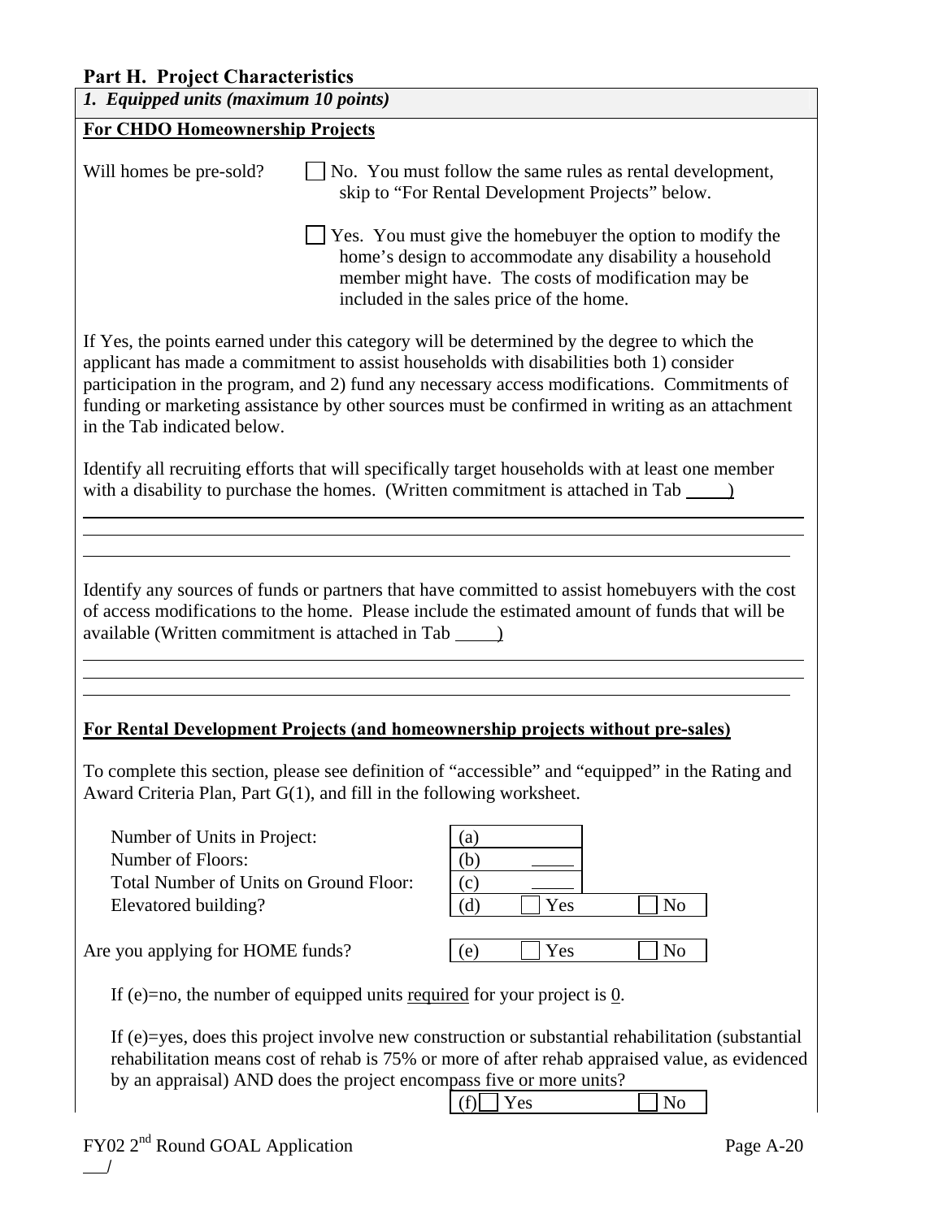## Part H. Project Characteristics

*1. Equipped units (maximum 10 points)*

**For CHDO Homeownership Projects**

Will homes be pre-sold?

☐ No. You must follow the same rules as rental development, skip to "For Rental Development Projects" below.

☐ Yes. You must give the homebuyer the option to modify the home's design to accommodate any disability a household member might have. The costs of modification may be included in the sales price of the home.

If Yes, the points earned under this category will be determined by the degree to which the applicant has made a commitment to assist households with disabilities both 1) consider participation in the program, and 2) fund any necessary access modifications. Commitments of funding or marketing assistance by other sources must be confirmed in writing as an attachment in the Tab indicated below.

Identify all recruiting efforts that will specifically target households with at least one member with a disability to purchase the homes. (Written commitment is attached in Tab ____)

________________________________________________________________________________

________________________________________________________________________________

________________________________________________________________________________

Identify any sources of funds or partners that have committed to assist homebuyers with the cost of access modifications to the home. Please include the estimated amount of funds that will be available (Written commitment is attached in Tab ____)

________________________________________________________________________________

________________________________________________________________________________

________________________________________________________________________________

**For Rental Development Projects (and homeownership projects without pre-sales)**

To complete this section, please see definition of "accessible" and "equipped" in the Rating and Award Criteria Plan, Part G(1), and fill in the following worksheet.

| | | |
|---|---|---|
| Number of Units in Project: | (a) | |
| Number of Floors: | (b) ____ | |
| Total Number of Units on Ground Floor: | (c) ____ | |
| Elevatored building? | (d) ☐ Yes | ☐ No |
| Are you applying for HOME funds? | (e) ☐ Yes | ☐ No |

If (e)=no, the number of equipped units required for your project is 0.

If (e)=yes, does this project involve new construction or substantial rehabilitation (substantial rehabilitation means cost of rehab is 75% or more of after rehab appraised value, as evidenced by an appraisal) AND does the project encompass five or more units?

(f) ☐ Yes ☐ No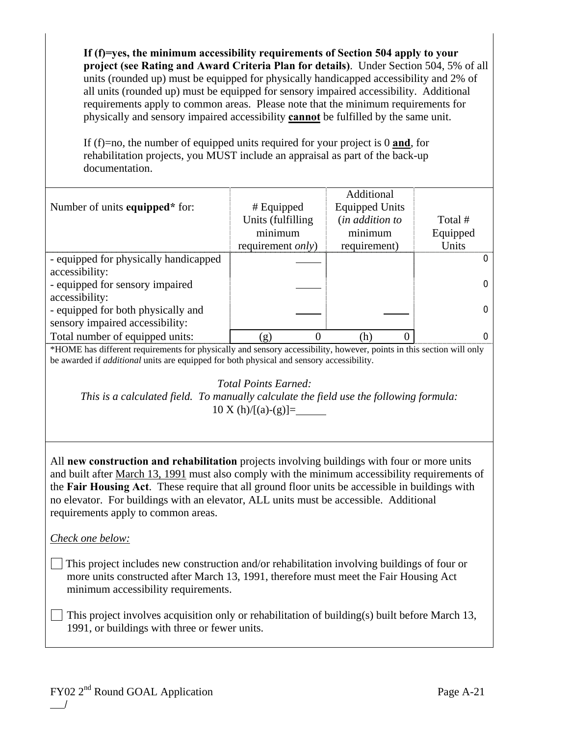**If (f)=yes, the minimum accessibility requirements of Section 504 apply to your project (see Rating and Award Criteria Plan for details)**. Under Section 504, 5% of all units (rounded up) must be equipped for physically handicapped accessibility and 2% of all units (rounded up) must be equipped for sensory impaired accessibility. Additional requirements apply to common areas. Please note that the minimum requirements for physically and sensory impaired accessibility **cannot** be fulfilled by the same unit.

If (f)=no, the number of equipped units required for your project is 0 **and**, for rehabilitation projects, you MUST include an appraisal as part of the back-up documentation.

| Number of units **equipped*** for: | # Equipped Units (fulfilling minimum requirement *only*) | Additional Equipped Units (*in addition to* minimum requirement) | Total # Equipped Units |
|---|---|---|---|
| - equipped for physically handicapped accessibility: | _____ | | 0 |
| - equipped for sensory impaired accessibility: | _____ | | 0 |
| - equipped for both physically and sensory impaired accessibility: | _____ | _____ | 0 |
| Total number of equipped units: | (g) 0 | (h) 0 | 0 |

*HOME has different requirements for physically and sensory accessibility, however, points in this section will only be awarded if *additional* units are equipped for both physical and sensory accessibility.

*Total Points Earned:*
*This is a calculated field. To manually calculate the field use the following formula:*
10 X (h)/[(a)-(g)]=_____

All **new construction and rehabilitation** projects involving buildings with four or more units and built after March 13, 1991 must also comply with the minimum accessibility requirements of the **Fair Housing Act**. These require that all ground floor units be accessible in buildings with no elevator. For buildings with an elevator, ALL units must be accessible. Additional requirements apply to common areas.

*Check one below:*

☐ This project includes new construction and/or rehabilitation involving buildings of four or more units constructed after March 13, 1991, therefore must meet the Fair Housing Act minimum accessibility requirements.

☐ This project involves acquisition only or rehabilitation of building(s) built before March 13, 1991, or buildings with three or fewer units.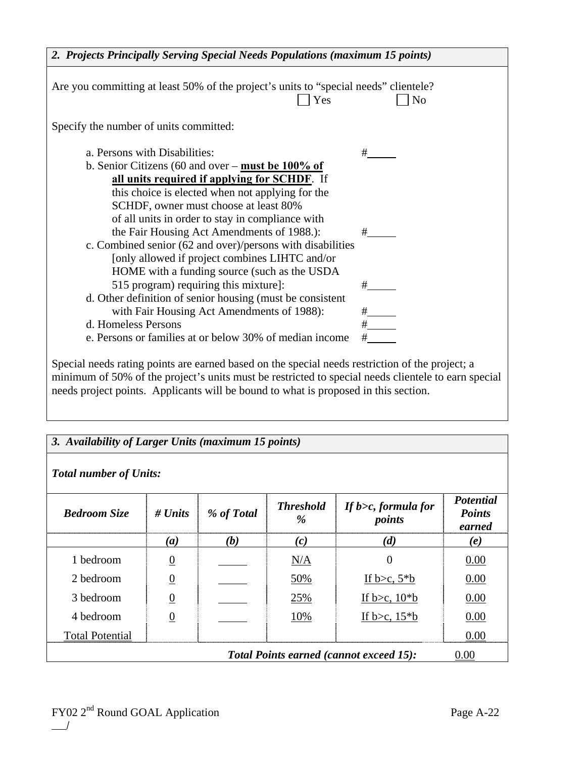### *2. Projects Principally Serving Special Needs Populations (maximum 15 points)*

Are you committing at least 50% of the project's units to "special needs" clientele?

☐ Yes ☐ No

Specify the number of units committed:

a. Persons with Disabilities: #_____

b. Senior Citizens (60 and over – **<u>must be 100% of all units required if applying for SCHDF</u>**. If this choice is elected when not applying for the SCHDF, owner must choose at least 80% of all units in order to stay in compliance with the Fair Housing Act Amendments of 1988.): #_____

c. Combined senior (62 and over)/persons with disabilities [only allowed if project combines LIHTC and/or HOME with a funding source (such as the USDA 515 program) requiring this mixture]: #_____

d. Other definition of senior housing (must be consistent with Fair Housing Act Amendments of 1988): #_____

d. Homeless Persons #_____

e. Persons or families at or below 30% of median income #_____

Special needs rating points are earned based on the special needs restriction of the project; a minimum of 50% of the project's units must be restricted to special needs clientele to earn special needs project points. Applicants will be bound to what is proposed in this section.

### *3. Availability of Larger Units (maximum 15 points)*

***Total number of Units:***

| *Bedroom Size* | *# Units* | *% of Total* | *Threshold %* | *If b>c, formula for points* | *Potential Points earned* |
|---|---|---|---|---|---|
| | *(a)* | *(b)* | *(c)* | *(d)* | *(e)* |
| 1 bedroom | 0 | _____ | N/A | 0 | 0.00 |
| 2 bedroom | 0 | _____ | 50% | If b>c, 5*b | 0.00 |
| 3 bedroom | 0 | _____ | 25% | If b>c, 10*b | 0.00 |
| 4 bedroom | 0 | _____ | 10% | If b>c, 15*b | 0.00 |
| Total Potential | | | | | 0.00 |
| | | | | ***Total Points earned (cannot exceed 15):*** | 0.00 |

FY02 2nd Round GOAL Application

___/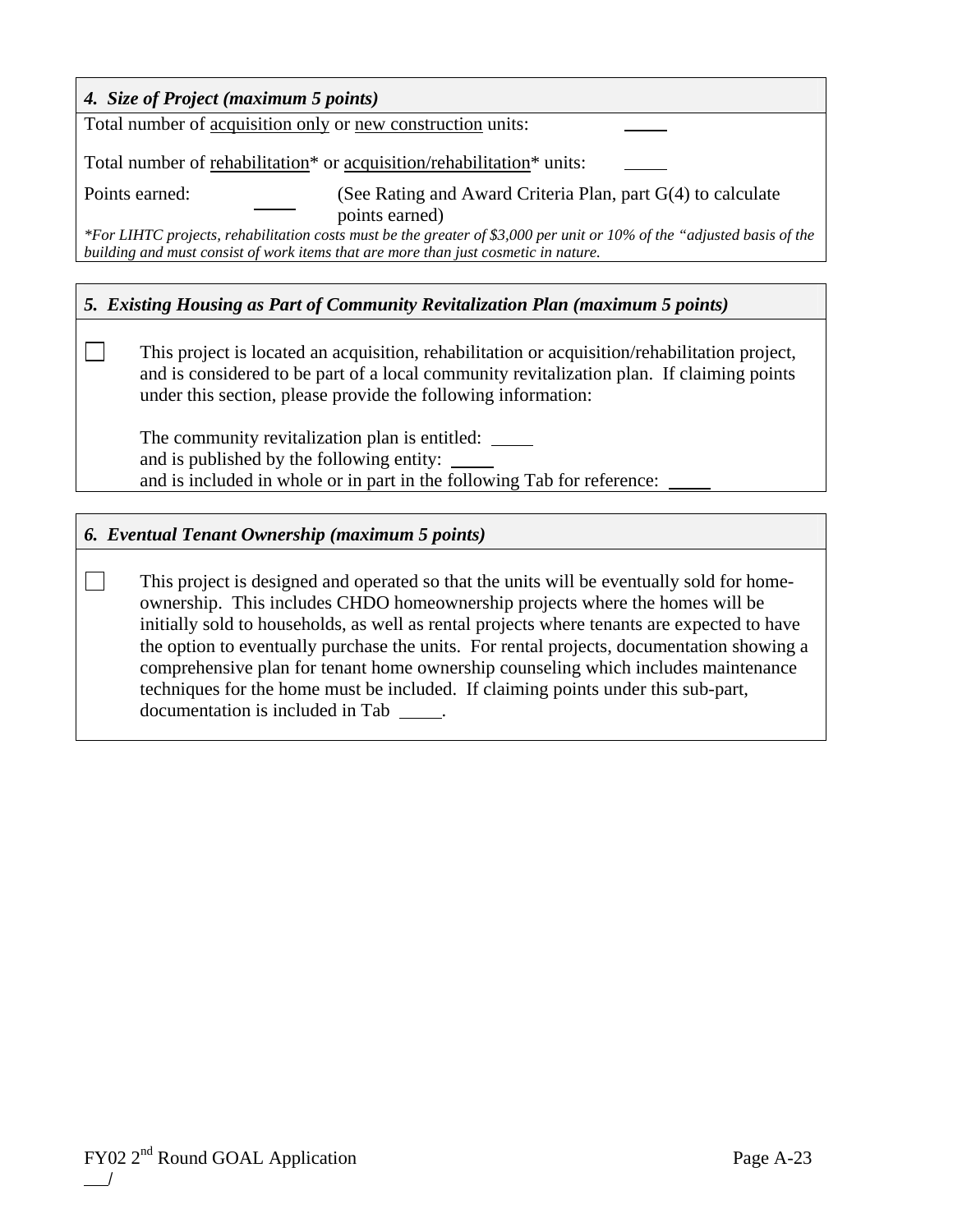### *4. Size of Project (maximum 5 points)*

Total number of acquisition only or new construction units: _____

Total number of rehabilitation* or acquisition/rehabilitation* units: _____

Points earned: _____ (See Rating and Award Criteria Plan, part G(4) to calculate points earned)

*\*For LIHTC projects, rehabilitation costs must be the greater of $3,000 per unit or 10% of the "adjusted basis of the building and must consist of work items that are more than just cosmetic in nature.*

### *5. Existing Housing as Part of Community Revitalization Plan (maximum 5 points)*

☐ This project is located an acquisition, rehabilitation or acquisition/rehabilitation project, and is considered to be part of a local community revitalization plan. If claiming points under this section, please provide the following information:

The community revitalization plan is entitled: _____
and is published by the following entity: _____
and is included in whole or in part in the following Tab for reference: _____

### *6. Eventual Tenant Ownership (maximum 5 points)*

☐ This project is designed and operated so that the units will be eventually sold for home-ownership. This includes CHDO homeownership projects where the homes will be initially sold to households, as well as rental projects where tenants are expected to have the option to eventually purchase the units. For rental projects, documentation showing a comprehensive plan for tenant home ownership counseling which includes maintenance techniques for the home must be included. If claiming points under this sub-part, documentation is included in Tab _____.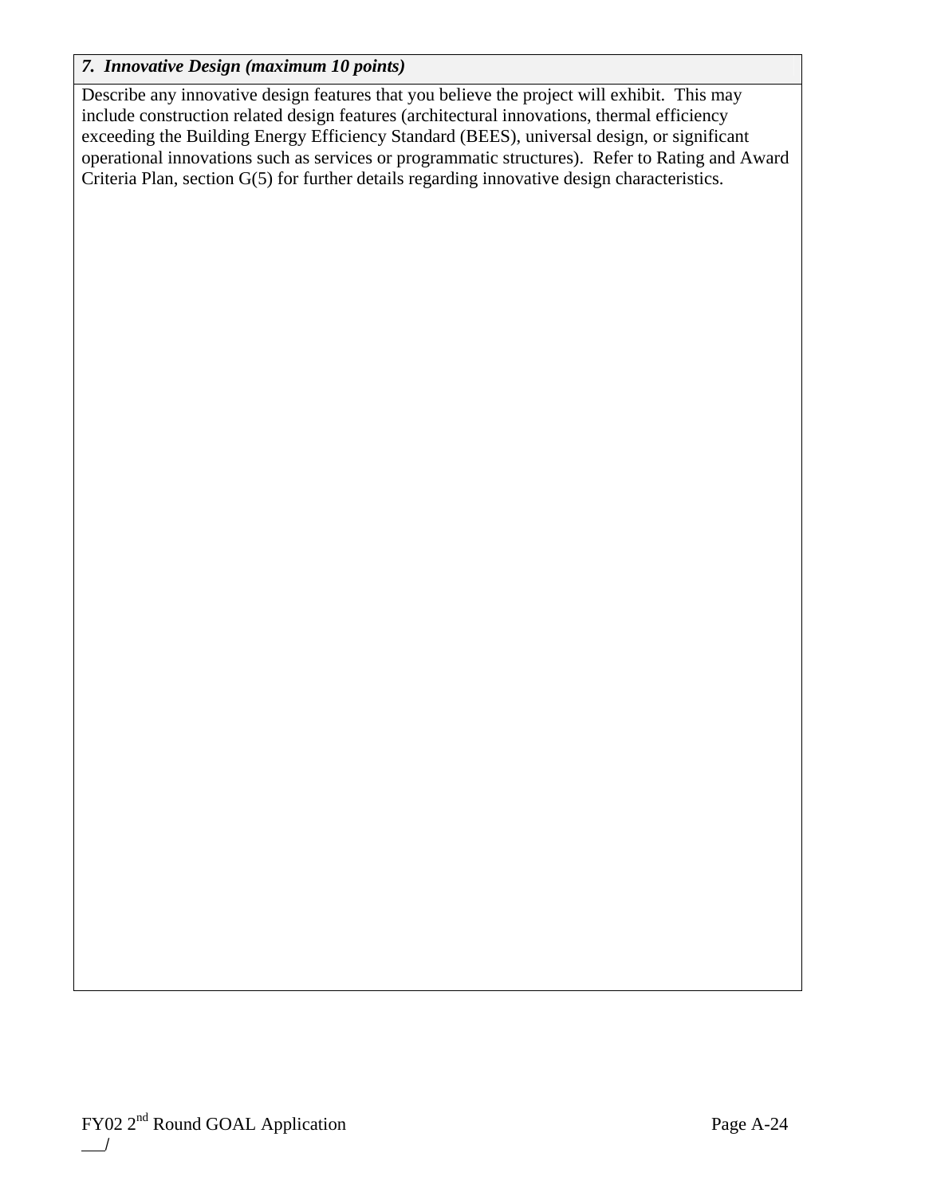| *7. Innovative Design (maximum 10 points)* |
| --- |
| Describe any innovative design features that you believe the project will exhibit. This may include construction related design features (architectural innovations, thermal efficiency exceeding the Building Energy Efficiency Standard (BEES), universal design, or significant operational innovations such as services or programmatic structures). Refer to Rating and Award Criteria Plan, section G(5) for further details regarding innovative design characteristics. |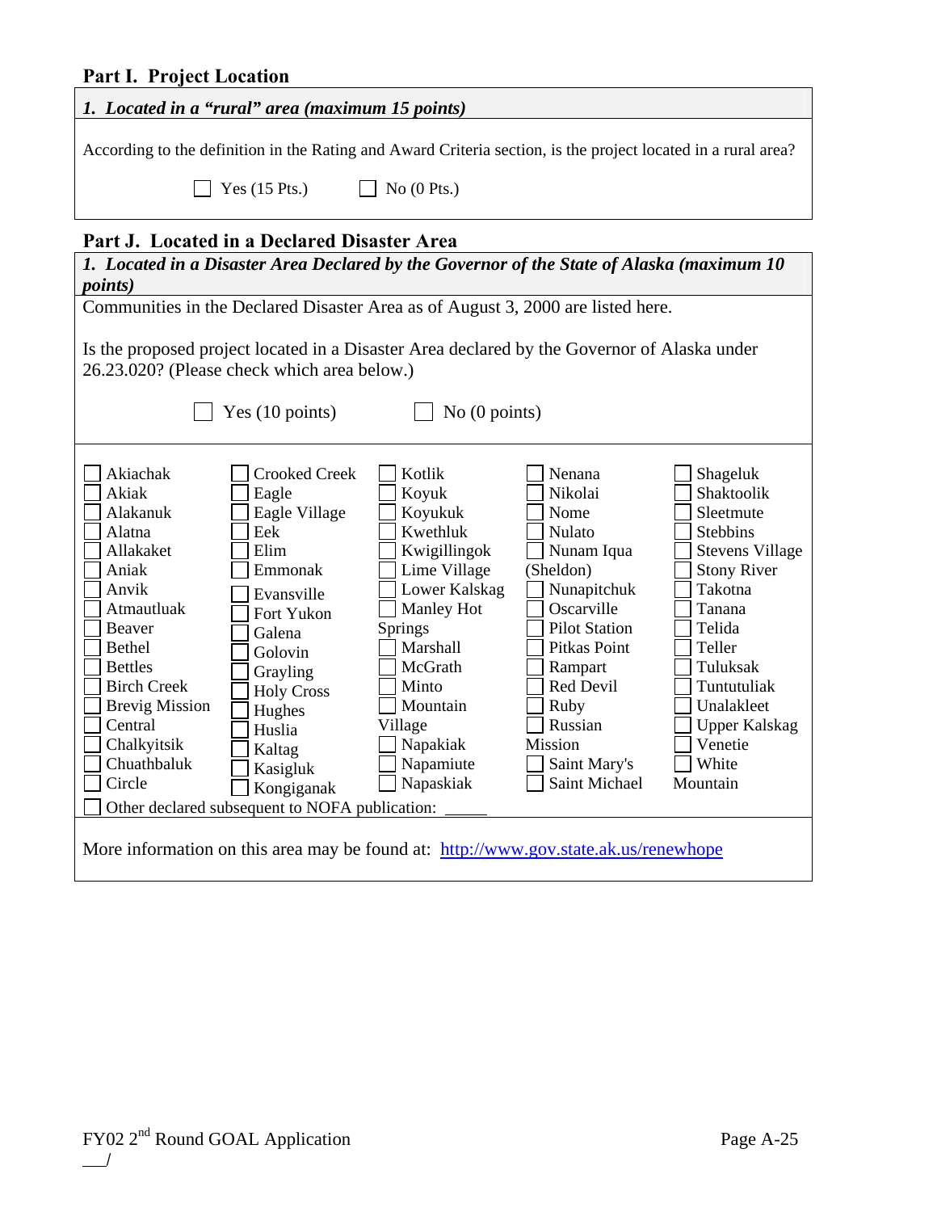## Part I. Project Location

| ***1. Located in a "rural" area (maximum 15 points)*** |
|---|
| According to the definition in the Rating and Award Criteria section, is the project located in a rural area? |
| ☐ Yes (15 Pts.) ☐ No (0 Pts.) |

## Part J. Located in a Declared Disaster Area

***1. Located in a Disaster Area Declared by the Governor of the State of Alaska (maximum 10 points)***

Communities in the Declared Disaster Area as of August 3, 2000 are listed here.

Is the proposed project located in a Disaster Area declared by the Governor of Alaska under 26.23.020? (Please check which area below.)

☐ Yes (10 points) ☐ No (0 points)

| | | | | |
|---|---|---|---|---|
| ☐ Akiachak | ☐ Crooked Creek | ☐ Kotlik | ☐ Nenana | ☐ Shageluk |
| ☐ Akiak | ☐ Eagle | ☐ Koyuk | ☐ Nikolai | ☐ Shaktoolik |
| ☐ Alakanuk | ☐ Eagle Village | ☐ Koyukuk | ☐ Nome | ☐ Sleetmute |
| ☐ Alatna | ☐ Eek | ☐ Kwethluk | ☐ Nulato | ☐ Stebbins |
| ☐ Allakaket | ☐ Elim | ☐ Kwigillingok | ☐ Nunam Iqua (Sheldon) | ☐ Stevens Village |
| ☐ Aniak | ☐ Emmonak | ☐ Lime Village | ☐ Nunapitchuk | ☐ Stony River |
| ☐ Anvik | ☐ Evansville | ☐ Lower Kalskag | ☐ Oscarville | ☐ Takotna |
| ☐ Atmautluak | ☐ Fort Yukon | ☐ Manley Hot Springs | ☐ Pilot Station | ☐ Tanana |
| ☐ Beaver | ☐ Galena | ☐ Marshall | ☐ Pitkas Point | ☐ Telida |
| ☐ Bethel | ☐ Golovin | ☐ McGrath | ☐ Rampart | ☐ Teller |
| ☐ Bettles | ☐ Grayling | ☐ Minto | ☐ Red Devil | ☐ Tuluksak |
| ☐ Birch Creek | ☐ Holy Cross | ☐ Mountain Village | ☐ Ruby | ☐ Tuntutuliak |
| ☐ Brevig Mission | ☐ Hughes | ☐ Napakiak | ☐ Russian Mission | ☐ Unalakleet |
| ☐ Central | ☐ Huslia | ☐ Napamiute | ☐ Saint Mary's | ☐ Upper Kalskag |
| ☐ Chalkyitsik | ☐ Kaltag | ☐ Napaskiak | ☐ Saint Michael | ☐ Venetie |
| ☐ Chuathbaluk | ☐ Kasigluk | | | ☐ White Mountain |
| ☐ Circle | ☐ Kongiganak | | | |

☐ Other declared subsequent to NOFA publication: _____

More information on this area may be found at: http://www.gov.state.ak.us/renewhope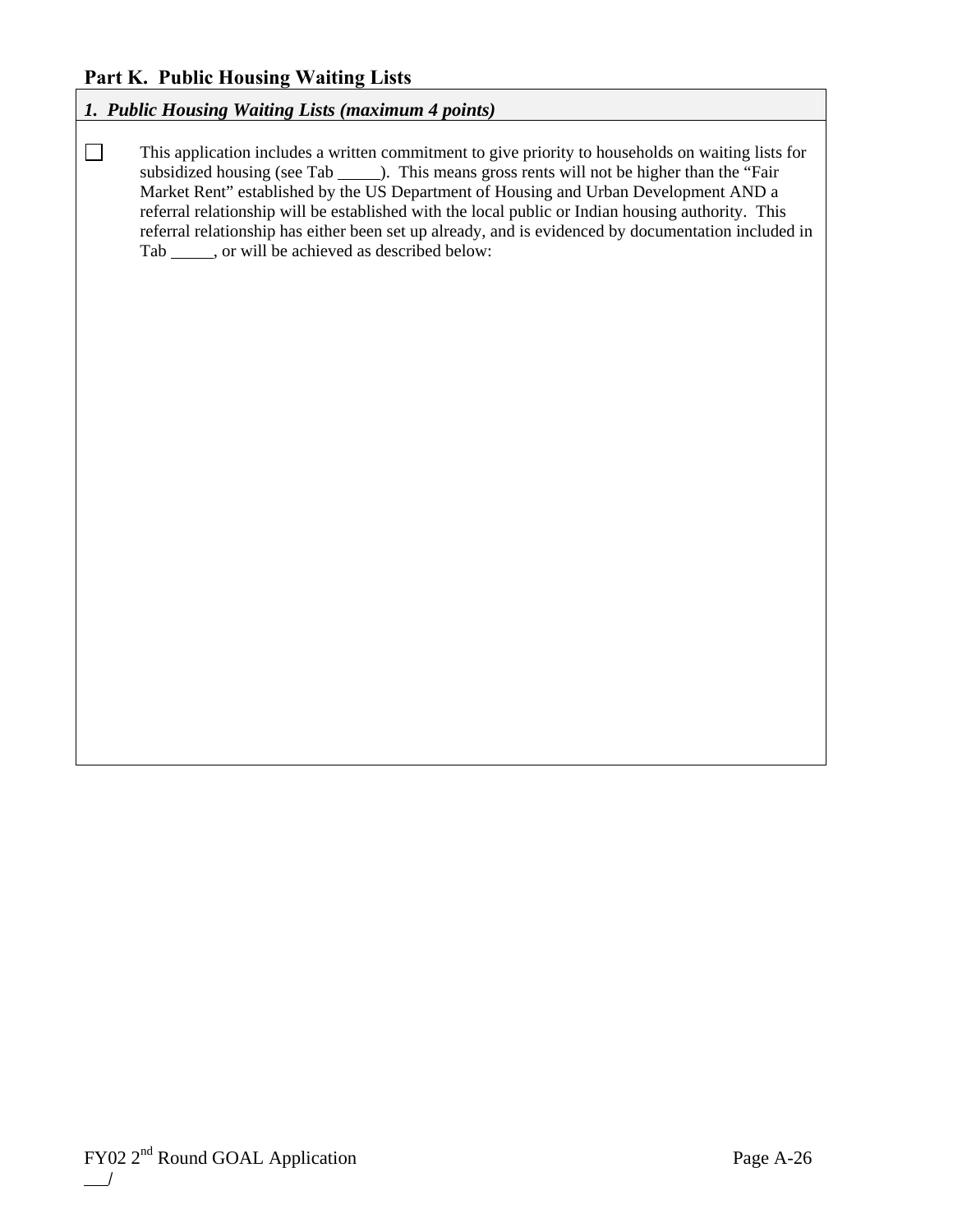## Part K. Public Housing Waiting Lists

### *1. Public Housing Waiting Lists (maximum 4 points)*

☐ This application includes a written commitment to give priority to households on waiting lists for subsidized housing (see Tab _____). This means gross rents will not be higher than the "Fair Market Rent" established by the US Department of Housing and Urban Development AND a referral relationship will be established with the local public or Indian housing authority. This referral relationship has either been set up already, and is evidenced by documentation included in Tab _____, or will be achieved as described below: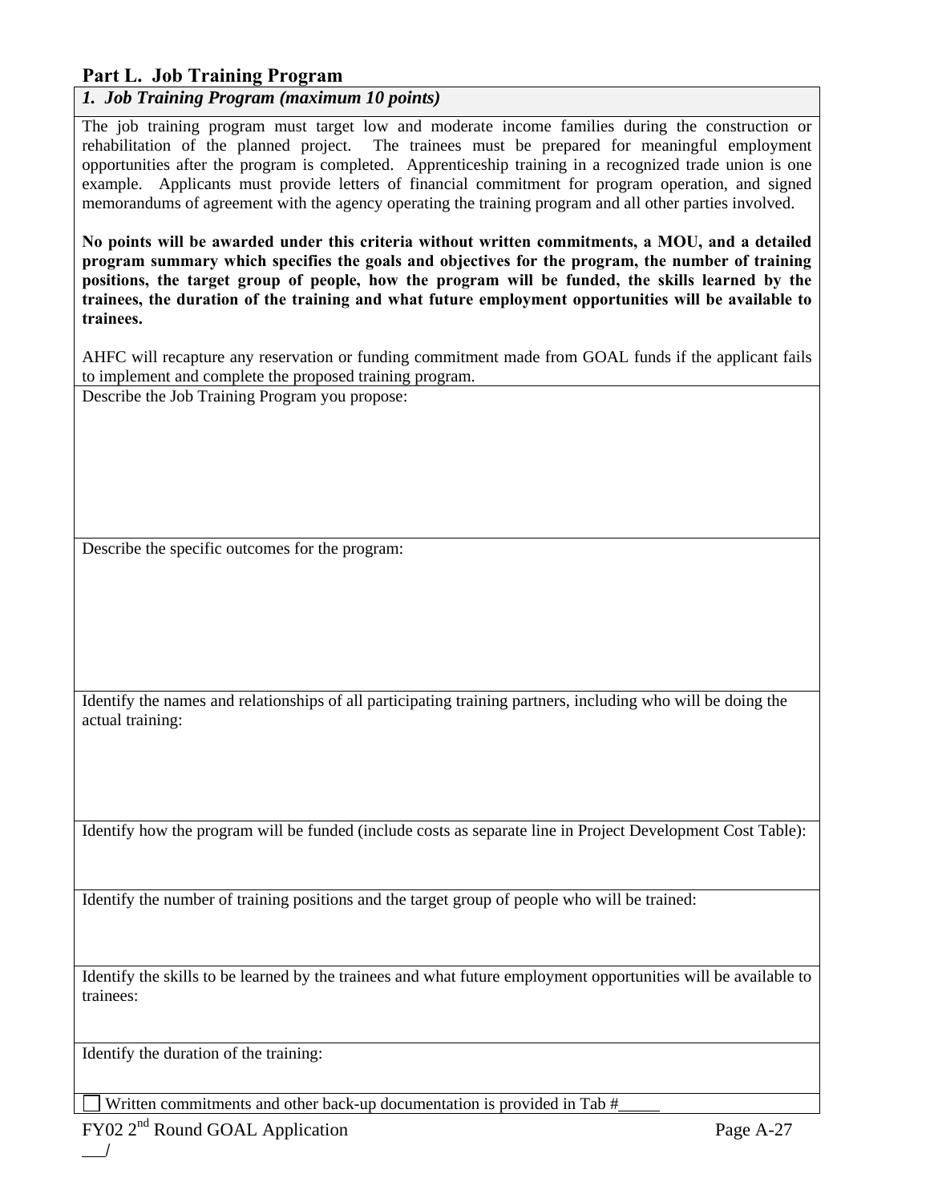## Part L. Job Training Program

### *1. Job Training Program (maximum 10 points)*

The job training program must target low and moderate income families during the construction or rehabilitation of the planned project. The trainees must be prepared for meaningful employment opportunities after the program is completed. Apprenticeship training in a recognized trade union is one example. Applicants must provide letters of financial commitment for program operation, and signed memorandums of agreement with the agency operating the training program and all other parties involved.

**No points will be awarded under this criteria without written commitments, a MOU, and a detailed program summary which specifies the goals and objectives for the program, the number of training positions, the target group of people, how the program will be funded, the skills learned by the trainees, the duration of the training and what future employment opportunities will be available to trainees.**

AHFC will recapture any reservation or funding commitment made from GOAL funds if the applicant fails to implement and complete the proposed training program.

Describe the Job Training Program you propose:

Describe the specific outcomes for the program:

Identify the names and relationships of all participating training partners, including who will be doing the actual training:

Identify how the program will be funded (include costs as separate line in Project Development Cost Table):

Identify the number of training positions and the target group of people who will be trained:

Identify the skills to be learned by the trainees and what future employment opportunities will be available to trainees:

Identify the duration of the training:

☐ Written commitments and other back-up documentation is provided in Tab #_____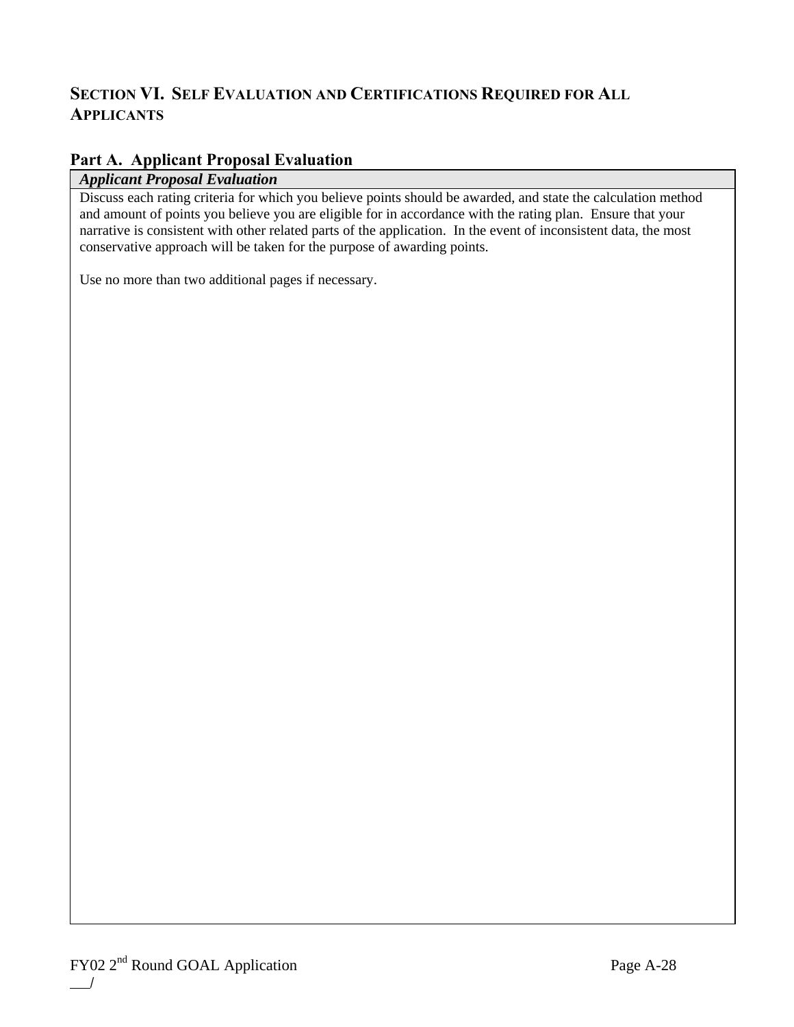## Section VI. Self Evaluation and Certifications Required for All Applicants

### Part A. Applicant Proposal Evaluation

| *Applicant Proposal Evaluation* |
|---|
| Discuss each rating criteria for which you believe points should be awarded, and state the calculation method and amount of points you believe you are eligible for in accordance with the rating plan. Ensure that your narrative is consistent with other related parts of the application. In the event of inconsistent data, the most conservative approach will be taken for the purpose of awarding points.<br><br>Use no more than two additional pages if necessary. |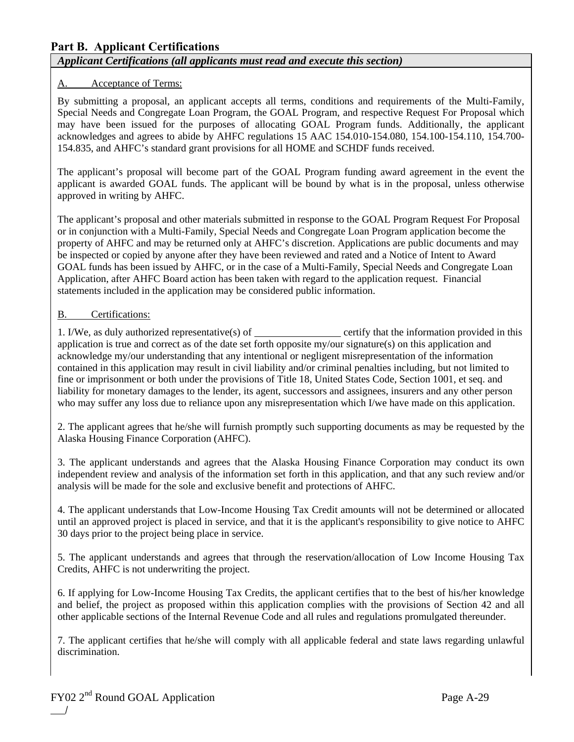## Part B. Applicant Certifications

***Applicant Certifications (all applicants must read and execute this section)***

A. Acceptance of Terms:

By submitting a proposal, an applicant accepts all terms, conditions and requirements of the Multi-Family, Special Needs and Congregate Loan Program, the GOAL Program, and respective Request For Proposal which may have been issued for the purposes of allocating GOAL Program funds. Additionally, the applicant acknowledges and agrees to abide by AHFC regulations 15 AAC 154.010-154.080, 154.100-154.110, 154.700-154.835, and AHFC's standard grant provisions for all HOME and SCHDF funds received.

The applicant's proposal will become part of the GOAL Program funding award agreement in the event the applicant is awarded GOAL funds. The applicant will be bound by what is in the proposal, unless otherwise approved in writing by AHFC.

The applicant's proposal and other materials submitted in response to the GOAL Program Request For Proposal or in conjunction with a Multi-Family, Special Needs and Congregate Loan Program application become the property of AHFC and may be returned only at AHFC's discretion. Applications are public documents and may be inspected or copied by anyone after they have been reviewed and rated and a Notice of Intent to Award GOAL funds has been issued by AHFC, or in the case of a Multi-Family, Special Needs and Congregate Loan Application, after AHFC Board action has been taken with regard to the application request. Financial statements included in the application may be considered public information.

B. Certifications:

1. I/We, as duly authorized representative(s) of ________________ certify that the information provided in this application is true and correct as of the date set forth opposite my/our signature(s) on this application and acknowledge my/our understanding that any intentional or negligent misrepresentation of the information contained in this application may result in civil liability and/or criminal penalties including, but not limited to fine or imprisonment or both under the provisions of Title 18, United States Code, Section 1001, et seq. and liability for monetary damages to the lender, its agent, successors and assignees, insurers and any other person who may suffer any loss due to reliance upon any misrepresentation which I/we have made on this application.

2. The applicant agrees that he/she will furnish promptly such supporting documents as may be requested by the Alaska Housing Finance Corporation (AHFC).

3. The applicant understands and agrees that the Alaska Housing Finance Corporation may conduct its own independent review and analysis of the information set forth in this application, and that any such review and/or analysis will be made for the sole and exclusive benefit and protections of AHFC.

4. The applicant understands that Low-Income Housing Tax Credit amounts will not be determined or allocated until an approved project is placed in service, and that it is the applicant's responsibility to give notice to AHFC 30 days prior to the project being place in service.

5. The applicant understands and agrees that through the reservation/allocation of Low Income Housing Tax Credits, AHFC is not underwriting the project.

6. If applying for Low-Income Housing Tax Credits, the applicant certifies that to the best of his/her knowledge and belief, the project as proposed within this application complies with the provisions of Section 42 and all other applicable sections of the Internal Revenue Code and all rules and regulations promulgated thereunder.

7. The applicant certifies that he/she will comply with all applicable federal and state laws regarding unlawful discrimination.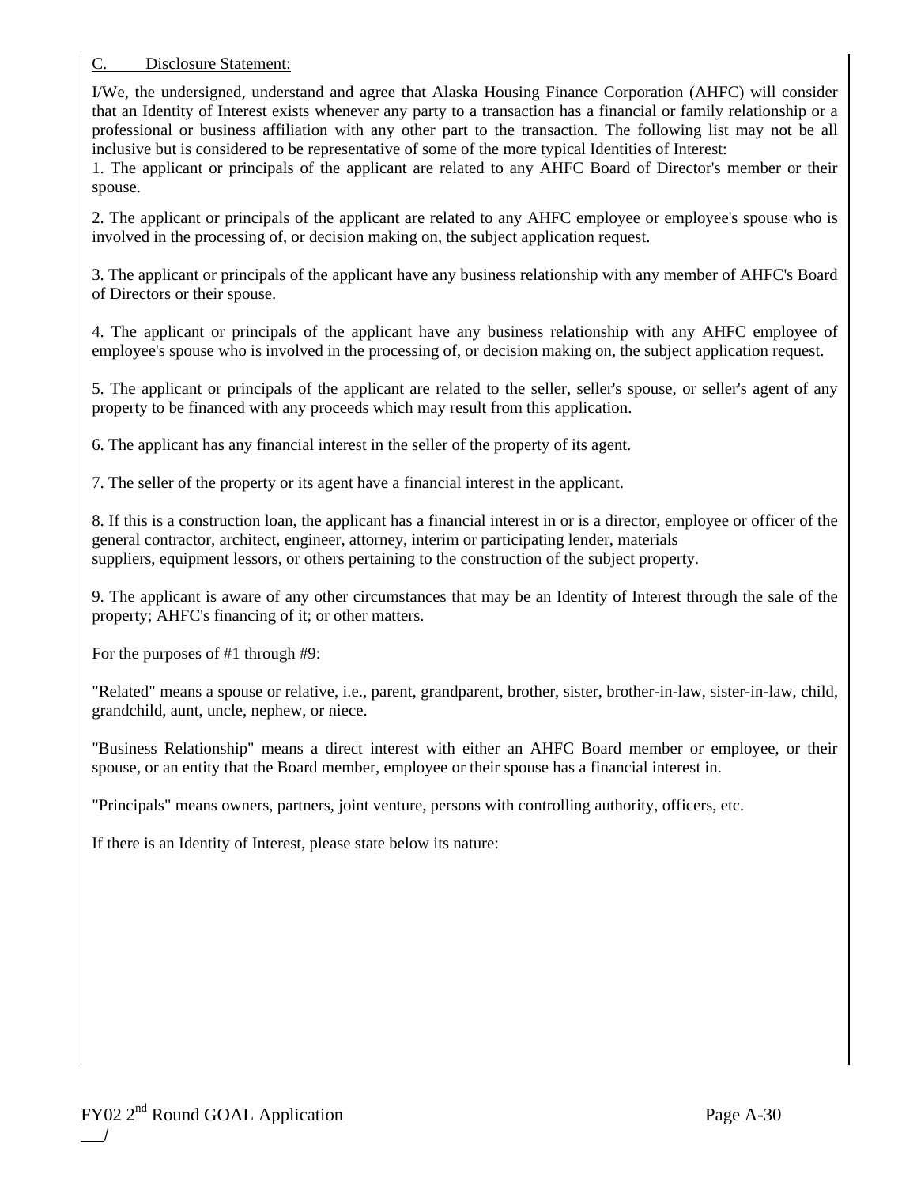C. Disclosure Statement:

I/We, the undersigned, understand and agree that Alaska Housing Finance Corporation (AHFC) will consider that an Identity of Interest exists whenever any party to a transaction has a financial or family relationship or a professional or business affiliation with any other part to the transaction. The following list may not be all inclusive but is considered to be representative of some of the more typical Identities of Interest:

1. The applicant or principals of the applicant are related to any AHFC Board of Director's member or their spouse.

2. The applicant or principals of the applicant are related to any AHFC employee or employee's spouse who is involved in the processing of, or decision making on, the subject application request.

3. The applicant or principals of the applicant have any business relationship with any member of AHFC's Board of Directors or their spouse.

4. The applicant or principals of the applicant have any business relationship with any AHFC employee of employee's spouse who is involved in the processing of, or decision making on, the subject application request.

5. The applicant or principals of the applicant are related to the seller, seller's spouse, or seller's agent of any property to be financed with any proceeds which may result from this application.

6. The applicant has any financial interest in the seller of the property of its agent.

7. The seller of the property or its agent have a financial interest in the applicant.

8. If this is a construction loan, the applicant has a financial interest in or is a director, employee or officer of the general contractor, architect, engineer, attorney, interim or participating lender, materials suppliers, equipment lessors, or others pertaining to the construction of the subject property.

9. The applicant is aware of any other circumstances that may be an Identity of Interest through the sale of the property; AHFC's financing of it; or other matters.

For the purposes of #1 through #9:

"Related" means a spouse or relative, i.e., parent, grandparent, brother, sister, brother-in-law, sister-in-law, child, grandchild, aunt, uncle, nephew, or niece.

"Business Relationship" means a direct interest with either an AHFC Board member or employee, or their spouse, or an entity that the Board member, employee or their spouse has a financial interest in.

"Principals" means owners, partners, joint venture, persons with controlling authority, officers, etc.

If there is an Identity of Interest, please state below its nature: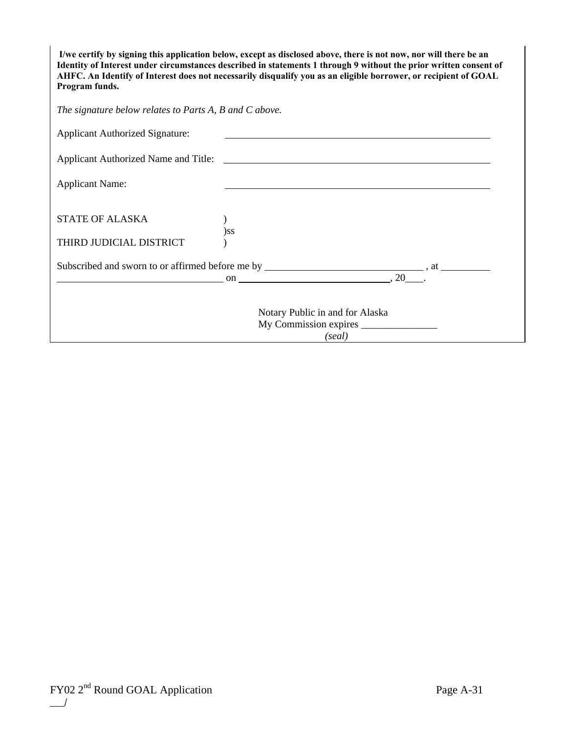**I/we certify by signing this application below, except as disclosed above, there is not now, nor will there be an Identity of Interest under circumstances described in statements 1 through 9 without the prior written consent of AHFC. An Identify of Interest does not necessarily disqualify you as an eligible borrower, or recipient of GOAL Program funds.**

*The signature below relates to Parts A, B and C above.*

Applicant Authorized Signature: ______________________________

Applicant Authorized Name and Title: ______________________________

Applicant Name: ______________________________

STATE OF ALASKA )
)ss
THIRD JUDICIAL DISTRICT )

Subscribed and sworn to or affirmed before me by ______________________ , at __________ ______________________ on ______________________, 20___.

Notary Public in and for Alaska
My Commission expires _______________
*(seal)*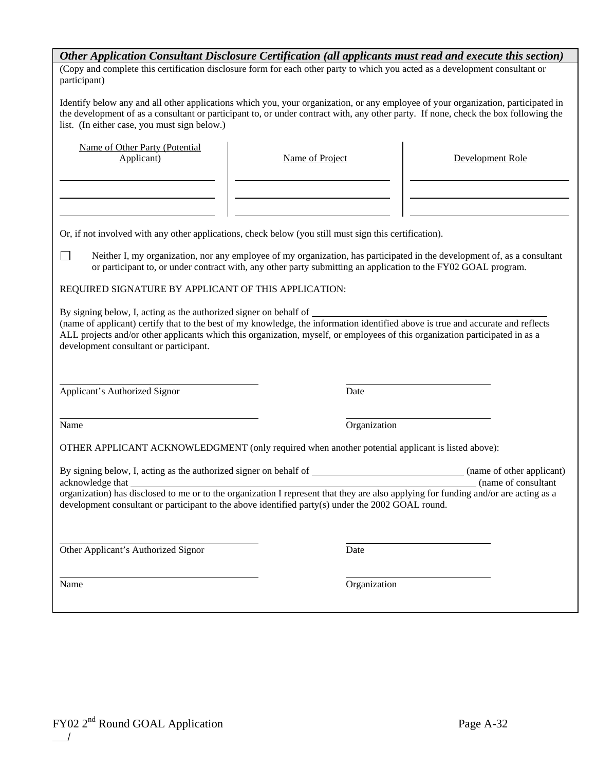***Other Application Consultant Disclosure Certification (all applicants must read and execute this section)***

(Copy and complete this certification disclosure form for each other party to which you acted as a development consultant or participant)

Identify below any and all other applications which you, your organization, or any employee of your organization, participated in the development of as a consultant or participant to, or under contract with, any other party. If none, check the box following the list. (In either case, you must sign below.)

| Name of Other Party (Potential Applicant) | Name of Project | Development Role |
|---|---|---|
| | | |
| | | |
| | | |

Or, if not involved with any other applications, check below (you still must sign this certification).

☐ Neither I, my organization, nor any employee of my organization, has participated in the development of, as a consultant or participant to, or under contract with, any other party submitting an application to the FY02 GOAL program.

REQUIRED SIGNATURE BY APPLICANT OF THIS APPLICATION:

By signing below, I, acting as the authorized signer on behalf of ______________________________ (name of applicant) certify that to the best of my knowledge, the information identified above is true and accurate and reflects ALL projects and/or other applicants which this organization, myself, or employees of this organization participated in as a development consultant or participant.

______________________________ Applicant's Authorized Signor

______________________________ Date

______________________________ Name

______________________________ Organization

OTHER APPLICANT ACKNOWLEDGMENT (only required when another potential applicant is listed above):

By signing below, I, acting as the authorized signer on behalf of ______________________________ (name of other applicant) acknowledge that ______________________________ (name of consultant organization) has disclosed to me or to the organization I represent that they are also applying for funding and/or are acting as a development consultant or participant to the above identified party(s) under the 2002 GOAL round.

______________________________ Other Applicant's Authorized Signor

______________________________ Date

______________________________ Name

______________________________ Organization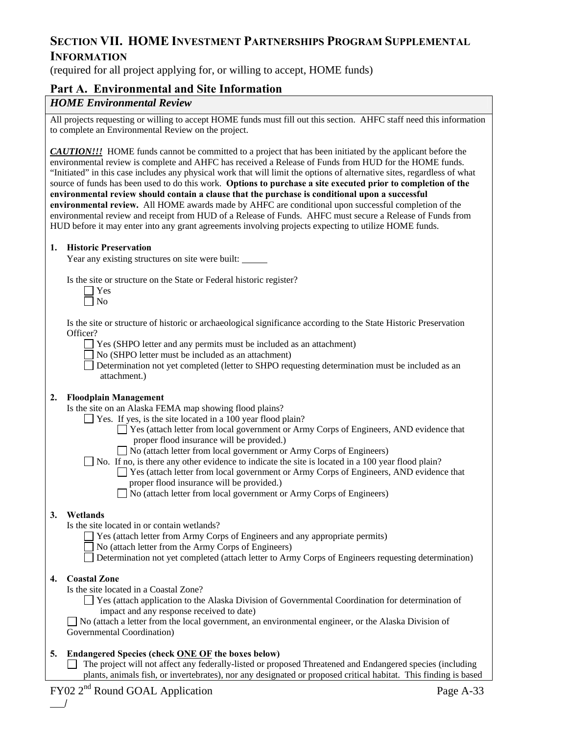# SECTION VII. HOME INVESTMENT PARTNERSHIPS PROGRAM SUPPLEMENTAL INFORMATION

(required for all project applying for, or willing to accept, HOME funds)

## Part A. Environmental and Site Information

### *HOME Environmental Review*

All projects requesting or willing to accept HOME funds must fill out this section. AHFC staff need this information to complete an Environmental Review on the project.

***CAUTION!!!*** HOME funds cannot be committed to a project that has been initiated by the applicant before the environmental review is complete and AHFC has received a Release of Funds from HUD for the HOME funds. "Initiated" in this case includes any physical work that will limit the options of alternative sites, regardless of what source of funds has been used to do this work. **Options to purchase a site executed prior to completion of the environmental review should contain a clause that the purchase is conditional upon a successful environmental review.** All HOME awards made by AHFC are conditional upon successful completion of the environmental review and receipt from HUD of a Release of Funds. AHFC must secure a Release of Funds from HUD before it may enter into any grant agreements involving projects expecting to utilize HOME funds.

**1. Historic Preservation**

Year any existing structures on site were built: ______

Is the site or structure on the State or Federal historic register?

- ☐ Yes
- ☐ No

Is the site or structure of historic or archaeological significance according to the State Historic Preservation Officer?

- ☐ Yes (SHPO letter and any permits must be included as an attachment)
- ☐ No (SHPO letter must be included as an attachment)
- ☐ Determination not yet completed (letter to SHPO requesting determination must be included as an attachment.)

**2. Floodplain Management**

Is the site on an Alaska FEMA map showing flood plains?

- ☐ Yes. If yes, is the site located in a 100 year flood plain?
  - ☐ Yes (attach letter from local government or Army Corps of Engineers, AND evidence that proper flood insurance will be provided.)
  - ☐ No (attach letter from local government or Army Corps of Engineers)
- ☐ No. If no, is there any other evidence to indicate the site is located in a 100 year flood plain?
  - ☐ Yes (attach letter from local government or Army Corps of Engineers, AND evidence that proper flood insurance will be provided.)
  - ☐ No (attach letter from local government or Army Corps of Engineers)

**3. Wetlands**

Is the site located in or contain wetlands?

- ☐ Yes (attach letter from Army Corps of Engineers and any appropriate permits)
- ☐ No (attach letter from the Army Corps of Engineers)
- ☐ Determination not yet completed (attach letter to Army Corps of Engineers requesting determination)

**4. Coastal Zone**

Is the site located in a Coastal Zone?

- ☐ Yes (attach application to the Alaska Division of Governmental Coordination for determination of impact and any response received to date)
- ☐ No (attach a letter from the local government, an environmental engineer, or the Alaska Division of Governmental Coordination)

**5. Endangered Species (check ONE OF the boxes below)**

- ☐ The project will not affect any federally-listed or proposed Threatened and Endangered species (including plants, animals fish, or invertebrates), nor any designated or proposed critical habitat. This finding is based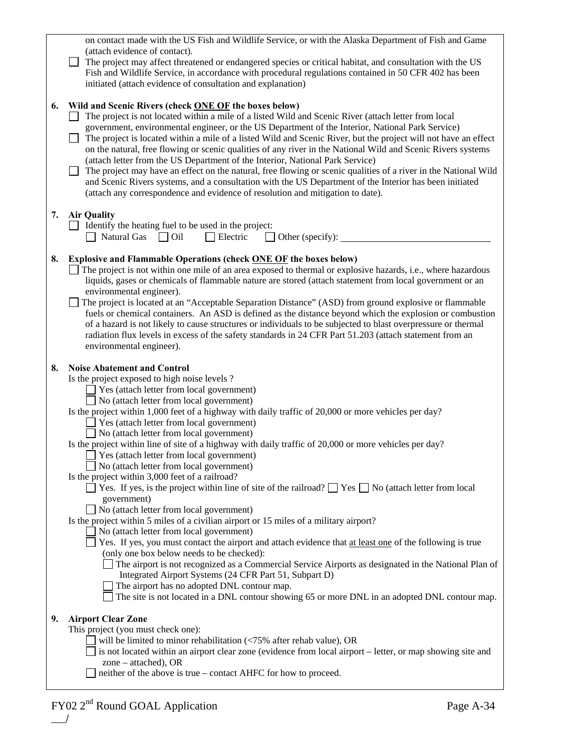on contact made with the US Fish and Wildlife Service, or with the Alaska Department of Fish and Game (attach evidence of contact).

☐ The project may affect threatened or endangered species or critical habitat, and consultation with the US Fish and Wildlife Service, in accordance with procedural regulations contained in 50 CFR 402 has been initiated (attach evidence of consultation and explanation)

**6. Wild and Scenic Rivers (check ONE OF the boxes below)**

☐ The project is not located within a mile of a listed Wild and Scenic River (attach letter from local government, environmental engineer, or the US Department of the Interior, National Park Service)

☐ The project is located within a mile of a listed Wild and Scenic River, but the project will not have an effect on the natural, free flowing or scenic qualities of any river in the National Wild and Scenic Rivers systems (attach letter from the US Department of the Interior, National Park Service)

☐ The project may have an effect on the natural, free flowing or scenic qualities of a river in the National Wild and Scenic Rivers systems, and a consultation with the US Department of the Interior has been initiated (attach any correspondence and evidence of resolution and mitigation to date).

**7. Air Quality**

☐ Identify the heating fuel to be used in the project:

☐ Natural Gas ☐ Oil ☐ Electric ☐ Other (specify): ______________________________

**8. Explosive and Flammable Operations (check ONE OF the boxes below)**

☐ The project is not within one mile of an area exposed to thermal or explosive hazards, i.e., where hazardous liquids, gases or chemicals of flammable nature are stored (attach statement from local government or an environmental engineer).

☐ The project is located at an "Acceptable Separation Distance" (ASD) from ground explosive or flammable fuels or chemical containers. An ASD is defined as the distance beyond which the explosion or combustion of a hazard is not likely to cause structures or individuals to be subjected to blast overpressure or thermal radiation flux levels in excess of the safety standards in 24 CFR Part 51.203 (attach statement from an environmental engineer).

**8. Noise Abatement and Control**

Is the project exposed to high noise levels ?

☐ Yes (attach letter from local government)

☐ No (attach letter from local government)

Is the project within 1,000 feet of a highway with daily traffic of 20,000 or more vehicles per day?

☐ Yes (attach letter from local government)

☐ No (attach letter from local government)

Is the project within line of site of a highway with daily traffic of 20,000 or more vehicles per day?

☐ Yes (attach letter from local government)

☐ No (attach letter from local government)

Is the project within 3,000 feet of a railroad?

☐ Yes. If yes, is the project within line of site of the railroad? ☐ Yes ☐ No (attach letter from local government)

☐ No (attach letter from local government)

Is the project within 5 miles of a civilian airport or 15 miles of a military airport?

☐ No (attach letter from local government)

☐ Yes. If yes, you must contact the airport and attach evidence that at least one of the following is true (only one box below needs to be checked):

☐ The airport is not recognized as a Commercial Service Airports as designated in the National Plan of Integrated Airport Systems (24 CFR Part 51, Subpart D)

☐ The airport has no adopted DNL contour map.

☐ The site is not located in a DNL contour showing 65 or more DNL in an adopted DNL contour map.

**9. Airport Clear Zone**

This project (you must check one):

☐ will be limited to minor rehabilitation (<75% after rehab value), OR

☐ is not located within an airport clear zone (evidence from local airport – letter, or map showing site and zone – attached), OR

☐ neither of the above is true – contact AHFC for how to proceed.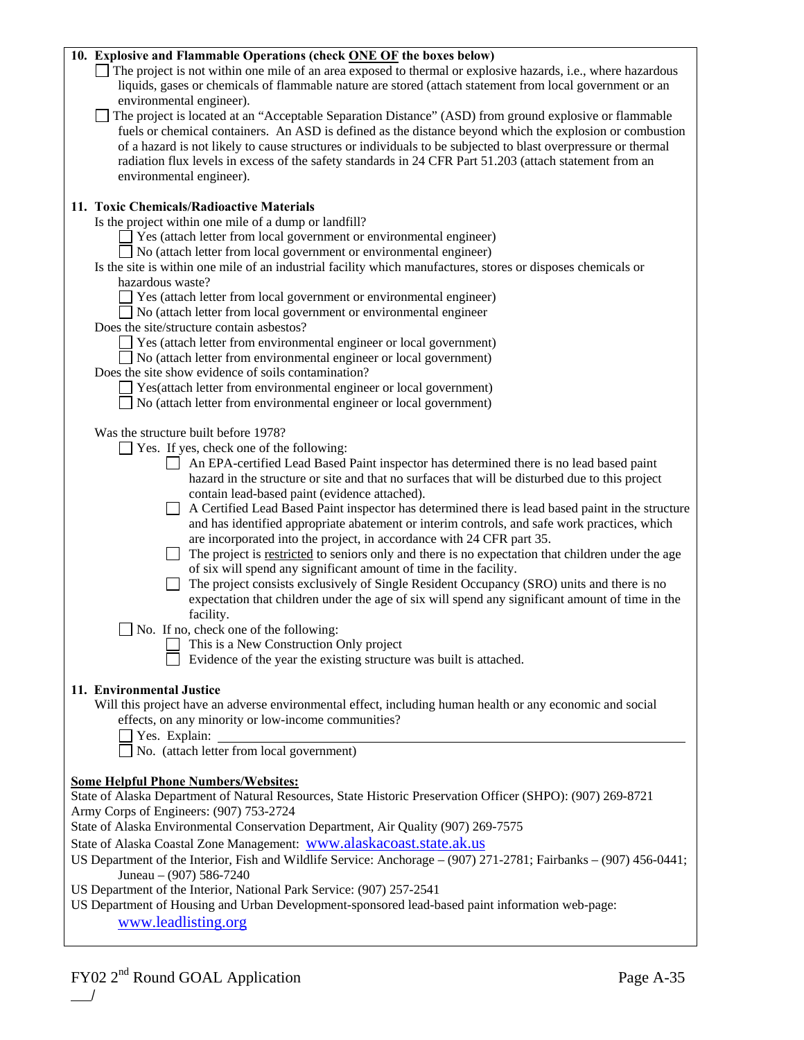**10. Explosive and Flammable Operations (check <u>ONE OF</u> the boxes below)**

- ☐ The project is not within one mile of an area exposed to thermal or explosive hazards, i.e., where hazardous liquids, gases or chemicals of flammable nature are stored (attach statement from local government or an environmental engineer).
- ☐ The project is located at an "Acceptable Separation Distance" (ASD) from ground explosive or flammable fuels or chemical containers. An ASD is defined as the distance beyond which the explosion or combustion of a hazard is not likely to cause structures or individuals to be subjected to blast overpressure or thermal radiation flux levels in excess of the safety standards in 24 CFR Part 51.203 (attach statement from an environmental engineer).

**11. Toxic Chemicals/Radioactive Materials**

Is the project within one mile of a dump or landfill?

- ☐ Yes (attach letter from local government or environmental engineer)
- ☐ No (attach letter from local government or environmental engineer)

Is the site is within one mile of an industrial facility which manufactures, stores or disposes chemicals or hazardous waste?

- ☐ Yes (attach letter from local government or environmental engineer)
- ☐ No (attach letter from local government or environmental engineer

Does the site/structure contain asbestos?

- ☐ Yes (attach letter from environmental engineer or local government)
- ☐ No (attach letter from environmental engineer or local government)

Does the site show evidence of soils contamination?

- ☐ Yes(attach letter from environmental engineer or local government)
- ☐ No (attach letter from environmental engineer or local government)

Was the structure built before 1978?

- ☐ Yes. If yes, check one of the following:
  - ☐ An EPA-certified Lead Based Paint inspector has determined there is no lead based paint hazard in the structure or site and that no surfaces that will be disturbed due to this project contain lead-based paint (evidence attached).
  - ☐ A Certified Lead Based Paint inspector has determined there is lead based paint in the structure and has identified appropriate abatement or interim controls, and safe work practices, which are incorporated into the project, in accordance with 24 CFR part 35.
  - ☐ The project is <u>restricted</u> to seniors only and there is no expectation that children under the age of six will spend any significant amount of time in the facility.
  - ☐ The project consists exclusively of Single Resident Occupancy (SRO) units and there is no expectation that children under the age of six will spend any significant amount of time in the facility.
- ☐ No. If no, check one of the following:
  - ☐ This is a New Construction Only project
  - ☐ Evidence of the year the existing structure was built is attached.

**11. Environmental Justice**

Will this project have an adverse environmental effect, including human health or any economic and social effects, on any minority or low-income communities?

- ☐ Yes. Explain: ______________________________
- ☐ No. (attach letter from local government)

**<u>Some Helpful Phone Numbers/Websites:</u>**

State of Alaska Department of Natural Resources, State Historic Preservation Officer (SHPO): (907) 269-8721
Army Corps of Engineers: (907) 753-2724
State of Alaska Environmental Conservation Department, Air Quality (907) 269-7575
State of Alaska Coastal Zone Management: www.alaskacoast.state.ak.us
US Department of the Interior, Fish and Wildlife Service: Anchorage – (907) 271-2781; Fairbanks – (907) 456-0441; Juneau – (907) 586-7240
US Department of the Interior, National Park Service: (907) 257-2541
US Department of Housing and Urban Development-sponsored lead-based paint information web-page: www.leadlisting.org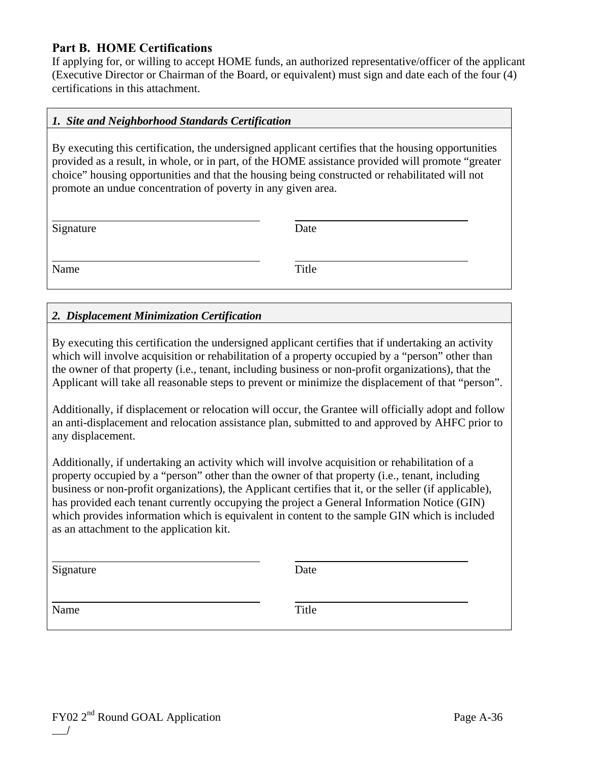## Part B. HOME Certifications

If applying for, or willing to accept HOME funds, an authorized representative/officer of the applicant (Executive Director or Chairman of the Board, or equivalent) must sign and date each of the four (4) certifications in this attachment.

### *1. Site and Neighborhood Standards Certification*

By executing this certification, the undersigned applicant certifies that the housing opportunities provided as a result, in whole, or in part, of the HOME assistance provided will promote "greater choice" housing opportunities and that the housing being constructed or rehabilitated will not promote an undue concentration of poverty in any given area.

| | |
|---|---|
| Signature | Date |
| Name | Title |

### *2. Displacement Minimization Certification*

By executing this certification the undersigned applicant certifies that if undertaking an activity which will involve acquisition or rehabilitation of a property occupied by a "person" other than the owner of that property (i.e., tenant, including business or non-profit organizations), that the Applicant will take all reasonable steps to prevent or minimize the displacement of that "person".

Additionally, if displacement or relocation will occur, the Grantee will officially adopt and follow an anti-displacement and relocation assistance plan, submitted to and approved by AHFC prior to any displacement.

Additionally, if undertaking an activity which will involve acquisition or rehabilitation of a property occupied by a "person" other than the owner of that property (i.e., tenant, including business or non-profit organizations), the Applicant certifies that it, or the seller (if applicable), has provided each tenant currently occupying the project a General Information Notice (GIN) which provides information which is equivalent in content to the sample GIN which is included as an attachment to the application kit.

| | |
|---|---|
| Signature | Date |
| Name | Title |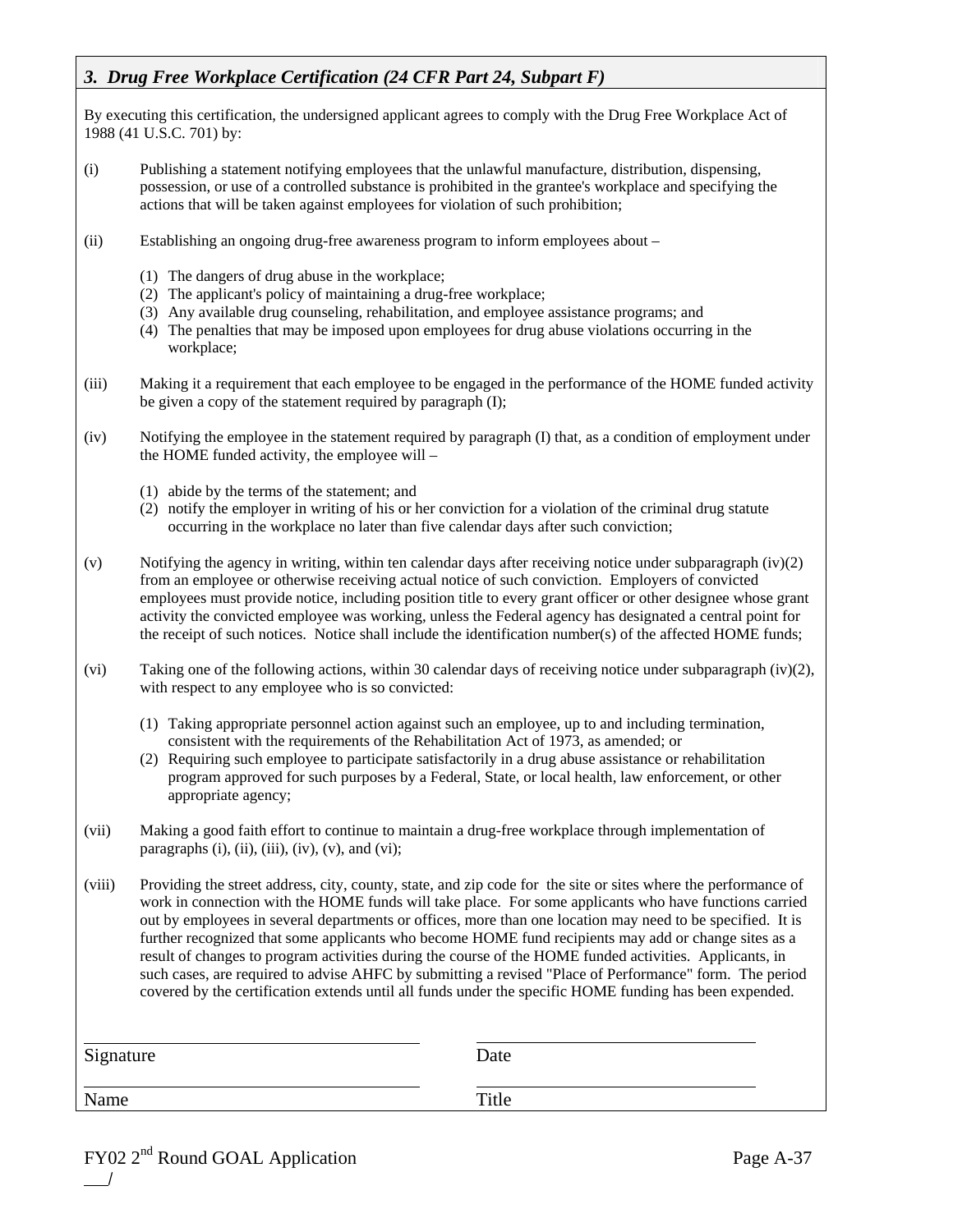### *3. Drug Free Workplace Certification (24 CFR Part 24, Subpart F)*

By executing this certification, the undersigned applicant agrees to comply with the Drug Free Workplace Act of 1988 (41 U.S.C. 701) by:

(i) Publishing a statement notifying employees that the unlawful manufacture, distribution, dispensing, possession, or use of a controlled substance is prohibited in the grantee's workplace and specifying the actions that will be taken against employees for violation of such prohibition;

(ii) Establishing an ongoing drug-free awareness program to inform employees about –

- (1) The dangers of drug abuse in the workplace;
- (2) The applicant's policy of maintaining a drug-free workplace;
- (3) Any available drug counseling, rehabilitation, and employee assistance programs; and
- (4) The penalties that may be imposed upon employees for drug abuse violations occurring in the workplace;

(iii) Making it a requirement that each employee to be engaged in the performance of the HOME funded activity be given a copy of the statement required by paragraph (I);

(iv) Notifying the employee in the statement required by paragraph (I) that, as a condition of employment under the HOME funded activity, the employee will –

- (1) abide by the terms of the statement; and
- (2) notify the employer in writing of his or her conviction for a violation of the criminal drug statute occurring in the workplace no later than five calendar days after such conviction;

(v) Notifying the agency in writing, within ten calendar days after receiving notice under subparagraph (iv)(2) from an employee or otherwise receiving actual notice of such conviction. Employers of convicted employees must provide notice, including position title to every grant officer or other designee whose grant activity the convicted employee was working, unless the Federal agency has designated a central point for the receipt of such notices. Notice shall include the identification number(s) of the affected HOME funds;

(vi) Taking one of the following actions, within 30 calendar days of receiving notice under subparagraph (iv)(2), with respect to any employee who is so convicted:

- (1) Taking appropriate personnel action against such an employee, up to and including termination, consistent with the requirements of the Rehabilitation Act of 1973, as amended; or
- (2) Requiring such employee to participate satisfactorily in a drug abuse assistance or rehabilitation program approved for such purposes by a Federal, State, or local health, law enforcement, or other appropriate agency;

(vii) Making a good faith effort to continue to maintain a drug-free workplace through implementation of paragraphs (i), (ii), (iii), (iv), (v), and (vi);

(viii) Providing the street address, city, county, state, and zip code for the site or sites where the performance of work in connection with the HOME funds will take place. For some applicants who have functions carried out by employees in several departments or offices, more than one location may need to be specified. It is further recognized that some applicants who become HOME fund recipients may add or change sites as a result of changes to program activities during the course of the HOME funded activities. Applicants, in such cases, are required to advise AHFC by submitting a revised "Place of Performance" form. The period covered by the certification extends until all funds under the specific HOME funding has been expended.

| | |
|---|---|
| Signature | Date |
| Name | Title |

FY02 2nd Round GOAL Application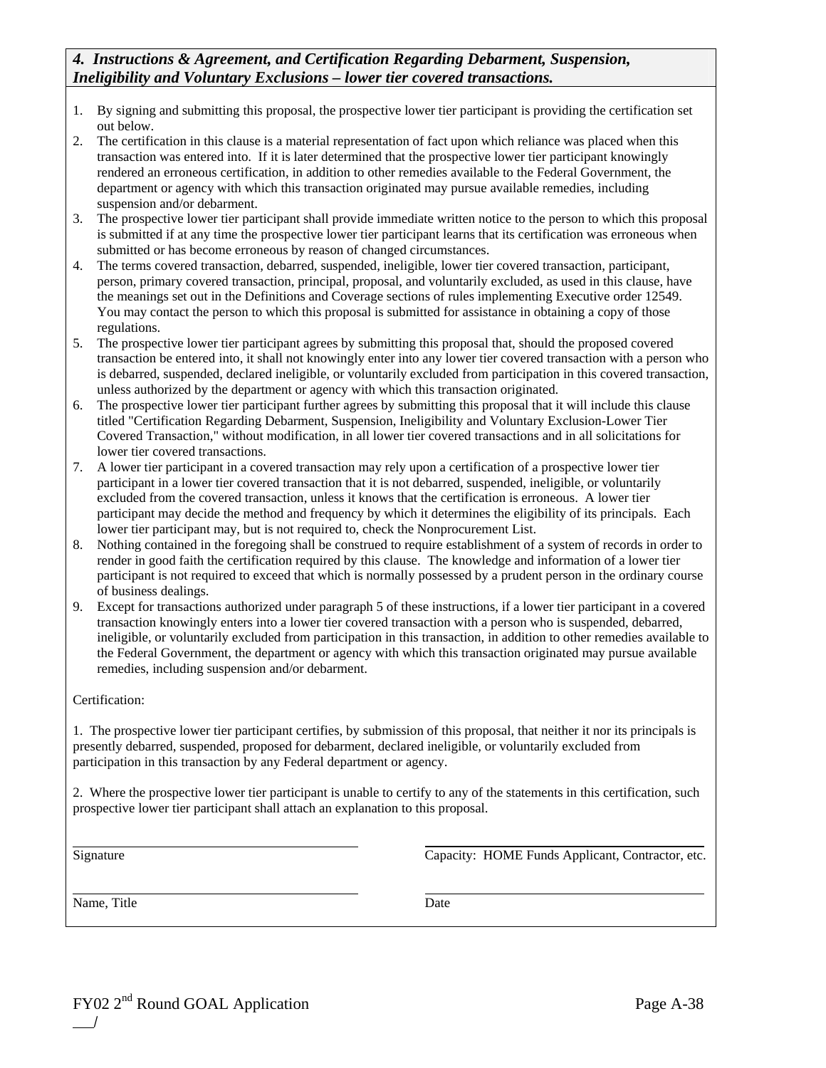### *4. Instructions & Agreement, and Certification Regarding Debarment, Suspension, Ineligibility and Voluntary Exclusions – lower tier covered transactions.*

1. By signing and submitting this proposal, the prospective lower tier participant is providing the certification set out below.
2. The certification in this clause is a material representation of fact upon which reliance was placed when this transaction was entered into. If it is later determined that the prospective lower tier participant knowingly rendered an erroneous certification, in addition to other remedies available to the Federal Government, the department or agency with which this transaction originated may pursue available remedies, including suspension and/or debarment.
3. The prospective lower tier participant shall provide immediate written notice to the person to which this proposal is submitted if at any time the prospective lower tier participant learns that its certification was erroneous when submitted or has become erroneous by reason of changed circumstances.
4. The terms covered transaction, debarred, suspended, ineligible, lower tier covered transaction, participant, person, primary covered transaction, principal, proposal, and voluntarily excluded, as used in this clause, have the meanings set out in the Definitions and Coverage sections of rules implementing Executive order 12549. You may contact the person to which this proposal is submitted for assistance in obtaining a copy of those regulations.
5. The prospective lower tier participant agrees by submitting this proposal that, should the proposed covered transaction be entered into, it shall not knowingly enter into any lower tier covered transaction with a person who is debarred, suspended, declared ineligible, or voluntarily excluded from participation in this covered transaction, unless authorized by the department or agency with which this transaction originated.
6. The prospective lower tier participant further agrees by submitting this proposal that it will include this clause titled "Certification Regarding Debarment, Suspension, Ineligibility and Voluntary Exclusion-Lower Tier Covered Transaction," without modification, in all lower tier covered transactions and in all solicitations for lower tier covered transactions.
7. A lower tier participant in a covered transaction may rely upon a certification of a prospective lower tier participant in a lower tier covered transaction that it is not debarred, suspended, ineligible, or voluntarily excluded from the covered transaction, unless it knows that the certification is erroneous. A lower tier participant may decide the method and frequency by which it determines the eligibility of its principals. Each lower tier participant may, but is not required to, check the Nonprocurement List.
8. Nothing contained in the foregoing shall be construed to require establishment of a system of records in order to render in good faith the certification required by this clause. The knowledge and information of a lower tier participant is not required to exceed that which is normally possessed by a prudent person in the ordinary course of business dealings.
9. Except for transactions authorized under paragraph 5 of these instructions, if a lower tier participant in a covered transaction knowingly enters into a lower tier covered transaction with a person who is suspended, debarred, ineligible, or voluntarily excluded from participation in this transaction, in addition to other remedies available to the Federal Government, the department or agency with which this transaction originated may pursue available remedies, including suspension and/or debarment.

Certification:

1. The prospective lower tier participant certifies, by submission of this proposal, that neither it nor its principals is presently debarred, suspended, proposed for debarment, declared ineligible, or voluntarily excluded from participation in this transaction by any Federal department or agency.

2. Where the prospective lower tier participant is unable to certify to any of the statements in this certification, such prospective lower tier participant shall attach an explanation to this proposal.

| | |
|---|---|
| ______________________________ | ______________________________ |
| Signature | Capacity: HOME Funds Applicant, Contractor, etc. |
| ______________________________ | ______________________________ |
| Name, Title | Date |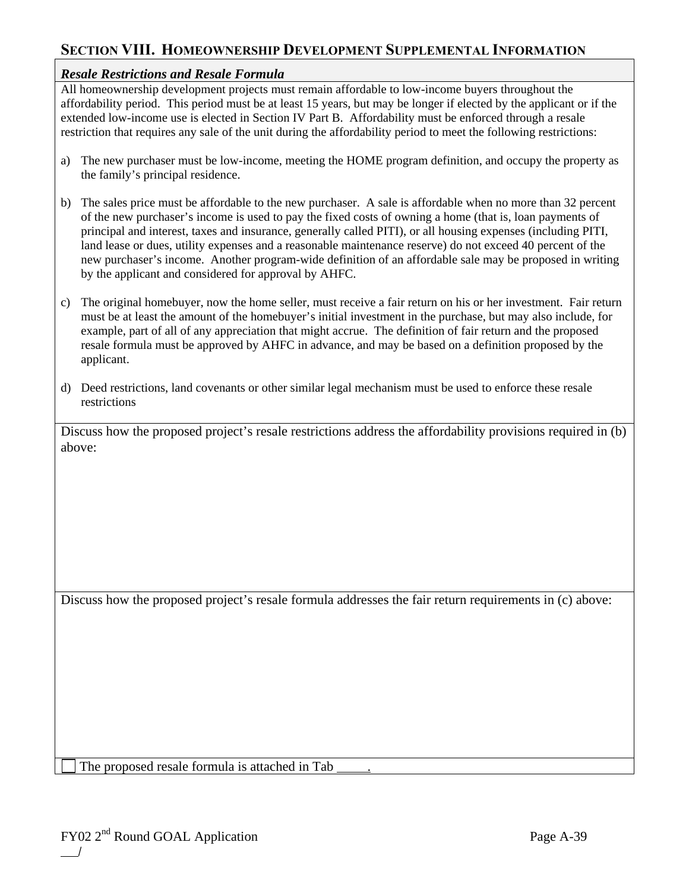## SECTION VIII. HOMEOWNERSHIP DEVELOPMENT SUPPLEMENTAL INFORMATION

### *Resale Restrictions and Resale Formula*

All homeownership development projects must remain affordable to low-income buyers throughout the affordability period. This period must be at least 15 years, but may be longer if elected by the applicant or if the extended low-income use is elected in Section IV Part B. Affordability must be enforced through a resale restriction that requires any sale of the unit during the affordability period to meet the following restrictions:

a) The new purchaser must be low-income, meeting the HOME program definition, and occupy the property as the family's principal residence.

b) The sales price must be affordable to the new purchaser. A sale is affordable when no more than 32 percent of the new purchaser's income is used to pay the fixed costs of owning a home (that is, loan payments of principal and interest, taxes and insurance, generally called PITI), or all housing expenses (including PITI, land lease or dues, utility expenses and a reasonable maintenance reserve) do not exceed 40 percent of the new purchaser's income. Another program-wide definition of an affordable sale may be proposed in writing by the applicant and considered for approval by AHFC.

c) The original homebuyer, now the home seller, must receive a fair return on his or her investment. Fair return must be at least the amount of the homebuyer's initial investment in the purchase, but may also include, for example, part of all of any appreciation that might accrue. The definition of fair return and the proposed resale formula must be approved by AHFC in advance, and may be based on a definition proposed by the applicant.

d) Deed restrictions, land covenants or other similar legal mechanism must be used to enforce these resale restrictions

Discuss how the proposed project's resale restrictions address the affordability provisions required in (b) above:

Discuss how the proposed project's resale formula addresses the fair return requirements in (c) above:

☐ The proposed resale formula is attached in Tab _____.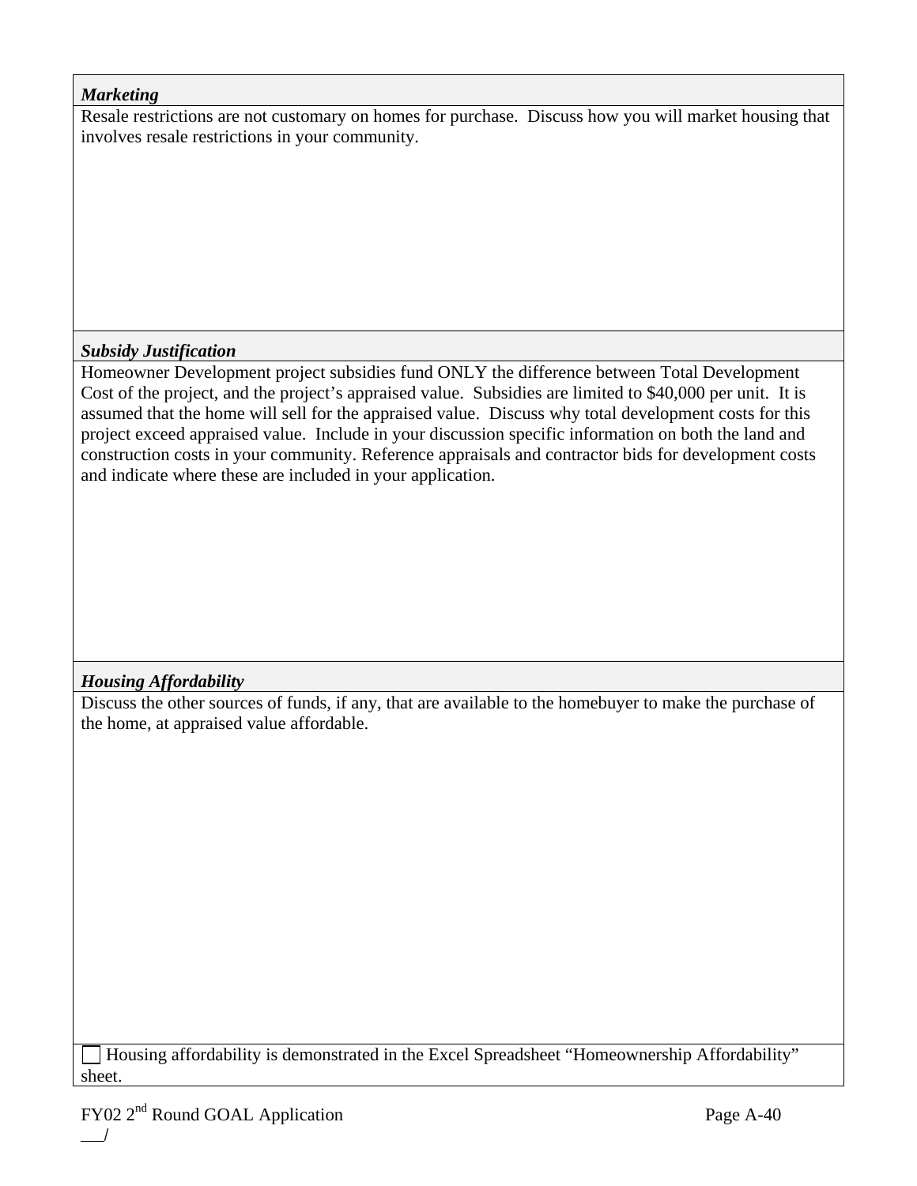***Marketing***

Resale restrictions are not customary on homes for purchase. Discuss how you will market housing that involves resale restrictions in your community.

***Subsidy Justification***

Homeowner Development project subsidies fund ONLY the difference between Total Development Cost of the project, and the project's appraised value. Subsidies are limited to $40,000 per unit. It is assumed that the home will sell for the appraised value. Discuss why total development costs for this project exceed appraised value. Include in your discussion specific information on both the land and construction costs in your community. Reference appraisals and contractor bids for development costs and indicate where these are included in your application.

***Housing Affordability***

Discuss the other sources of funds, if any, that are available to the homebuyer to make the purchase of the home, at appraised value affordable.

☐ Housing affordability is demonstrated in the Excel Spreadsheet "Homeownership Affordability" sheet.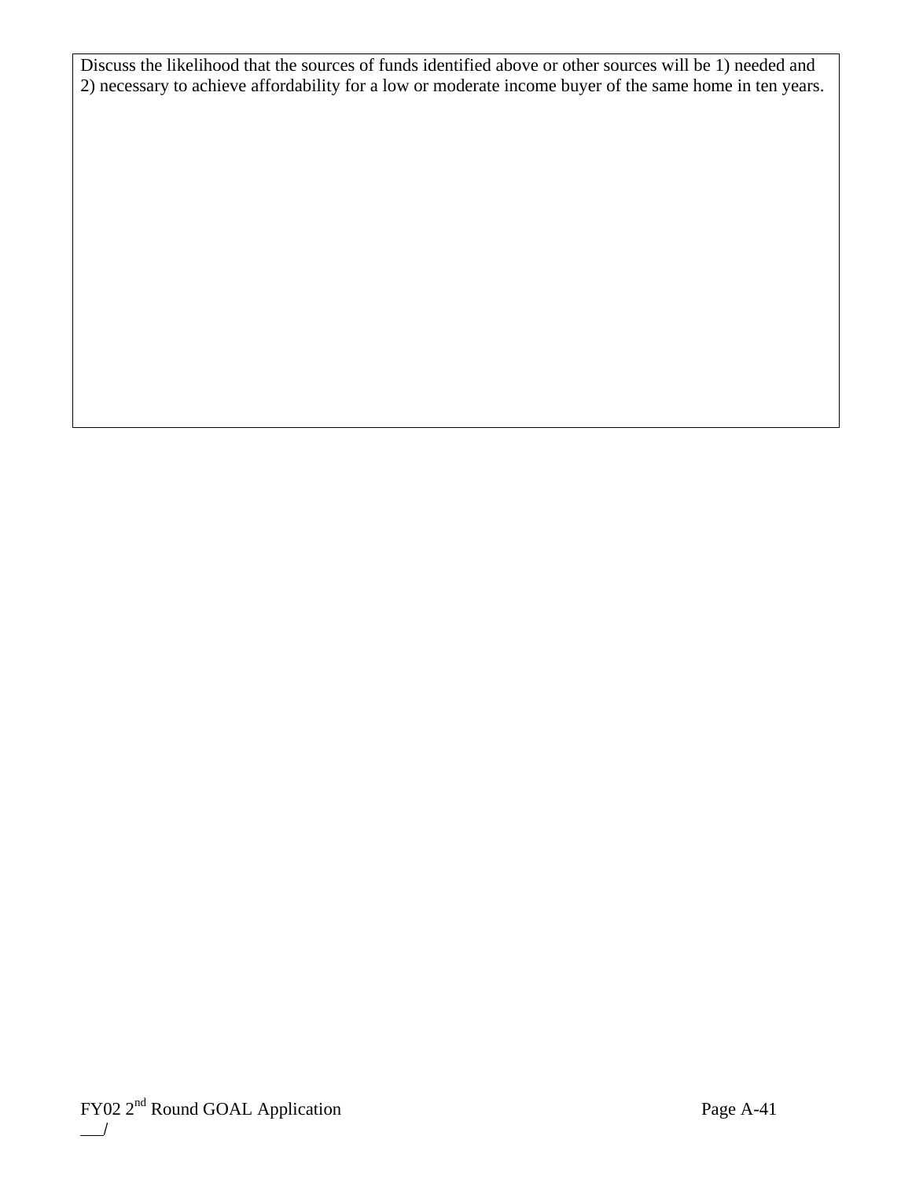Discuss the likelihood that the sources of funds identified above or other sources will be 1) needed and 2) necessary to achieve affordability for a low or moderate income buyer of the same home in ten years.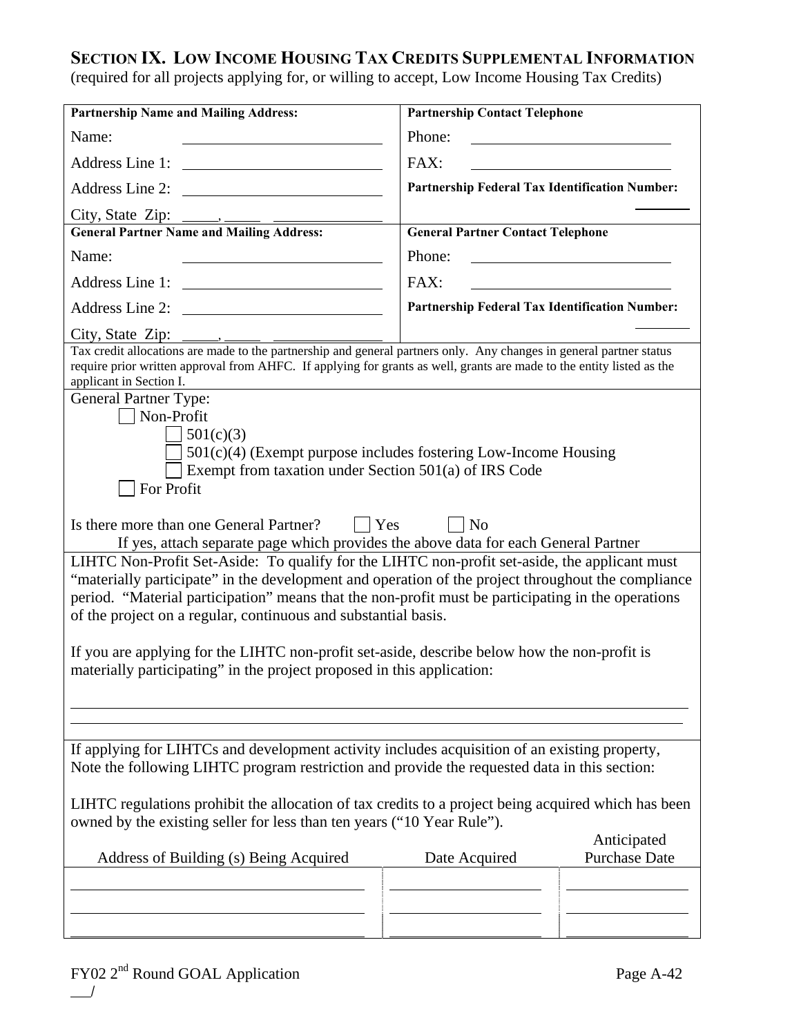## SECTION IX. LOW INCOME HOUSING TAX CREDITS SUPPLEMENTAL INFORMATION

(required for all projects applying for, or willing to accept, Low Income Housing Tax Credits)

| **Partnership Name and Mailing Address:** | **Partnership Contact Telephone** |
|---|---|
| Name: \_\_\_\_\_\_\_\_\_\_\_\_\_\_\_\_ | Phone: \_\_\_\_\_\_\_\_\_\_\_\_\_\_\_\_ |
| Address Line 1: \_\_\_\_\_\_\_\_\_\_\_\_\_\_\_\_ | FAX: \_\_\_\_\_\_\_\_\_\_\_\_\_\_\_\_ |
| Address Line 2: \_\_\_\_\_\_\_\_\_\_\_\_\_\_\_\_ | **Partnership Federal Tax Identification Number:** |
| City, State Zip: \_\_\_\_\_, \_\_\_\_\_ \_\_\_\_\_\_\_\_\_\_ | \_\_\_\_\_\_\_\_ |
| **General Partner Name and Mailing Address:** | **General Partner Contact Telephone** |
| Name: \_\_\_\_\_\_\_\_\_\_\_\_\_\_\_\_ | Phone: \_\_\_\_\_\_\_\_\_\_\_\_\_\_\_\_ |
| Address Line 1: \_\_\_\_\_\_\_\_\_\_\_\_\_\_\_\_ | FAX: \_\_\_\_\_\_\_\_\_\_\_\_\_\_\_\_ |
| Address Line 2: \_\_\_\_\_\_\_\_\_\_\_\_\_\_\_\_ | **Partnership Federal Tax Identification Number:** |
| City, State Zip: \_\_\_\_\_, \_\_\_\_\_ \_\_\_\_\_\_\_\_\_\_ | \_\_\_\_\_\_\_\_ |

Tax credit allocations are made to the partnership and general partners only. Any changes in general partner status require prior written approval from AHFC. If applying for grants as well, grants are made to the entity listed as the applicant in Section I.

General Partner Type:

- ☐ Non-Profit
  - ☐ 501(c)(3)
  - ☐ 501(c)(4) (Exempt purpose includes fostering Low-Income Housing
  - ☐ Exempt from taxation under Section 501(a) of IRS Code
- ☐ For Profit

Is there more than one General Partner? ☐ Yes ☐ No

If yes, attach separate page which provides the above data for each General Partner

LIHTC Non-Profit Set-Aside: To qualify for the LIHTC non-profit set-aside, the applicant must "materially participate" in the development and operation of the project throughout the compliance period. "Material participation" means that the non-profit must be participating in the operations of the project on a regular, continuous and substantial basis.

If you are applying for the LIHTC non-profit set-aside, describe below how the non-profit is materially participating" in the project proposed in this application:

\_\_\_\_\_\_\_\_\_\_\_\_\_\_\_\_\_\_\_\_\_\_\_\_\_\_\_\_\_\_\_\_\_\_\_\_\_\_\_\_\_\_\_\_\_\_\_\_\_\_\_\_\_\_\_\_\_\_\_\_\_\_\_\_

\_\_\_\_\_\_\_\_\_\_\_\_\_\_\_\_\_\_\_\_\_\_\_\_\_\_\_\_\_\_\_\_\_\_\_\_\_\_\_\_\_\_\_\_\_\_\_\_\_\_\_\_\_\_\_\_\_\_\_\_\_\_\_\_

If applying for LIHTCs and development activity includes acquisition of an existing property, Note the following LIHTC program restriction and provide the requested data in this section:

LIHTC regulations prohibit the allocation of tax credits to a project being acquired which has been owned by the existing seller for less than ten years ("10 Year Rule").

| Address of Building (s) Being Acquired | Date Acquired | Anticipated Purchase Date |
|---|---|---|
| | | |
| | | |
| | | |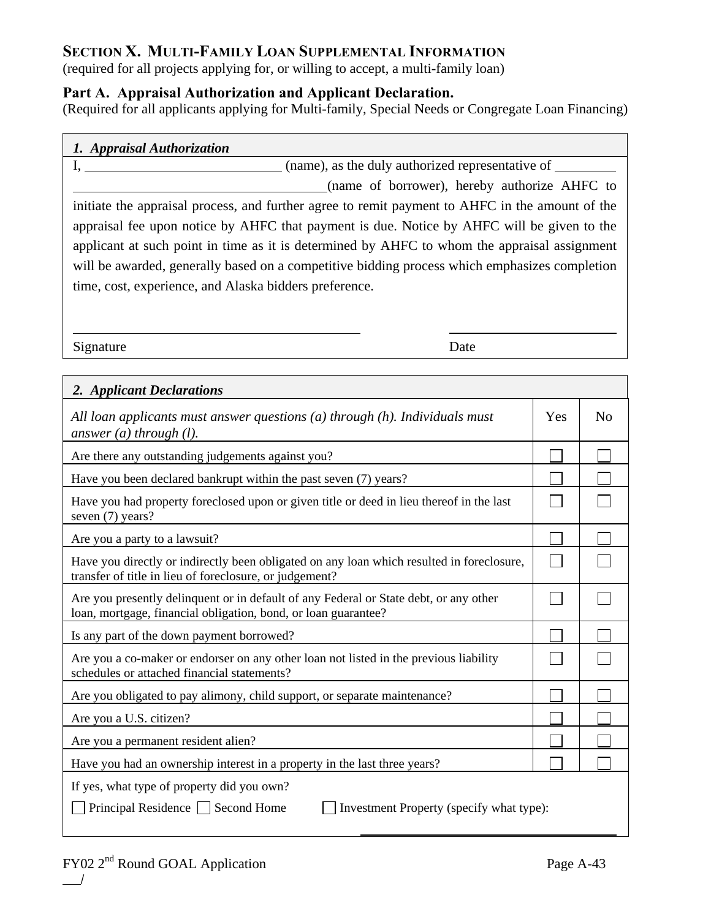## SECTION X. MULTI-FAMILY LOAN SUPPLEMENTAL INFORMATION

(required for all projects applying for, or willing to accept, a multi-family loan)

### Part A. Appraisal Authorization and Applicant Declaration.

(Required for all applicants applying for Multi-family, Special Needs or Congregate Loan Financing)

***1. Appraisal Authorization***

I, ____________________________ (name), as the duly authorized representative of ____________________________________________ (name of borrower), hereby authorize AHFC to initiate the appraisal process, and further agree to remit payment to AHFC in the amount of the appraisal fee upon notice by AHFC that payment is due. Notice by AHFC will be given to the applicant at such point in time as it is determined by AHFC to whom the appraisal assignment will be awarded, generally based on a competitive bidding process which emphasizes completion time, cost, experience, and Alaska bidders preference.

Signature ____________________________ Date ____________________

***2. Applicant Declarations***

| *All loan applicants must answer questions (a) through (h). Individuals must answer (a) through (l).* | Yes | No |
|---|---|---|
| Are there any outstanding judgements against you? | ☐ | ☐ |
| Have you been declared bankrupt within the past seven (7) years? | ☐ | ☐ |
| Have you had property foreclosed upon or given title or deed in lieu thereof in the last seven (7) years? | ☐ | ☐ |
| Are you a party to a lawsuit? | ☐ | ☐ |
| Have you directly or indirectly been obligated on any loan which resulted in foreclosure, transfer of title in lieu of foreclosure, or judgement? | ☐ | ☐ |
| Are you presently delinquent or in default of any Federal or State debt, or any other loan, mortgage, financial obligation, bond, or loan guarantee? | ☐ | ☐ |
| Is any part of the down payment borrowed? | ☐ | ☐ |
| Are you a co-maker or endorser on any other loan not listed in the previous liability schedules or attached financial statements? | ☐ | ☐ |
| Are you obligated to pay alimony, child support, or separate maintenance? | ☐ | ☐ |
| Are you a U.S. citizen? | ☐ | ☐ |
| Are you a permanent resident alien? | ☐ | ☐ |
| Have you had an ownership interest in a property in the last three years? | ☐ | ☐ |

If yes, what type of property did you own?

☐ Principal Residence ☐ Second Home ☐ Investment Property (specify what type): ____________________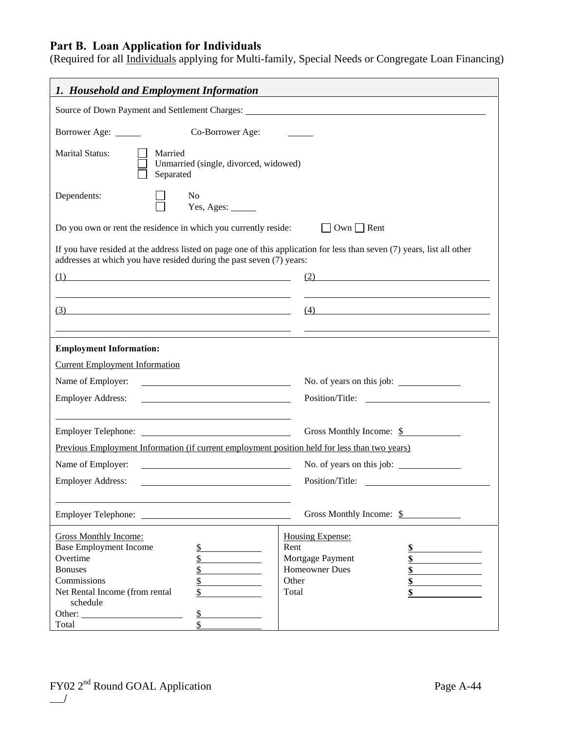## Part B. Loan Application for Individuals

(Required for all Individuals applying for Multi-family, Special Needs or Congregate Loan Financing)

### *1. Household and Employment Information*

Source of Down Payment and Settlement Charges: ______________________________

Borrower Age: ______ Co-Borrower Age: ______

Marital Status:
- ☐ Married
- ☐ Unmarried (single, divorced, widowed)
- ☐ Separated

Dependents:
- ☐ No
- ☐ Yes, Ages: ______

Do you own or rent the residence in which you currently reside: ☐ Own ☐ Rent

If you have resided at the address listed on page one of this application for less than seven (7) years, list all other addresses at which you have resided during the past seven (7) years:

(1) ______________________________ (2) ______________________________

(3) ______________________________ (4) ______________________________

**Employment Information:**

Current Employment Information

Name of Employer: ______________________ No. of years on this job: __________

Employer Address: ______________________ Position/Title: __________________

Employer Telephone: ______________________ Gross Monthly Income: $ __________

Previous Employment Information (if current employment position held for less than two years)

Name of Employer: ______________________ No. of years on this job: __________

Employer Address: ______________________ Position/Title: __________________

Employer Telephone: ______________________ Gross Monthly Income: $ __________

| Gross Monthly Income: | | Housing Expense: | |
|---|---|---|---|
| Base Employment Income | $ | Rent | $ |
| Overtime | $ | Mortgage Payment | $ |
| Bonuses | $ | Homeowner Dues | $ |
| Commissions | $ | Other | $ |
| Net Rental Income (from rental schedule | $ | Total | $ |
| Other: __________ | $ | | |
| Total | $ | | |

FY02 2nd Round GOAL Application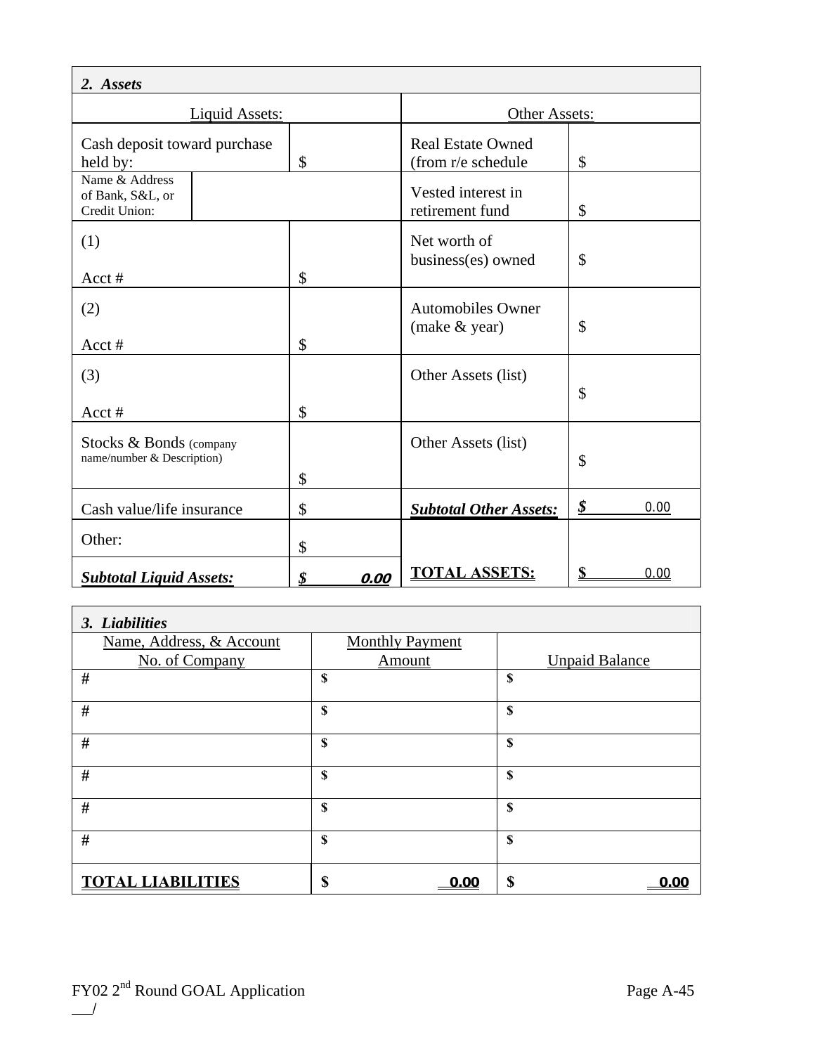## 2. Assets

| Liquid Assets: | | Other Assets: | |
|---|---|---|---|
| Cash deposit toward purchase held by: | $ | Real Estate Owned (from r/e schedule | $ |
| Name & Address of Bank, S&L, or Credit Union: | | Vested interest in retirement fund | $ |
| (1) Acct # | $ | Net worth of business(es) owned | $ |
| (2) Acct # | $ | Automobiles Owner (make & year) | $ |
| (3) Acct # | $ | Other Assets (list) | $ |
| Stocks & Bonds (company name/number & Description) | $ | Other Assets (list) | $ |
| Cash value/life insurance | $ | ***Subtotal Other Assets:*** | ***$*** 0.00 |
| Other: | $ | | |
| ***Subtotal Liquid Assets:*** | ***$ 0.00*** | **TOTAL ASSETS:** | **$** 0.00 |

## 3. Liabilities

| Name, Address, & Account No. of Company | Monthly Payment Amount | Unpaid Balance |
|---|---|---|
| # | $ | $ |
| # | $ | $ |
| # | $ | $ |
| # | $ | $ |
| # | $ | $ |
| # | $ | $ |
| **TOTAL LIABILITIES** | **$ 0.00** | **$ 0.00** |

FY02 2nd Round GOAL Application

___/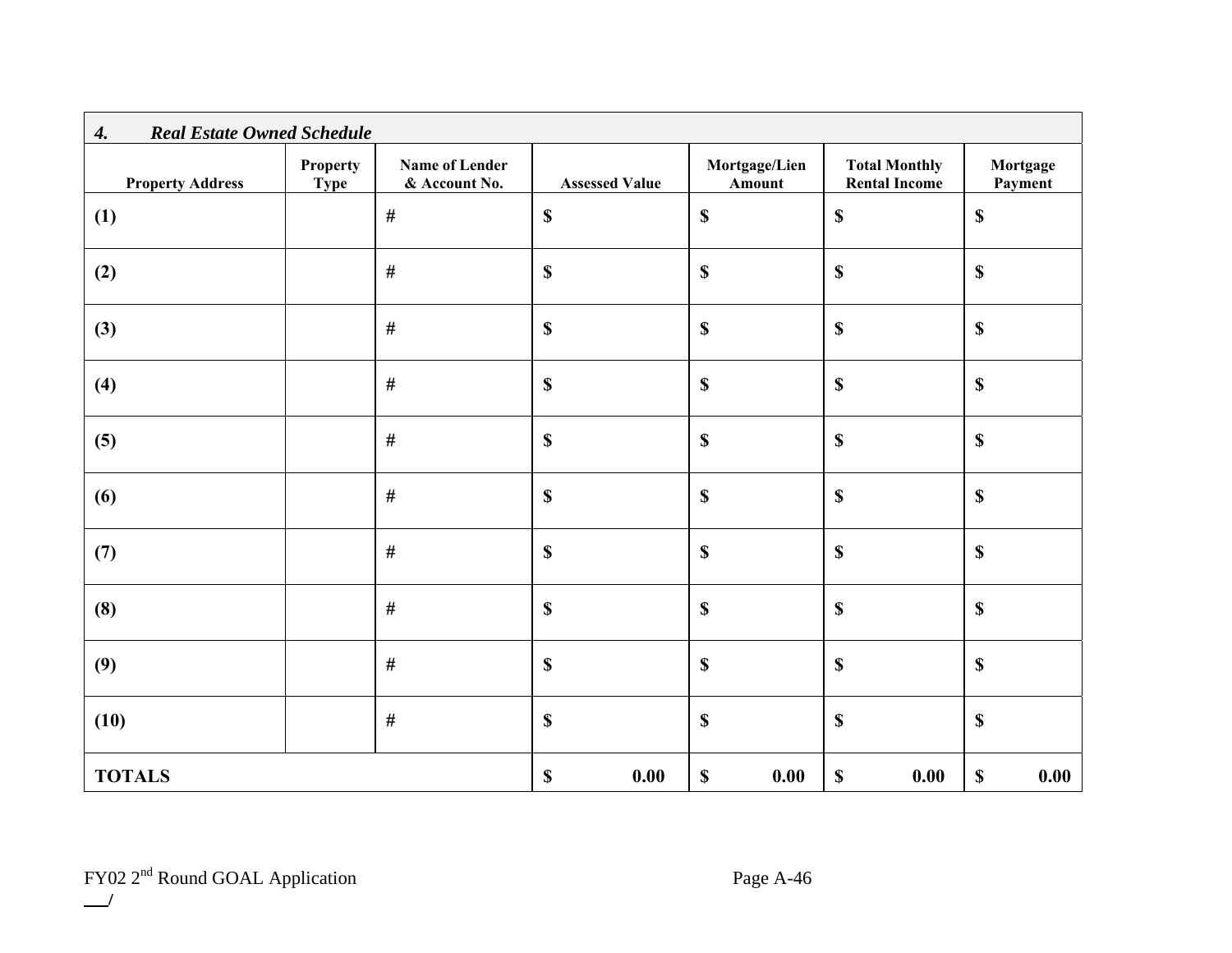### *4. Real Estate Owned Schedule*

| Property Address | Property Type | Name of Lender & Account No. | Assessed Value | Mortgage/Lien Amount | Total Monthly Rental Income | Mortgage Payment |
|---|---|---|---|---|---|---|
| **(1)** | | # | **$** | **$** | **$** | **$** |
| **(2)** | | # | **$** | **$** | **$** | **$** |
| **(3)** | | # | **$** | **$** | **$** | **$** |
| **(4)** | | # | **$** | **$** | **$** | **$** |
| **(5)** | | # | **$** | **$** | **$** | **$** |
| **(6)** | | # | **$** | **$** | **$** | **$** |
| **(7)** | | # | **$** | **$** | **$** | **$** |
| **(8)** | | # | **$** | **$** | **$** | **$** |
| **(9)** | | # | **$** | **$** | **$** | **$** |
| **(10)** | | # | **$** | **$** | **$** | **$** |
| **TOTALS** | | | **$ 0.00** | **$ 0.00** | **$ 0.00** | **$ 0.00** |

FY02 2nd Round GOAL Application

___/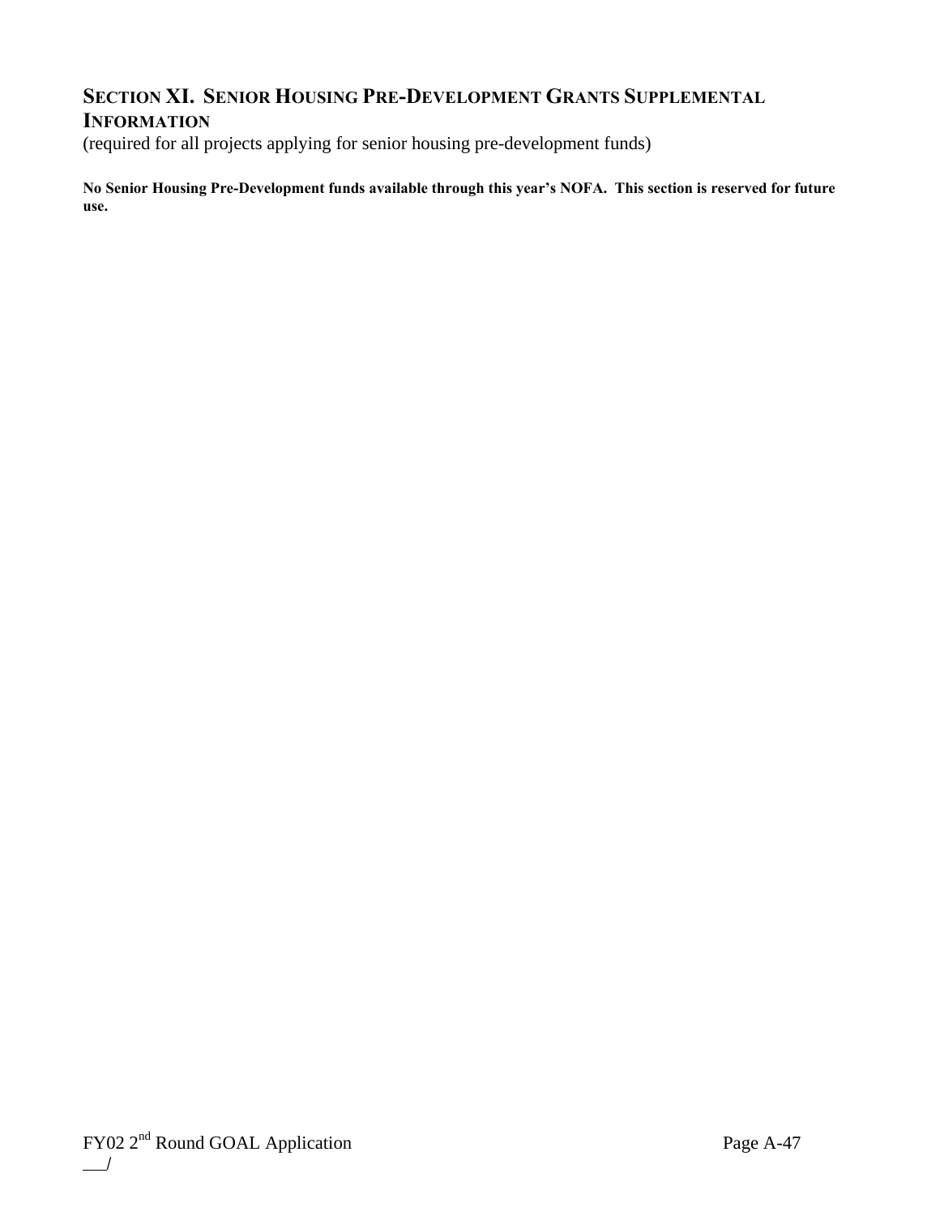## SECTION XI. SENIOR HOUSING PRE-DEVELOPMENT GRANTS SUPPLEMENTAL INFORMATION

(required for all projects applying for senior housing pre-development funds)

**No Senior Housing Pre-Development funds available through this year's NOFA. This section is reserved for future use.**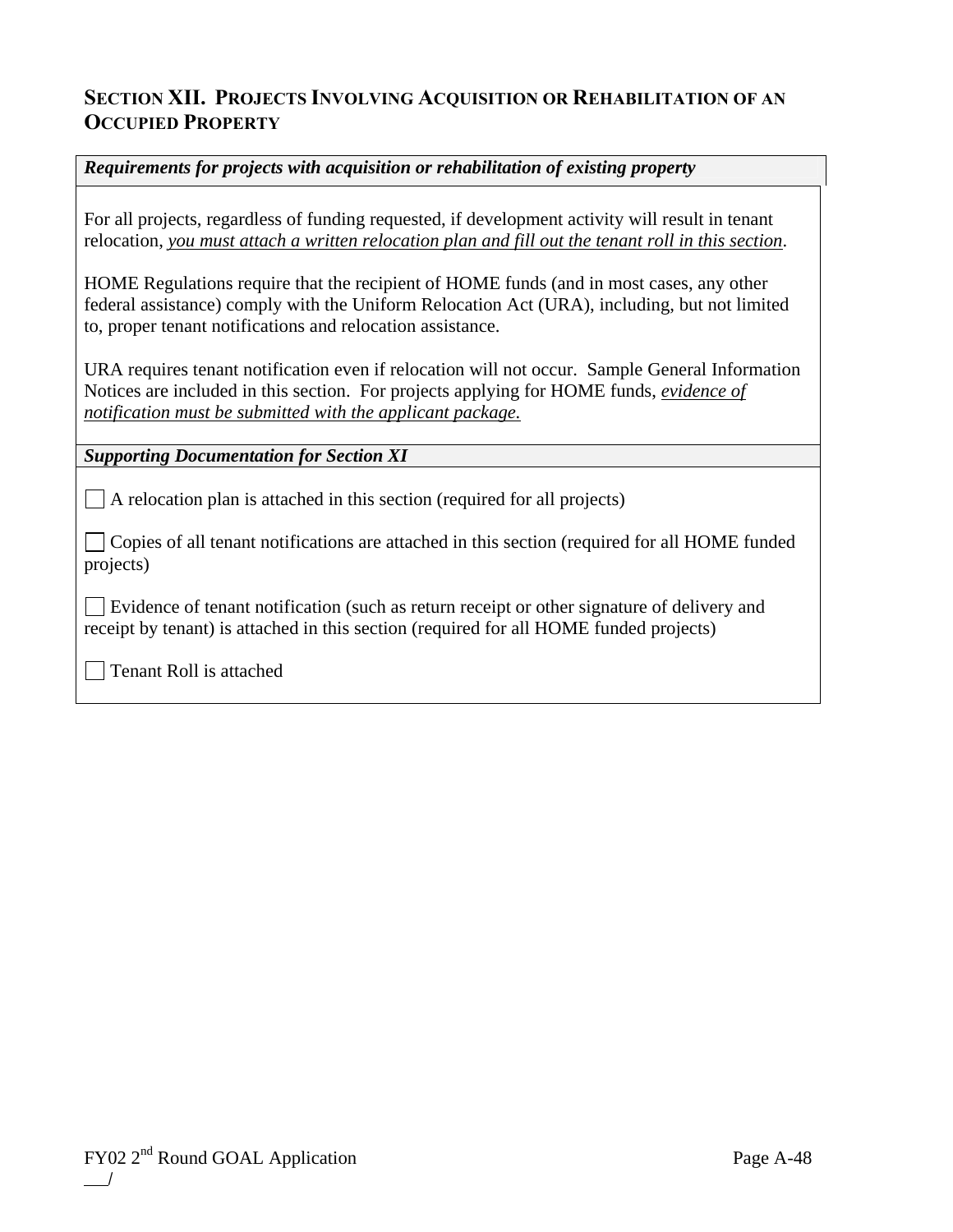## Section XII. Projects Involving Acquisition or Rehabilitation of an Occupied Property

***Requirements for projects with acquisition or rehabilitation of existing property***

For all projects, regardless of funding requested, if development activity will result in tenant relocation, *you must attach a written relocation plan and fill out the tenant roll in this section*.

HOME Regulations require that the recipient of HOME funds (and in most cases, any other federal assistance) comply with the Uniform Relocation Act (URA), including, but not limited to, proper tenant notifications and relocation assistance.

URA requires tenant notification even if relocation will not occur. Sample General Information Notices are included in this section. For projects applying for HOME funds, *evidence of notification must be submitted with the applicant package.*

***Supporting Documentation for Section XI***

- ☐ A relocation plan is attached in this section (required for all projects)
- ☐ Copies of all tenant notifications are attached in this section (required for all HOME funded projects)
- ☐ Evidence of tenant notification (such as return receipt or other signature of delivery and receipt by tenant) is attached in this section (required for all HOME funded projects)
- ☐ Tenant Roll is attached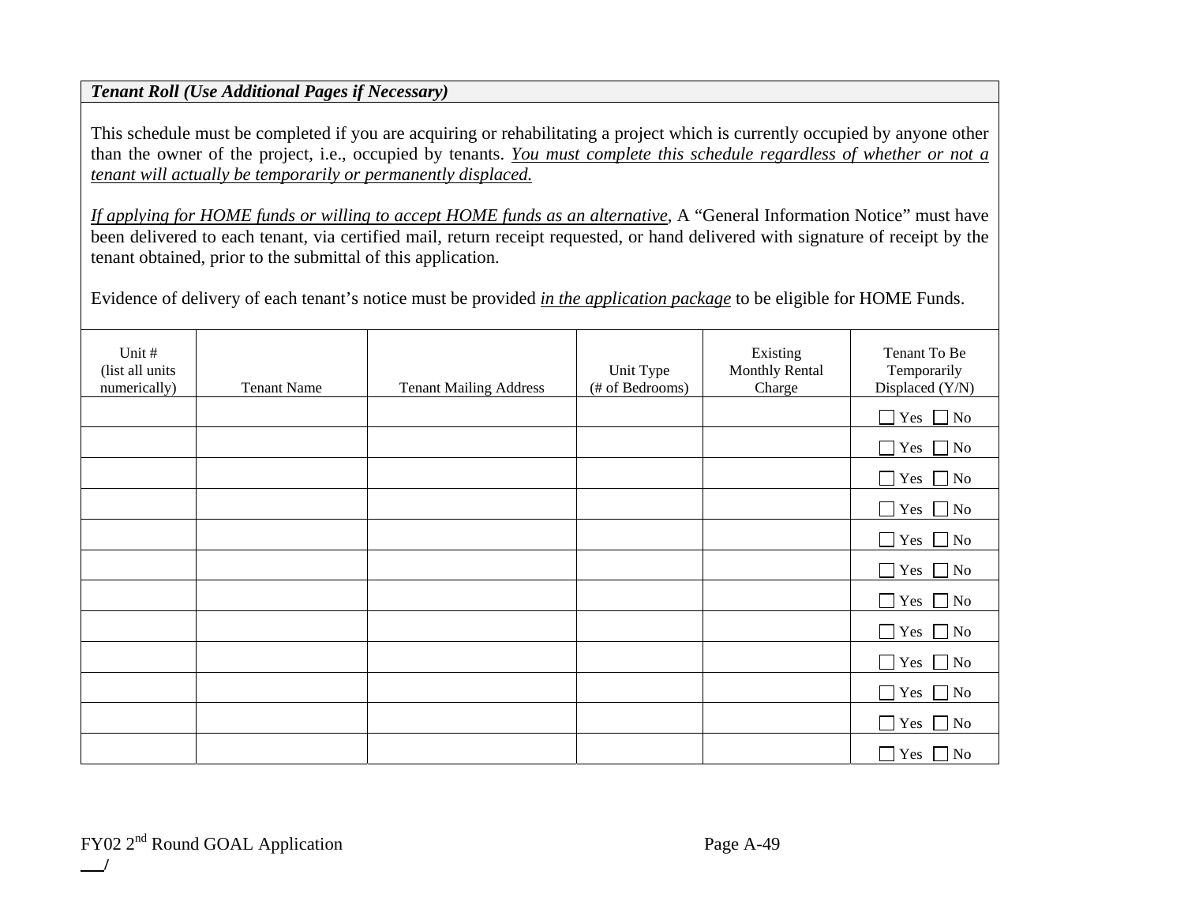***Tenant Roll (Use Additional Pages if Necessary)***

This schedule must be completed if you are acquiring or rehabilitating a project which is currently occupied by anyone other than the owner of the project, i.e., occupied by tenants. *You must complete this schedule regardless of whether or not a tenant will actually be temporarily or permanently displaced.*

*If applying for HOME funds or willing to accept HOME funds as an alternative*, A "General Information Notice" must have been delivered to each tenant, via certified mail, return receipt requested, or hand delivered with signature of receipt by the tenant obtained, prior to the submittal of this application.

Evidence of delivery of each tenant's notice must be provided *in the application package* to be eligible for HOME Funds.

| Unit # (list all units numerically) | Tenant Name | Tenant Mailing Address | Unit Type (# of Bedrooms) | Existing Monthly Rental Charge | Tenant To Be Temporarily Displaced (Y/N) |
|---|---|---|---|---|---|
| | | | | | ☐ Yes ☐ No |
| | | | | | ☐ Yes ☐ No |
| | | | | | ☐ Yes ☐ No |
| | | | | | ☐ Yes ☐ No |
| | | | | | ☐ Yes ☐ No |
| | | | | | ☐ Yes ☐ No |
| | | | | | ☐ Yes ☐ No |
| | | | | | ☐ Yes ☐ No |
| | | | | | ☐ Yes ☐ No |
| | | | | | ☐ Yes ☐ No |
| | | | | | ☐ Yes ☐ No |
| | | | | | ☐ Yes ☐ No |

FY02 2nd Round GOAL Application

___/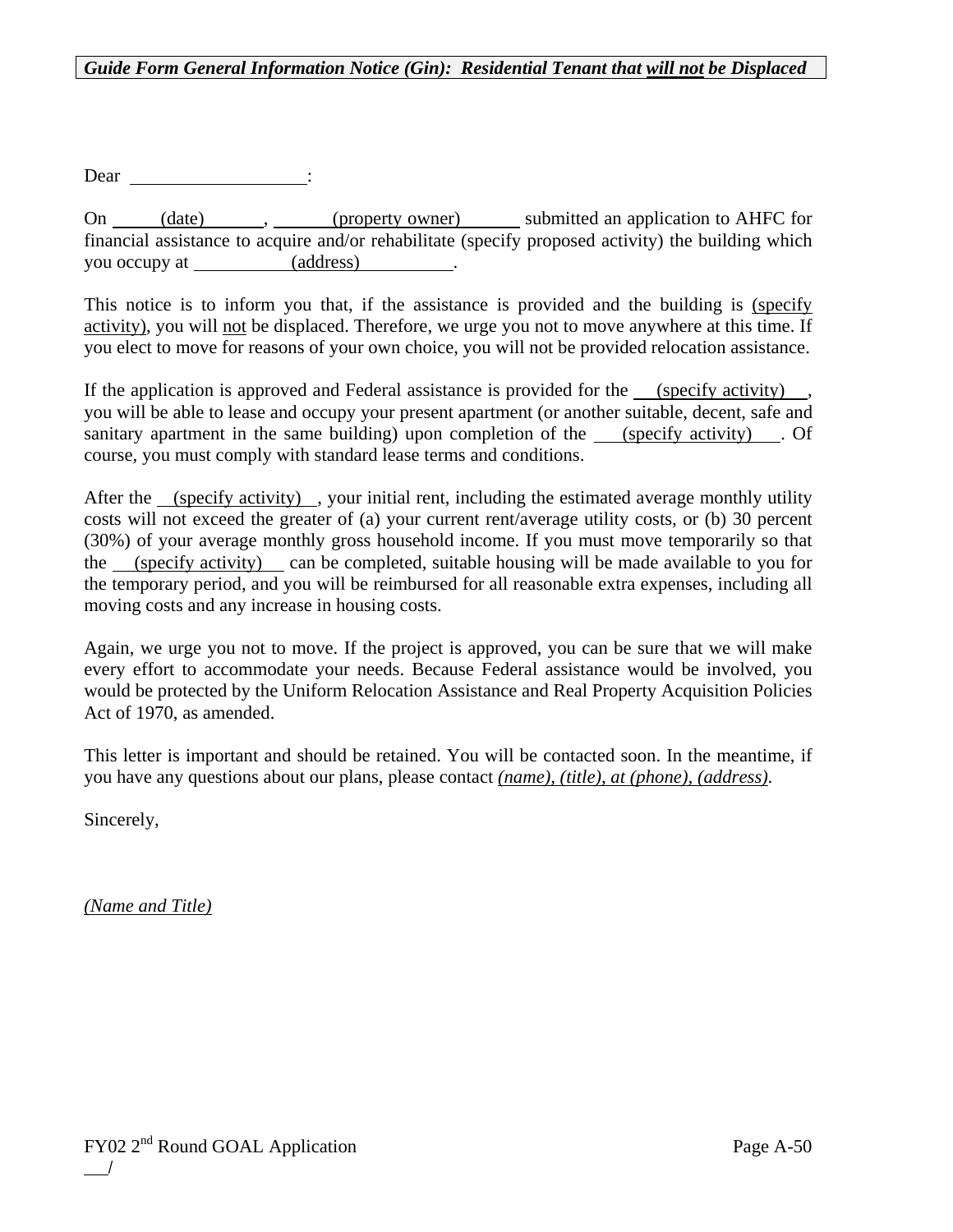***Guide Form General Information Notice (Gin): Residential Tenant that will not be Displaced***

Dear ____________________:

On _____(date)_____, _____(property owner)_____ submitted an application to AHFC for financial assistance to acquire and/or rehabilitate (specify proposed activity) the building which you occupy at _________(address)_________.

This notice is to inform you that, if the assistance is provided and the building is (specify activity), you will not be displaced. Therefore, we urge you not to move anywhere at this time. If you elect to move for reasons of your own choice, you will not be provided relocation assistance.

If the application is approved and Federal assistance is provided for the ___(specify activity)___, you will be able to lease and occupy your present apartment (or another suitable, decent, safe and sanitary apartment in the same building) upon completion of the ___(specify activity)___. Of course, you must comply with standard lease terms and conditions.

After the ___(specify activity)___, your initial rent, including the estimated average monthly utility costs will not exceed the greater of (a) your current rent/average utility costs, or (b) 30 percent (30%) of your average monthly gross household income. If you must move temporarily so that the ___(specify activity)___ can be completed, suitable housing will be made available to you for the temporary period, and you will be reimbursed for all reasonable extra expenses, including all moving costs and any increase in housing costs.

Again, we urge you not to move. If the project is approved, you can be sure that we will make every effort to accommodate your needs. Because Federal assistance would be involved, you would be protected by the Uniform Relocation Assistance and Real Property Acquisition Policies Act of 1970, as amended.

This letter is important and should be retained. You will be contacted soon. In the meantime, if you have any questions about our plans, please contact *(name), (title), at (phone), (address).*

Sincerely,

*(Name and Title)*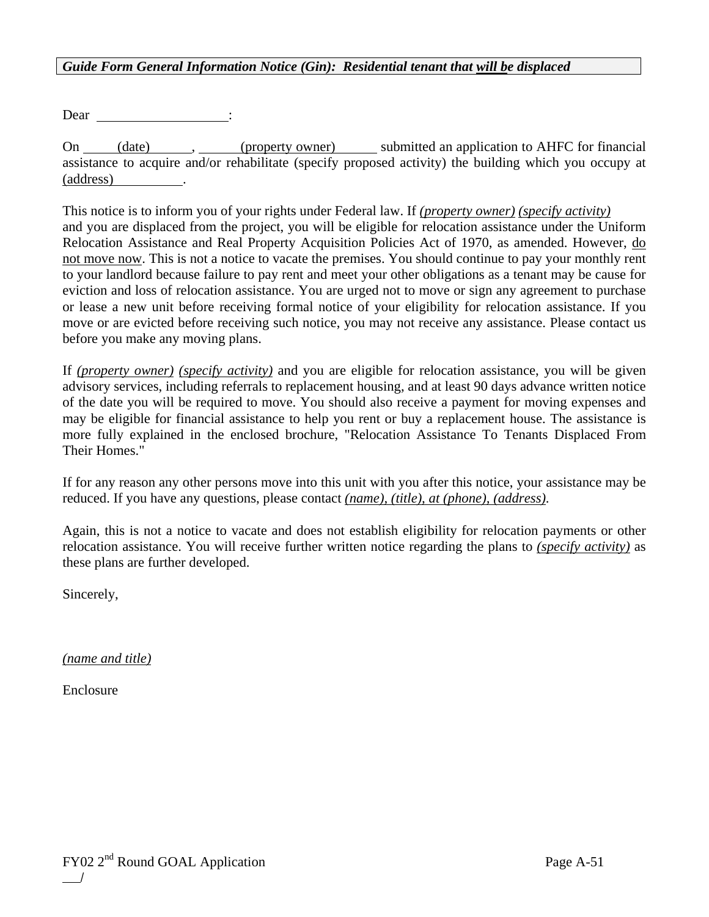***Guide Form General Information Notice (Gin): Residential tenant that will be displaced***

Dear \_\_\_\_\_\_\_\_\_\_\_\_\_\_\_\_\_\_\_\_:

On \_\_\_\_(date)\_\_\_\_, \_\_\_\_(property owner)\_\_\_\_ submitted an application to AHFC for financial assistance to acquire and/or rehabilitate (specify proposed activity) the building which you occupy at (address)\_\_\_\_\_\_\_\_\_\_.

This notice is to inform you of your rights under Federal law. If *(property owner)* *(specify activity)* and you are displaced from the project, you will be eligible for relocation assistance under the Uniform Relocation Assistance and Real Property Acquisition Policies Act of 1970, as amended. However, do not move now. This is not a notice to vacate the premises. You should continue to pay your monthly rent to your landlord because failure to pay rent and meet your other obligations as a tenant may be cause for eviction and loss of relocation assistance. You are urged not to move or sign any agreement to purchase or lease a new unit before receiving formal notice of your eligibility for relocation assistance. If you move or are evicted before receiving such notice, you may not receive any assistance. Please contact us before you make any moving plans.

If *(property owner)* *(specify activity)* and you are eligible for relocation assistance, you will be given advisory services, including referrals to replacement housing, and at least 90 days advance written notice of the date you will be required to move. You should also receive a payment for moving expenses and may be eligible for financial assistance to help you rent or buy a replacement house. The assistance is more fully explained in the enclosed brochure, "Relocation Assistance To Tenants Displaced From Their Homes."

If for any reason any other persons move into this unit with you after this notice, your assistance may be reduced. If you have any questions, please contact *(name), (title), at (phone), (address)*.

Again, this is not a notice to vacate and does not establish eligibility for relocation payments or other relocation assistance. You will receive further written notice regarding the plans to *(specify activity)* as these plans are further developed.

Sincerely,

*(name and title)*

Enclosure